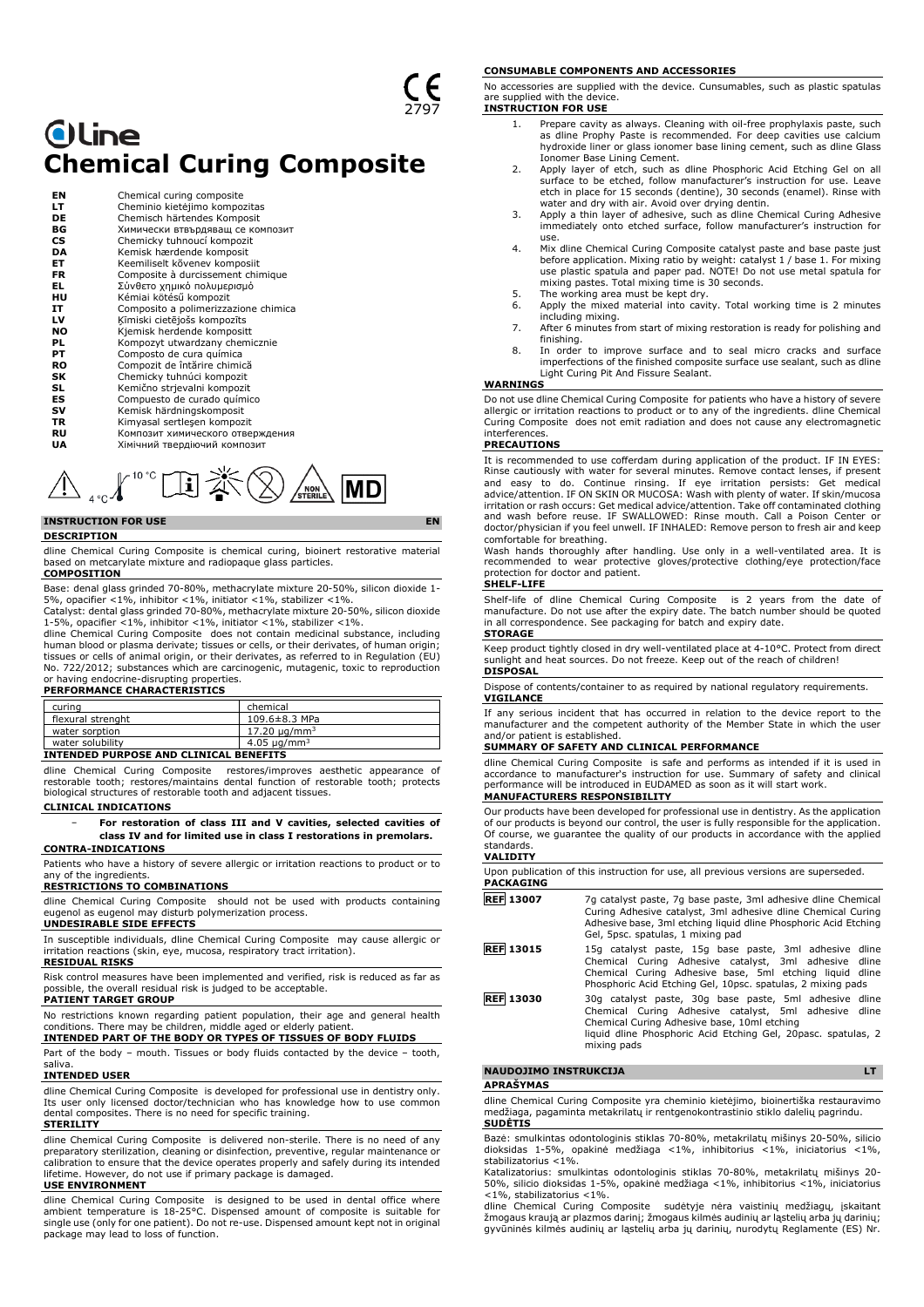CE 2797

# dline
# Chemical Curing Composite

| | |
|---|---|
| **EN** | Chemical curing composite |
| **LT** | Cheminio kietėjimo kompozitas |
| **DE** | Chemisch härtendes Komposit |
| **BG** | Химически втвърдяващ се композит |
| **CS** | Chemicky tuhnoucí kompozit |
| **DA** | Kemisk hærdende komposit |
| **ET** | Keemiliselt kõvenev komposiit |
| **FR** | Composite à durcissement chimique |
| **EL** | Σύνθετο χημικό πολυμερισμό |
| **HU** | Kémiai kötésű kompozit |
| **IT** | Composito a polimerizzazione chimica |
| **LV** | Ķīmiski cietējošs kompozīts |
| **NO** | Kjemisk herdende kompositt |
| **PL** | Kompozyt utwardzany chemicznie |
| **PT** | Composto de cura química |
| **RO** | Compozit de întărire chimică |
| **SK** | Chemicky tuhnúci kompozit |
| **SL** | Kemično strjevalni kompozit |
| **ES** | Compuesto de curado químico |
| **SV** | Kemisk härdningskomposit |
| **TR** | Kimyasal sertleşen kompozit |
| **RU** | Композит химического отверждения |
| **UA** | Хімічний твердіючий композит |

4 °C – 10 °C NON STERILE MD

## INSTRUCTION FOR USE — EN

### DESCRIPTION

dline Chemical Curing Composite is chemical curing, bioinert restorative material based on metcarylate mixture and radiopaque glass particles.

### COMPOSITION

Base: denal glass grinded 70-80%, methacrylate mixture 20-50%, silicon dioxide 1-5%, opacifier <1%, inhibitor <1%, initiator <1%, stabilizer <1%.

Catalyst: dental glass grinded 70-80%, methacrylate mixture 20-50%, silicon dioxide 1-5%, opacifier <1%, inhibitor <1%, initiator <1%, stabilizer <1%.

dline Chemical Curing Composite does not contain medicinal substance, including human blood or plasma derivate; tissues or cells, or their derivates, of human origin; tissues or cells of animal origin, or their derivates, as referred to in Regulation (EU) No. 722/2012; substances which are carcinogenic, mutagenic, toxic to reproduction or having endocrine-disrupting properties.

### PERFORMANCE CHARACTERISTICS

| | |
|---|---|
| curing | chemical |
| flexural strenght | 109.6±8.3 MPa |
| water sorption | 17.20 μg/mm$^3$ |
| water solubility | 4.05 μg/mm$^3$ |

### INTENDED PURPOSE AND CLINICAL BENEFITS

dline Chemical Curing Composite restores/improves aesthetic appearance of restorable tooth; restores/maintains dental function of restorable tooth; protects biological structures of restorable tooth and adjacent tissues.

### CLINICAL INDICATIONS

- **For restoration of class III and V cavities, selected cavities of class IV and for limited use in class I restorations in premolars.**

### CONTRA-INDICATIONS

Patients who have a history of severe allergic or irritation reactions to product or to any of the ingredients.

### RESTRICTIONS TO COMBINATIONS

dline Chemical Curing Composite should not be used with products containing eugenol as eugenol may disturb polymerization process.

### UNDESIRABLE SIDE EFFECTS

In susceptible individuals, dline Chemical Curing Composite may cause allergic or irritation reactions (skin, eye, mucosa, respiratory tract irritation).

### RESIDUAL RISKS

Risk control measures have been implemented and verified, risk is reduced as far as possible, the overall residual risk is judged to be acceptable.

### PATIENT TARGET GROUP

No restrictions known regarding patient population, their age and general health conditions. There may be children, middle aged or elderly patient.

### INTENDED PART OF THE BODY OR TYPES OF TISSUES OF BODY FLUIDS

Part of the body – mouth. Tissues or body fluids contacted by the device – tooth, saliva.

### INTENDED USER

dline Chemical Curing Composite is developed for professional use in dentistry only. Its user only licensed doctor/technician who has knowledge how to use common dental composites. There is no need for specific training.

### STERILITY

dline Chemical Curing Composite is delivered non-sterile. There is no need of any preparatory sterilization, cleaning or disinfection, preventive, regular maintenance or calibration to ensure that the device operates properly and safely during its intended lifetime. However, do not use if primary package is damaged.

### USE ENVIRONMENT

dline Chemical Curing Composite is designed to be used in dental office where ambient temperature is 18-25°C. Dispensed amount of composite is suitable for single use (only for one patient). Do not re-use. Dispensed amount kept not in original package may lead to loss of function.

### CONSUMABLE COMPONENTS AND ACCESSORIES

No accessories are supplied with the device. Cunsumables, such as plastic spatulas are supplied with the device.

### INSTRUCTION FOR USE

1. Prepare cavity as always. Cleaning with oil-free prophylaxis paste, such as dline Prophy Paste is recommended. For deep cavities use calcium hydroxide liner or glass ionomer base lining cement, such as dline Glass Ionomer Base Lining Cement.
2. Apply layer of etch, such as dline Phosphoric Acid Etching Gel on all surface to be etched, follow manufacturer's instruction for use. Leave etch in place for 15 seconds (dentine), 30 seconds (enamel). Rinse with water and dry with air. Avoid over drying dentin.
3. Apply a thin layer of adhesive, such as dline Chemical Curing Adhesive immediately onto etched surface, follow manufacturer's instruction for use.
4. Mix dline Chemical Curing Composite catalyst paste and base paste just before application. Mixing ratio by weight: catalyst 1 / base 1. For mixing use plastic spatula and paper pad. NOTE! Do not use metal spatula for mixing pastes. Total mixing time is 30 seconds.
5. The working area must be kept dry.
6. Apply the mixed material into cavity. Total working time is 2 minutes including mixing.
7. After 6 minutes from start of mixing restoration is ready for polishing and finishing.
8. In order to improve surface and to seal micro cracks and surface imperfections of the finished composite surface use sealant, such as dline Light Curing Pit And Fissure Sealant.

### WARNINGS

Do not use dline Chemical Curing Composite for patients who have a history of severe allergic or irritation reactions to product or to any of the ingredients. dline Chemical Curing Composite does not emit radiation and does not cause any electromagnetic interferences.

### PRECAUTIONS

It is recommended to use cofferdam during application of the product. IF IN EYES: Rinse cautiously with water for several minutes. Remove contact lenses, if present and easy to do. Continue rinsing. If eye irritation persists: Get medical advice/attention. IF ON SKIN OR MUCOSA: Wash with plenty of water. If skin/mucosa irritation or rash occurs: Get medical advice/attention. Take off contaminated clothing and wash before reuse. IF SWALLOWED: Rinse mouth. Call a Poison Center or doctor/physician if you feel unwell. IF INHALED: Remove person to fresh air and keep comfortable for breathing.

Wash hands thoroughly after handling. Use only in a well-ventilated area. It is recommended to wear protective gloves/protective clothing/eye protection/face protection for doctor and patient.

### SHELF-LIFE

Shelf-life of dline Chemical Curing Composite is 2 years from the date of manufacture. Do not use after the expiry date. The batch number should be quoted in all correspondence. See packaging for batch and expiry date.

### STORAGE

Keep product tightly closed in dry well-ventilated place at 4-10°C. Protect from direct sunlight and heat sources. Do not freeze. Keep out of the reach of children!

### DISPOSAL

Dispose of contents/container to as required by national regulatory requirements.

### VIGILANCE

If any serious incident that has occurred in relation to the device report to the manufacturer and the competent authority of the Member State in which the user and/or patient is established.

### SUMMARY OF SAFETY AND CLINICAL PERFORMANCE

dline Chemical Curing Composite is safe and performs as intended if it is used in accordance to manufacturer's instruction for use. Summary of safety and clinical performance will be introduced in EUDAMED as soon as it will start work.

### MANUFACTURERS RESPONSIBILITY

Our products have been developed for professional use in dentistry. As the application of our products is beyond our control, the user is fully responsible for the application. Of course, we guarantee the quality of our products in accordance with the applied standards.

### VALIDITY

Upon publication of this instruction for use, all previous versions are superseded.

### PACKAGING

| | |
|---|---|
| REF 13007 | 7g catalyst paste, 7g base paste, 3ml adhesive dline Chemical Curing Adhesive catalyst, 3ml adhesive dline Chemical Curing Adhesive base, 3ml etching liquid dline Phosphoric Acid Etching Gel, 5psc. spatulas, 1 mixing pad |
| REF 13015 | 15g catalyst paste, 15g base paste, 3ml adhesive dline Chemical Curing Adhesive catalyst, 3ml adhesive dline Chemical Curing Adhesive base, 5ml etching liquid dline Phosphoric Acid Etching Gel, 10psc. spatulas, 2 mixing pads |
| REF 13030 | 30g catalyst paste, 30g base paste, 5ml adhesive dline Chemical Curing Adhesive catalyst, 5ml adhesive dline Chemical Curing Adhesive base, 10ml etching liquid dline Phosphoric Acid Etching Gel, 20pasc. spatulas, 2 mixing pads |

## NAUDOJIMO INSTRUKCIJA — LT

### APRAŠYMAS

dline Chemical Curing Composite yra cheminio kietėjimo, bioinertiška restauravimo medžiaga, pagaminta metakrilatų ir rentgenokontrastinio stiklo dalelių pagrindu.

### SUDĖTIS

Bazė: smulkintas odontologinis stiklas 70-80%, metakrilatų mišinys 20-50%, silicio dioksidas 1-5%, opakinė medžiaga <1%, inhibitorius <1%, iniciatorius <1%, stabilizatorius <1%.

Katalizatorius: smulkintas odontologinis stiklas 70-80%, metakrilatų mišinys 20-50%, silicio dioksidas 1-5%, opakinė medžiaga <1%, inhibitorius <1%, iniciatorius <1%, stabilizatorius <1%.

dline Chemical Curing Composite sudėtyje nėra vaistinių medžiagų, įskaitant žmogaus kraują ar plazmos darinį; žmogaus kilmės audinių ar ląstelių arba jų darinių; gyvūninės kilmės audinių ar ląstelių arba jų darinių, nurodytų Reglamente (ES) Nr.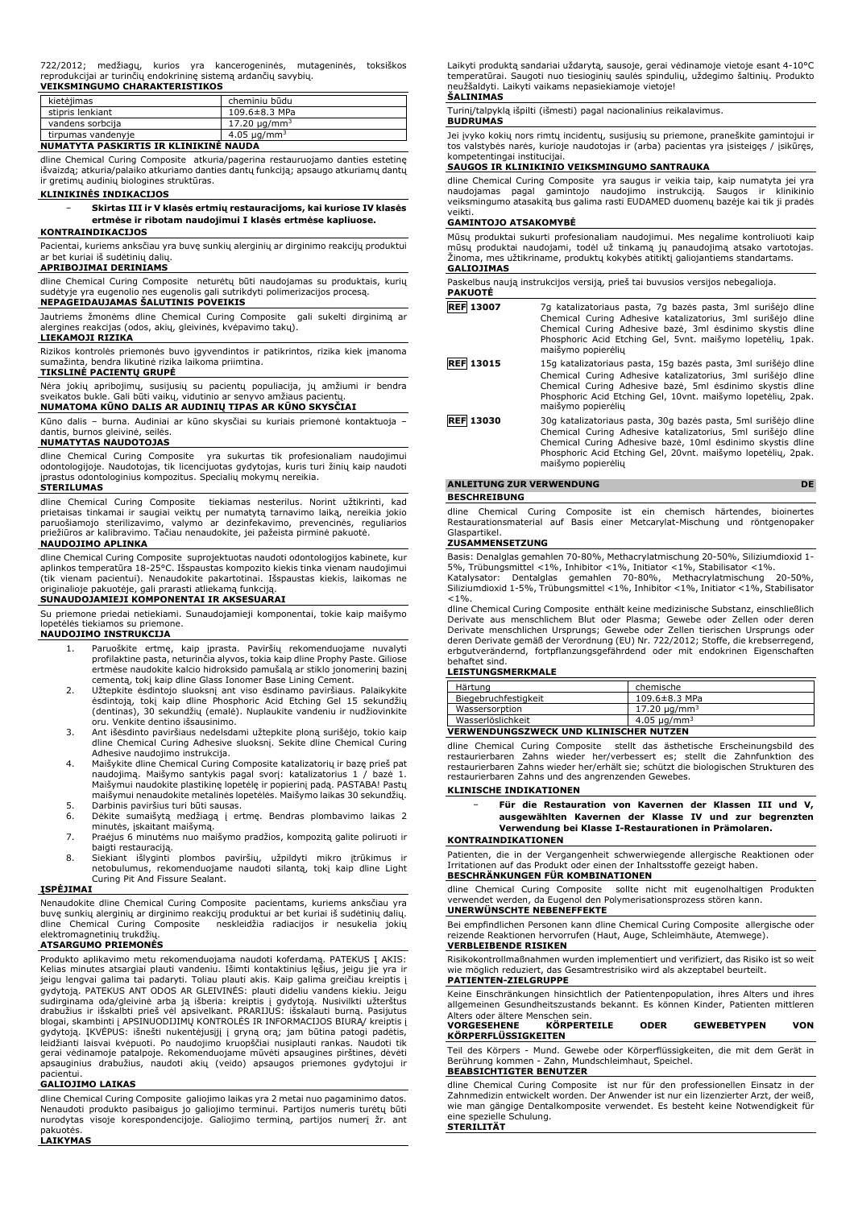722/2012; medžiagų, kurios yra kancerogeninės, mutageninės, toksiškos reprodukcijai ar turinčių endokrininę sistemą ardančių savybių.

**VEIKSMINGUMO CHARAKTERISTIKOS**

| kietėjimas | cheminiu būdu |
|---|---|
| stipris lenkiant | 109.6±8.3 MPa |
| vandens sorbcija | 17.20 µg/mm$^3$ |
| tirpumas vandenyje | 4.05 µg/mm$^3$ |

**NUMATYTA PASKIRTIS IR KLINIKINĖ NAUDA**

dline Chemical Curing Composite atkuria/pagerina restauruojamo danties estetinę išvaizdą; atkuria/palaiko atkuriamo danties dantų funkciją; apsaugo atkuriamų dantų ir gretimų audinių biologines struktūras.

**KLINIKINĖS INDIKACIJOS**

- **Skirtas III ir V klasės ertmių restauracijoms, kai kuriose IV klasės ertmėse ir ribotam naudojimui I klasės ertmėse kapliuose.**

**KONTRAINDIKACIJOS**

Pacientai, kuriems anksčiau yra buvę sunkių alerginių ar dirginimo reakcijų produktui ar bet kuriai iš sudėtinių dalių.

**APRIBOJIMAI DERINIAMS**

dline Chemical Curing Composite neturėtų būti naudojamas su produktais, kurių sudėtyje yra eugenolio nes eugenolis gali sutrikdyti polimerizacijos procesą.

**NEPAGEIDAUJAMAS ŠALUTINIS POVEIKIS**

Jautriems žmonėms dline Chemical Curing Composite gali sukelti dirginimą ar alergines reakcijas (odos, akių, gleivinės, kvėpavimo takų).

**LIEKAMOJI RIZIKA**

Rizikos kontrolės priemonės buvo įgyvendintos ir patikrintos, rizika kiek įmanoma sumažinta, bendra likutinė rizika laikoma priimtina.

**TIKSLINĖ PACIENTŲ GRUPĖ**

Nėra jokių apribojimų, susijusių su pacientų populiacija, jų amžiumi ir bendra sveikatos būkle. Gali būti vaikų, vidutinio ar senyvo amžiaus pacientų.

**NUMATOMA KŪNO DALIS AR AUDINIŲ TIPAS AR KŪNO SKYSČIAI**

Kūno dalis – burna. Audiniai ar kūno skysčiai su kuriais priemonė kontaktuoja – dantis, burnos gleivinė, seilės.

**NUMATYTAS NAUDOTOJAS**

dline Chemical Curing Composite yra sukurtas tik profesionaliam naudojimui odontologijoje. Naudotojas, tik licencijuotas gydytojas, kuris turi žinių kaip naudoti įprastus odontologinius kompozitus. Specialių mokymų nereikia.

**STERILUMAS**

dline Chemical Curing Composite tiekiamas nesterilus. Norint užtikrinti, kad prietaisas tinkamai ir saugiai veiktų per numatytą tarnavimo laiką, nereikia jokio paruošiamojo sterilizavimo, valymo ar dezinfekavimo, prevencinės, reguliarios priežiūros ar kalibravimo. Tačiau nenaudokite, jei pažeista pirminė pakuotė.

**NAUDOJIMO APLINKA**

dline Chemical Curing Composite suprojektuotas naudoti odontologijos kabinete, kur aplinkos temperatūra 18-25°C. Išspaustas kompozito kiekis tinka vienam naudojimui (tik vienam pacientui). Nenaudokite pakartotinai. Išspaustas kiekis, laikomas ne originalioje pakuotėje, gali prarasti atliekamą funkciją.

**SUNAUDOJAMIEJI KOMPONENTAI IR AKSESUARAI**

Su priemone priedai netiekiami. Sunaudojamieji komponentai, tokie kaip maišymo lopetėlės tiekiamos su priemone.

**NAUDOJIMO INSTRUKCIJA**

1. Paruoškite ertmę, kaip įprasta. Paviršių rekomenduojame nuvalyti profilaktine pasta, neturinčia alyvos, tokia kaip dline Prophy Paste. Giliose ertmėse naudokite kalcio hidroksido pamušalą ar stiklo jonomerinį bazinį cementą, tokį kaip dline Glass Ionomer Base Lining Cement.
2. Užtepkite ėsdintojo sluoksnį ant viso ėsdinamo paviršiaus. Palaikykite ėsdintoją, tokį kaip dline Phosphoric Acid Etching Gel 15 sekundžių (dentinas), 30 sekundžių (emalė). Nuplaukite vandeniu ir nudžiovinkite oru. Venkite dentino išsausinimo.
3. Ant išėsdinto paviršiaus nedelsdami užtepkite ploną surišėjo, tokio kaip dline Chemical Curing Adhesive sluoksnį. Sekite dline Chemical Curing Adhesive naudojimo instrukcija.
4. Maišykite dline Chemical Curing Composite katalizatorių ir bazę prieš pat naudojimą. Maišymo santykis pagal svorį: katalizatorius 1 / bazė 1. Maišymui naudokite plastikinę lopetėlę ir popierinį padą. PASTABA! Pastų maišymui nenaudokite metalinės lopetėlės. Maišymo laikas 30 sekundžių.
5. Darbinis paviršius turi būti sausas.
6. Dėkite sumaišytą medžiagą į ertmę. Bendras plombavimo laikas 2 minutės, įskaitant maišymą.
7. Praėjus 6 minutėms nuo maišymo pradžios, kompozitą galite poliruoti ir baigti restauraciją.
8. Siekiant išlyginti plombos paviršių, užpildyti mikro įtrūkimus ir netobulumus, rekomenduojame naudoti silantą, tokį kaip dline Light Curing Pit And Fissure Sealant.

**ĮSPĖJIMAI**

Nenaudokite dline Chemical Curing Composite pacientams, kuriems anksčiau yra buvę sunkių alerginių ar dirginimo reakcijų produktui ar bet kuriai iš sudėtinių dalių. dline Chemical Curing Composite neskleidžia radiacijos ir nesukelia jokių elektromagnetinių trukdžių.

**ATSARGUMO PRIEMONĖS**

Produkto aplikavimo metu rekomenduojama naudoti koferdamą. PATEKUS Į AKIS: Kelias minutes atsargiai plauti vandeniu. Išimti kontaktinius lęšius, jeigu jie yra ir jeigu lengvai galima tai padaryti. Toliau plauti akis. Kaip galima greičiau kreiptis į gydytoją. PATEKUS ANT ODOS AR GLEIVINĖS: plauti dideliu vandens kiekiu. Jeigu sudirginama oda/gleivinė arba ją išberia: kreiptis į gydytoją. Nusivilkti užterštus drabužius ir išskalbti prieš vėl apsivelkant. PRARIJUS: išskalauti burną. Pasijutus blogai, skambinti į APSINUODIJIMŲ KONTROLĖS IR INFORMACIJOS BIURĄ/ kreiptis į gydytoją. ĮKVĖPUS: išnešti nukentėjusįjį į gryną orą; jam būtina patogi padėtis, leidžianti laisvai kvėpuoti. Po naudojimo kruopščiai nusiplauti rankas. Naudoti tik gerai vėdinamoje patalpoje. Rekomenduojame mūvėti apsaugines pirštines, dėvėti apsauginius drabužius, naudoti akių (veido) apsaugos priemones gydytojui ir pacientui.

**GALIOJIMO LAIKAS**

dline Chemical Curing Composite galiojimo laikas yra 2 metai nuo pagaminimo datos. Nenaudoti produkto pasibaigus jo galiojimo terminui. Partijos numeris turėtų būti nurodytas visoje korespondencijoje. Galiojimo terminą, partijos numerį žr. ant pakuotės.

**LAIKYMAS**

Laikyti produktą sandariai uždarytą, sausoje, gerai vėdinamoje vietoje esant 4-10°C temperatūrai. Saugoti nuo tiesioginių saulės spindulių, uždegimo šaltinių. Produkto neužšaldyti. Laikyti vaikams nepasiekiamoje vietoje!

**ŠALINIMAS**

Turinį/talpyklą išpilti (išmesti) pagal nacionalinius reikalavimus.

**BUDRUMAS**

Jei įvyko kokių nors rimtų incidentų, susijusių su priemone, praneškite gamintojui ir tos valstybės narės, kurioje naudotojas ir (arba) pacientas yra įsisteigęs / įsikūręs, kompetentingai institucijai.

**SAUGOS IR KLINIKINIO VEIKSMINGUMO SANTRAUKA**

dline Chemical Curing Composite yra saugus ir veikia taip, kaip numatyta jei yra naudojamas pagal gamintojo naudojimo instrukciją. Saugos ir klinikinio veiksmingumo ataskaitą bus galima rasti EUDAMED duomenų bazėje kai tik ji pradės veikti.

**GAMINTOJO ATSAKOMYBĖ**

Mūsų produktai sukurti profesionaliam naudojimui. Mes negalime kontroliuoti kaip mūsų produktai naudojami, todėl už tinkamą jų panaudojimą atsako vartotojas. Žinoma, mes užtikriname, produktų kokybės atitiktį galiojantiems standartams.

**GALIOJIMAS**

Paskelbus naują instrukcijos versiją, prieš tai buvusios versijos nebegalioja.

**PAKUOTĖ**

| | |
|---|---|
| **REF 13007** | 7g katalizatoriaus pasta, 7g bazės pasta, 3ml surišėjo dline Chemical Curing Adhesive katalizatorius, 3ml surišėjo dline Chemical Curing Adhesive bazė, 3ml ėsdinimo skystis dline Phosphoric Acid Etching Gel, 5vnt. maišymo lopetėlių, 1pak. maišymo popierėlių |
| **REF 13015** | 15g katalizatoriaus pasta, 15g bazės pasta, 3ml surišėjo dline Chemical Curing Adhesive katalizatorius, 3ml surišėjo dline Chemical Curing Adhesive bazė, 5ml ėsdinimo skystis dline Phosphoric Acid Etching Gel, 10vnt. maišymo lopetėlių, 2pak. maišymo popierėlių |
| **REF 13030** | 30g katalizatoriaus pasta, 30g bazės pasta, 5ml surišėjo dline Chemical Curing Adhesive katalizatorius, 5ml surišėjo dline Chemical Curing Adhesive bazė, 10ml ėsdinimo skystis dline Phosphoric Acid Etching Gel, 20vnt. maišymo lopetėlių, 2pak. maišymo popierėlių |

## ANLEITUNG ZUR VERWENDUNG — DE

**BESCHREIBUNG**

dline Chemical Curing Composite ist ein chemisch härtendes, bioinertes Restaurationsmaterial auf Basis einer Metcarylat-Mischung und röntgenopaker Glaspartikel.

**ZUSAMMENSETZUNG**

Basis: Denalglas gemahlen 70-80%, Methacrylatmischung 20-50%, Siliziumdioxid 1-5%, Trübungsmittel <1%, Inhibitor <1%, Initiator <1%, Stabilisator <1%.

Katalysator: Dentalglas gemahlen 70-80%, Methacrylatmischung 20-50%, Siliziumdioxid 1-5%, Trübungsmittel <1%, Inhibitor <1%, Initiator <1%, Stabilisator <1%.

dline Chemical Curing Composite enthält keine medizinische Substanz, einschließlich Derivate aus menschlichem Blut oder Plasma; Gewebe oder Zellen oder deren Derivate menschlichen Ursprungs; Gewebe oder Zellen tierischen Ursprungs oder deren Derivate gemäß der Verordnung (EU) Nr. 722/2012; Stoffe, die krebserregend, erbgutverändernd, fortpflanzungsgefährdend oder mit endokrinen Eigenschaften behaftet sind.

**LEISTUNGSMERKMALE**

| Härtung | chemische |
|---|---|
| Biegebruchfestigkeit | 109.6±8.3 MPa |
| Wassersorption | 17.20 µg/mm$^3$ |
| Wasserlöslichkeit | 4.05 µg/mm$^3$ |

**VERWENDUNGSZWECK UND KLINISCHER NUTZEN**

dline Chemical Curing Composite stellt das ästhetische Erscheinungsbild des restaurierbaren Zahns wieder her/verbessert es; stellt die Zahnfunktion des restaurierbaren Zahns wieder her/erhält sie; schützt die biologischen Strukturen des restaurierbaren Zahns und des angrenzenden Gewebes.

**KLINISCHE INDIKATIONEN**

- **Für die Restauration von Kavernen der Klassen III und V, ausgewählten Kavernen der Klasse IV und zur begrenzten Verwendung bei Klasse I-Restaurationen in Prämolaren.**

**KONTRAINDIKATIONEN**

Patienten, die in der Vergangenheit schwerwiegende allergische Reaktionen oder Irritationen auf das Produkt oder einen der Inhaltsstoffe gezeigt haben.

**BESCHRÄNKUNGEN FÜR KOMBINATIONEN**

dline Chemical Curing Composite sollte nicht mit eugenolhaltigen Produkten verwendet werden, da Eugenol den Polymerisationsprozess stören kann.

**UNERWÜNSCHTE NEBENEFFEKTE**

Bei empfindlichen Personen kann dline Chemical Curing Composite allergische oder reizende Reaktionen hervorrufen (Haut, Auge, Schleimhäute, Atemwege).

**VERBLEIBENDE RISIKEN**

Risikokontrollmaßnahmen wurden implementiert und verifiziert, das Risiko ist so weit wie möglich reduziert, das Gesamtrestrisiko wird als akzeptabel beurteilt.

**PATIENTEN-ZIELGRUPPE**

Keine Einschränkungen hinsichtlich der Patientenpopulation, ihres Alters und ihres allgemeinen Gesundheitszustands bekannt. Es können Kinder, Patienten mittleren Alters oder ältere Menschen sein.

**VORGESEHENE KÖRPERTEILE ODER GEWEBETYPEN VON KÖRPERFLÜSSIGKEITEN**

Teil des Körpers - Mund. Gewebe oder Körperflüssigkeiten, die mit dem Gerät in Berührung kommen - Zahn, Mundschleimhaut, Speichel.

**BEABSICHTIGTER BENUTZER**

dline Chemical Curing Composite ist nur für den professionellen Einsatz in der Zahnmedizin entwickelt worden. Der Anwender ist nur ein lizenzierter Arzt, der weiß, wie man gängige Dentalkomposite verwendet. Es besteht keine Notwendigkeit für eine spezielle Schulung.

**STERILITÄT**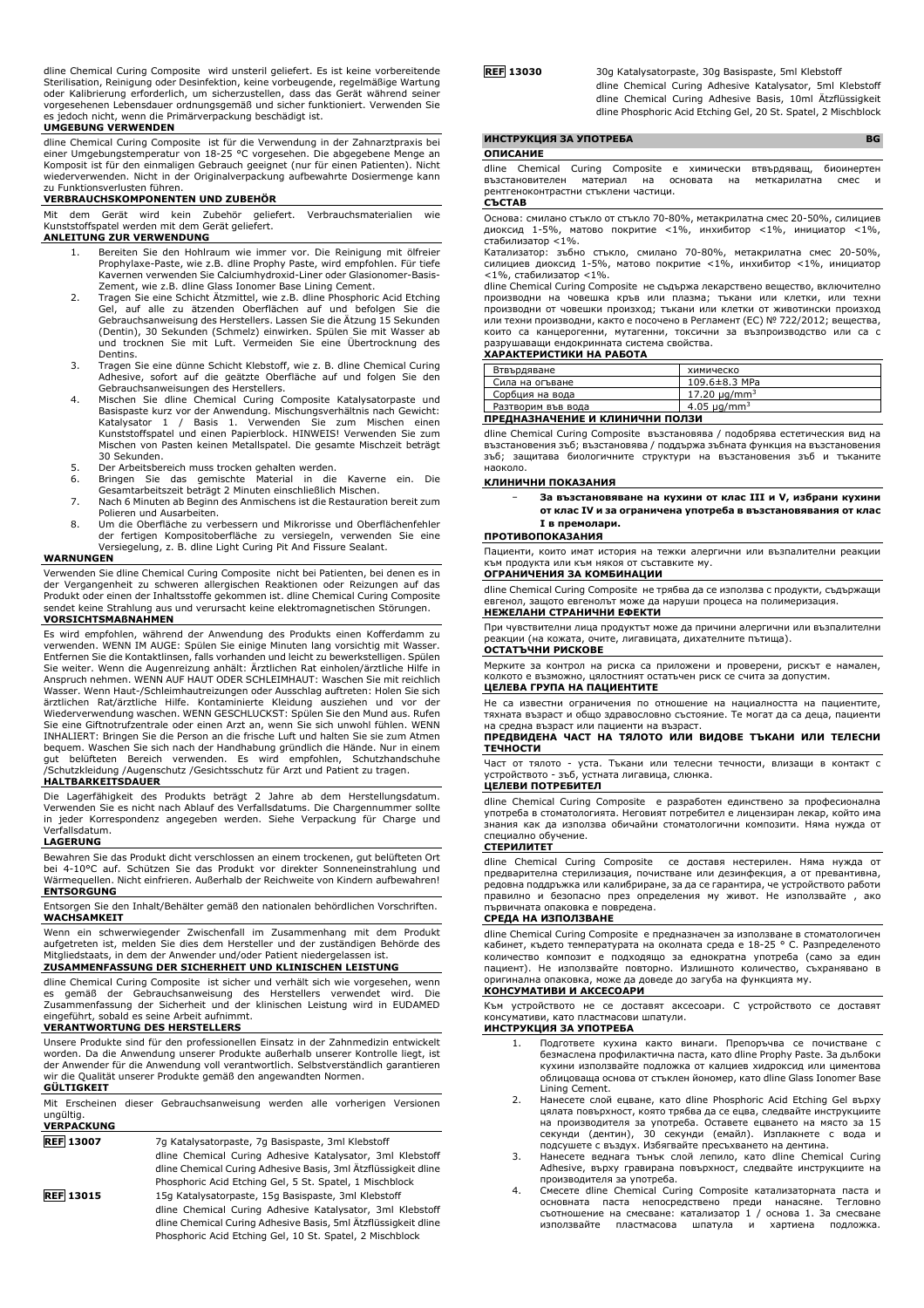dline Chemical Curing Composite wird unsteril geliefert. Es ist keine vorbereitende Sterilisation, Reinigung oder Desinfektion, keine vorbeugende, regelmäßige Wartung oder Kalibrierung erforderlich, um sicherzustellen, dass das Gerät während seiner vorgesehenen Lebensdauer ordnungsgemäß und sicher funktioniert. Verwenden Sie es jedoch nicht, wenn die Primärverpackung beschädigt ist.

**UMGEBUNG VERWENDEN**

dline Chemical Curing Composite ist für die Verwendung in der Zahnarztpraxis bei einer Umgebungstemperatur von 18-25 °C vorgesehen. Die abgegebene Menge an Komposit ist für den einmaligen Gebrauch geeignet (nur für einen Patienten). Nicht wiederverwenden. Nicht in der Originalverpackung aufbewahrte Dosiermenge kann zu Funktionsverlusten führen.

**VERBRAUCHSKOMPONENTEN UND ZUBEHÖR**

Mit dem Gerät wird kein Zubehör geliefert. Verbrauchsmaterialien wie Kunststoffspatel werden mit dem Gerät geliefert.

**ANLEITUNG ZUR VERWENDUNG**

1. Bereiten Sie den Hohlraum wie immer vor. Die Reinigung mit ölfreier Prophylaxe-Paste, wie z.B. dline Prophy Paste, wird empfohlen. Für tiefe Kavernen verwenden Sie Calciumhydroxid-Liner oder Glasionomer-Basis-Zement, wie z.B. dline Glass Ionomer Base Lining Cement.
2. Tragen Sie eine Schicht Ätzmittel, wie z.B. dline Phosphoric Acid Etching Gel, auf alle zu ätzenden Oberflächen auf und befolgen Sie die Gebrauchsanweisung des Herstellers. Lassen Sie die Ätzung 15 Sekunden (Dentin), 30 Sekunden (Schmelz) einwirken. Spülen Sie mit Wasser ab und trocknen Sie mit Luft. Vermeiden Sie eine Übertrocknung des Dentins.
3. Tragen Sie eine dünne Schicht Klebstoff, wie z. B. dline Chemical Curing Adhesive, sofort auf die geätzte Oberfläche auf und folgen Sie den Gebrauchsanweisungen des Herstellers.
4. Mischen Sie dline Chemical Curing Composite Katalysatorpaste und Basispaste kurz vor der Anwendung. Mischungsverhältnis nach Gewicht: Katalysator 1 / Basis 1. Verwenden Sie zum Mischen einen Kunststoffspatel und einen Papierblock. HINWEIS! Verwenden Sie zum Mischen von Pasten keinen Metallspatel. Die gesamte Mischzeit beträgt 30 Sekunden.
5. Der Arbeitsbereich muss trocken gehalten werden.
6. Bringen Sie das gemischte Material in die Kaverne ein. Die Gesamtarbeitszeit beträgt 2 Minuten einschließlich Mischen.
7. Nach 6 Minuten ab Beginn des Anmischens ist die Restauration bereit zum Polieren und Ausarbeiten.
8. Um die Oberfläche zu verbessern und Mikrorisse und Oberflächenfehler der fertigen Kompositoberfläche zu versiegeln, verwenden Sie eine Versiegelung, z. B. dline Light Curing Pit And Fissure Sealant.

**WARNUNGEN**

Verwenden Sie dline Chemical Curing Composite nicht bei Patienten, bei denen es in der Vergangenheit zu schweren allergischen Reaktionen oder Reizungen auf das Produkt oder einen der Inhaltsstoffe gekommen ist. dline Chemical Curing Composite sendet keine Strahlung aus und verursacht keine elektromagnetischen Störungen.

**VORSICHTSMAßNAHMEN**

Es wird empfohlen, während der Anwendung des Produkts einen Kofferdamm zu verwenden. WENN IM AUGE: Spülen Sie einige Minuten lang vorsichtig mit Wasser. Entfernen Sie die Kontaktlinsen, falls vorhanden und leicht zu bewerkstelligen. Spülen Sie weiter. Wenn die Augenreizung anhält: Ärztlichen Rat einholen/ärztliche Hilfe in Anspruch nehmen. WENN AUF HAUT ODER SCHLEIMHAUT: Waschen Sie mit reichlich Wasser. Wenn Haut-/Schleimhautreizungen oder Ausschlag auftreten: Holen Sie sich ärztlichen Rat/ärztliche Hilfe. Kontaminierte Kleidung ausziehen und vor der Wiederverwendung waschen. WENN GESCHLUCKST: Spülen Sie den Mund aus. Rufen Sie eine Giftnotrufzentrale oder einen Arzt an, wenn Sie sich unwohl fühlen. WENN INHALIERT: Bringen Sie die Person an die frische Luft und halten Sie sie zum Atmen bequem. Waschen Sie sich nach der Handhabung gründlich die Hände. Nur in einem gut belüfteten Bereich verwenden. Es wird empfohlen, Schutzhandschuhe /Schutzkleidung /Augenschutz /Gesichtsschutz für Arzt und Patient zu tragen.

**HALTBARKEITSDAUER**

Die Lagerfähigkeit des Produkts beträgt 2 Jahre ab dem Herstellungsdatum. Verwenden Sie es nicht nach Ablauf des Verfallsdatums. Die Chargennummer sollte in jeder Korrespondenz angegeben werden. Siehe Verpackung für Charge und Verfallsdatum.

**LAGERUNG**

Bewahren Sie das Produkt dicht verschlossen an einem trockenen, gut belüfteten Ort bei 4-10°C auf. Schützen Sie das Produkt vor direkter Sonneneinstrahlung und Wärmequellen. Nicht einfrieren. Außerhalb der Reichweite von Kindern aufbewahren!

**ENTSORGUNG**

Entsorgen Sie den Inhalt/Behälter gemäß den nationalen behördlichen Vorschriften.

**WACHSAMKEIT**

Wenn ein schwerwiegender Zwischenfall im Zusammenhang mit dem Produkt aufgetreten ist, melden Sie dies dem Hersteller und der zuständigen Behörde des Mitgliedstaats, in dem der Anwender und/oder Patient niedergelassen ist.

**ZUSAMMENFASSUNG DER SICHERHEIT UND KLINISCHEN LEISTUNG**

dline Chemical Curing Composite ist sicher und verhält sich wie vorgesehen, wenn es gemäß der Gebrauchsanweisung des Herstellers verwendet wird. Die Zusammenfassung der Sicherheit und der klinischen Leistung wird in EUDAMED eingeführt, sobald es seine Arbeit aufnimmt.

**VERANTWORTUNG DES HERSTELLERS**

Unsere Produkte sind für den professionellen Einsatz in der Zahnmedizin entwickelt worden. Da die Anwendung unserer Produkte außerhalb unserer Kontrolle liegt, ist der Anwender für die Anwendung voll verantwortlich. Selbstverständlich garantieren wir die Qualität unserer Produkte gemäß den angewandten Normen.

**GÜLTIGKEIT**

Mit Erscheinen dieser Gebrauchsanweisung werden alle vorherigen Versionen ungültig.

**VERPACKUNG**

| | |
|---|---|
| REF 13007 | 7g Katalysatorpaste, 7g Basispaste, 3ml Klebstoff dline Chemical Curing Adhesive Katalysator, 3ml Klebstoff dline Chemical Curing Adhesive Basis, 3ml Ätzflüssigkeit dline Phosphoric Acid Etching Gel, 5 St. Spatel, 1 Mischblock |
| REF 13015 | 15g Katalysatorpaste, 15g Basispaste, 3ml Klebstoff dline Chemical Curing Adhesive Katalysator, 3ml Klebstoff dline Chemical Curing Adhesive Basis, 5ml Ätzflüssigkeit dline Phosphoric Acid Etching Gel, 10 St. Spatel, 2 Mischblock |
| REF 13030 | 30g Katalysatorpaste, 30g Basispaste, 5ml Klebstoff dline Chemical Curing Adhesive Katalysator, 5ml Klebstoff dline Chemical Curing Adhesive Basis, 10ml Ätzflüssigkeit dline Phosphoric Acid Etching Gel, 20 St. Spatel, 2 Mischblock |

## ИНСТРУКЦИЯ ЗА УПОТРЕБА BG

**ОПИСАНИЕ**

dline Chemical Curing Composite е химически втвърдяващ, биоинертен възстановителен материал на основата на меткарилатна смес и рентгеноконтрастни стъклени частици.

**СЪСТАВ**

Основа: смилано стъкло от стъкло 70-80%, метакрилатна смес 20-50%, силициев диоксид 1-5%, матово покритие <1%, инхибитор <1%, инициатор <1%, стабилизатор <1%.

Катализатор: зъбно стъкло, смилано 70-80%, метакрилатна смес 20-50%, силициев диоксид 1-5%, матово покритие <1%, инхибитор <1%, инициатор <1%, стабилизатор <1%.

dline Chemical Curing Composite не съдържа лекарствено вещество, включително производни на човешка кръв или плазма; тъкани или клетки, или техни производни от човешки произход; тъкани или клетки от животински произход или техни производни, както е посочено в Регламент (ЕС) № 722/2012; вещества, които са канцерогенни, мутагенни, токсични за възпроизводство или са с разрушаващи ендокринната система свойства.

**ХАРАКТЕРИСТИКИ НА РАБОТА**

| | |
|---|---|
| Втвърдяване | химическо |
| Сила на огъване | 109.6±8.3 MPa |
| Сорбция на вода | 17.20 μg/mm$^3$ |
| Разтворим във вода | 4.05 μg/mm$^3$ |

**ПРЕДНАЗНАЧЕНИЕ И КЛИНИЧНИ ПОЛЗИ**

dline Chemical Curing Composite възстановява / подобрява естетическия вид на възстановения зъб; възстановява / поддържа зъбната функция на възстановения зъб; защитава биологичните структури на възстановения зъб и тъканите наоколо.

**КЛИНИЧНИ ПОКАЗАНИЯ**

- **За възстановяване на кухини от клас III и V, избрани кухини от клас IV и за ограничена употреба в възстановявания от клас I в премолари.**

**ПРОТИВОПОКАЗАНИЯ**

Пациенти, които имат история на тежки алергични или възпалителни реакции към продукта или към някоя от съставките му.

**ОГРАНИЧЕНИЯ ЗА КОМБИНАЦИИ**

dline Chemical Curing Composite не трябва да се използва с продукти, съдържащи евгенол, защото евгенолът може да наруши процеса на полимеризация.

**НЕЖЕЛАНИ СТРАНИЧНИ ЕФЕКТИ**

При чувствителни лица продуктът може да причини алергични или възпалителни реакции (на кожата, очите, лигавицата, дихателните пътища).

**ОСТАТЪЧНИ РИСКОВЕ**

Мерките за контрол на риска са приложени и проверени, рискът е намален, колкото е възможно, цялостният остатъчен риск се счита за допустим.

**ЦЕЛЕВА ГРУПА НА ПАЦИЕНТИТЕ**

Не са известни ограничения по отношение на нациалността на пациентите, тяхната възраст и общо здравословно състояние. Те могат да са деца, пациенти на средна възраст или пациенти на възраст.

**ПРЕДВИДЕНА ЧАСТ НА ТЯЛОТО ИЛИ ВИДОВЕ ТЪКАНИ ИЛИ ТЕЛЕСНИ ТЕЧНОСТИ**

Част от тялото - уста. Тъкани или телесни течности, влизащи в контакт с устройството - зъб, устната лигавица, слюнка.

**ЦЕЛЕВИ ПОТРЕБИТЕЛ**

dline Chemical Curing Composite е разработен единствено за професионална употреба в стоматологията. Неговият потребител е лицензиран лекар, който има знания как да използва обичайни стоматологични композити. Няма нужда от специално обучение.

**СТЕРИЛИТЕТ**

dline Chemical Curing Composite се доставя нестерилен. Няма нужда от предварителна стерилизация, почистване или дезинфекция, а от превантивна, редовна поддръжка или калибриране, за да се гарантира, че устройството работи правилно и безопасно през определения му живот. Не използвайте , ако първичната опаковка е повредена.

**СРЕДА НА ИЗПОЛЗВАНЕ**

dline Chemical Curing Composite е предназначен за използване в стоматологичен кабинет, където температурата на околната среда е 18-25 ° C. Разпределеното количество композит е подходящо за еднократна употреба (само за един пациент). Не използвайте повторно. Излишното количество, съхранявано в оригинална опаковка, може да доведе до загуба на функцията му.

**КОНСУМАТИВИ И АКСЕСОАРИ**

Към устройството не се доставят аксесоари. С устройството се доставят консумативи, като пластмасови шпатули.

**ИНСТРУКЦИЯ ЗА УПОТРЕБА**

1. Подгответе кухина както винаги. Препоръчва се почистване с безмаслена профилактична паста, като dline Prophy Paste. За дълбоки кухини използвайте подложка от калциев хидроксид или циментова облицоваща основа от стъклен йономер, като dline Glass Ionomer Base Lining Cement.
2. Нанесете слой ецване, като dline Phosphoric Acid Etching Gel върху цялата повърхност, която трябва да се ецва, следвайте инструкциите на производителя за употреба. Оставете ецването на място за 15 секунди (дентин), 30 секунди (емайл). Изплакнете с вода и подсушете с въздух. Избягвайте пресъхването на дентина.
3. Нанесете веднага тънък слой лепило, като dline Chemical Curing Adhesive, върху гравирана повърхност, следвайте инструкциите на производителя за употреба.
4. Смесете dline Chemical Curing Composite катализаторната паста и основната паста непосредствено преди нанасяне. Тегловно съотношение на смесване: катализатор 1 / основа 1. За смесване използвайте пластмасова шпатула и хартиена подложка.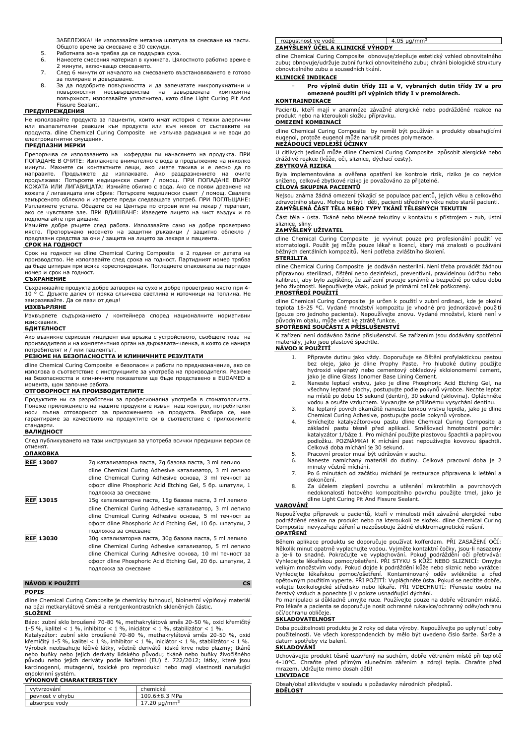ЗАБЕЛЕЖКА! Не използвайте метална шпатула за смесване на пасти. Общото време за смесване е 30 секунди.

5. Работната зона трябва да се поддържа суха.
6. Нанесете смесения материал в кухината. Цялостното работно време е 2 минути, включващо смесването.
7. След 6 минути от началото на смесването възстановяването е готово за полиране и довършване.
8. За да подобрите повърхността и да запечатате микропукнатини и повърхностни несъвършенства на завършената композитна повърхност, използвайте уплътнител, като dline Light Curing Pit And Fissure Sealant.

**ПРЕДУПРЕЖДЕНИЯ**

Не използвайте продукта за пациенти, които имат история с тежки алергични или възпалителни реакции към продукта или към някоя от съставките на продукта. dline Chemical Curing Composite не излъчва радиация и не води до електромагнитни смущения.

**ПРЕДПАЗНИ МЕРКИ**

Препоръчва се използването на кофердам пи нанасянето на продукта. ПРИ ПОПАДАНЕ В ОЧИТЕ: Изплакнете внимателно с вода в продължение на няколко минути. Махнете си контактните лещи, ако имате такива и е лесно да го направите. Продължете да изплаквате. Ако раздразнението на очите продължава: Потърсете медицински съвет / помощ. ПРИ ПОПАДАНЕ ВЪРХУ КОЖАТА ИЛИ ЛИГАВИЦАТА: Измийте обилно с вода. Ако се появи дразнене на кожата / лигавицата или обрив: Потърсете медицински съвет / помощ. Свалете замърсеното облекло и изперете преди следващата употреб. ПРИ ПОГЛЪЩАНЕ: Изплакнете устата. Обадете се на Центъра по отрови или на лекар / терапевт, ако се чувствате зле. ПРИ ВДИШВАНЕ: Изведете лицето на чист въздух и го подпомагайте при дишане.

Измийте добре ръцете след работа. Използвайте само на добре проветриво място. Препоръчано носенето на защитни ръкавици / защитно облекло / предпазни средства за очи / защита на лицето за лекаря и пациента.

**СРОК НА ГОДНОСТ**

Срок на годност на dline Chemical Curing Composite е 2 години от датата на производство. Не използвайте след срока на годност. Партидният номер трябва да бъде цитиран при всяка кореспонденция. Погледнете опаковката за партиден номер и срок на годност.

**СЪХРАНЕНИЕ**

Съхранявайте продукта добре затворен на сухо и добре проветриво място при 4-10 ° C. Дръжте далеч от пряка слънчева светлина и източници на топлина. Не замразявайте. Да се пази от деца!

**ИЗХВЪРЛЯНЕ**

Изхвърлете съдържанието / контейнера според националните нормативни изисквания.

**БДИТЕЛНОСТ**

Ако възникне сериозен инцидент във връзка с устройството, съобщете това на производителя и на компетентния орган на държавата-членка, в която се намира потребителят и / или пациентът.

**РЕЗЮМЕ НА БЕЗОПАСНОСТТА И КЛИНИЧНИТЕ РЕЗУЛТАТИ**

dline Chemical Curing Composite е безопасен и работи по предназначение, ако се използва в съответствие с инструкциите за употреба на производителя. Резюме на безопасността и клиничните показатели ще бъде представено в EUDAMED в момента, щом започне работа.

**ОТГОВОРНОСТ НА ПРОИЗВОДИТЕЛИТЕ**

Продуктите ни са разработени за професионална употреба в стоматологията. Понеже приложението на нашите продукти е извън наш контрол, потребителят носи пълна отговорност за приложението на продукта. Разбира се, ние гарантираме за качеството на продуктите си в съответствие с приложимите стандарти.

**ВАЛИДНОСТ**

След публикуването на тази инструкция за употреба всички предишни версии се отменят.

**ОПАКОВКА**

| | |
|---|---|
| REF 13007 | 7g катализаторна паста, 7g базова паста, 3 ml лепило dline Chemical Curing Adhesive катализатор, 3 ml лепило dline Chemical Curing Adhesive основа, 3 ml течност за офорт dline Phosphoric Acid Etching Gel, 5 бр. шпатули, 1 подложка за смесване |
| REF 13015 | 15g катализаторна паста, 15g базова паста, 3 ml лепило dline Chemical Curing Adhesive катализатор, 3 ml лепило dline Chemical Curing Adhesive основа, 5 ml течност за офорт dline Phosphoric Acid Etching Gel, 10 бр. шпатули, 2 подложка за смесване |
| REF 13030 | 30g катализаторна паста, 30g базова паста, 5 ml лепило dline Chemical Curing Adhesive катализатор, 5 ml лепило dline Chemical Curing Adhesive основа, 10 ml течност за офорт dline Phosphoric Acid Etching Gel, 20 бр. шпатули, 2 подложка за смесване |

## NÁVOD K POUŽITÍ CS

**POPIS**

dline Chemical Curing Composite je chemicky tuhnoucí, bioinertní výplňový materiál na bázi metkarylátové směsi a rentgenkontrastních skleněných částic.

**SLOŽENÍ**

Báze: zubní sklo broušené 70-80 %, methakrylátová směs 20-50 %, oxid křemičitý 1-5 %, kalitel < 1 %, inhibitor < 1 %, iniciátor < 1 %, stabilizátor < 1 %.

Katalyzátor: zubní sklo broušené 70-80 %, methakrylátová směs 20-50 %, oxid křemičitý 1-5 %, kalitel < 1 %, inhibitor < 1 %, iniciátor < 1 %, stabilizátor < 1 %.

Výrobek neobsahuje léčivé látky, včetně derivátů lidské krve nebo plazmy; tkáně nebo buňky nebo jejich deriváty lidského původu; tkáně nebo buňky živočišného původu nebo jejich deriváty podle Nařízení (EU) č. 722/2012; látky, které jsou karcinogenní, mutagenní, toxické pro reprodukci nebo mají vlastnosti narušující endokrinní systém.

**VÝKONOVÉ CHARAKTERISTIKY**

| | |
|---|---|
| vytvrzování | chemické |
| pevnost v ohybu | 109.6±8.3 MPa |
| absorpce vody | 17.20 μg/mm³ |
| rozpustnost ve vodě | 4.05 μg/mm³ |

**ZAMÝŠLENÝ ÚČEL A KLINICKÉ VÝHODY**

dline Chemical Curing Composite obnovuje/zlepšuje estetický vzhled obnovitelného zubu; obnovuje/udržuje zubní funkci obnovitelného zubu; chrání biologické struktury obnovitelného zubu a sousedních tkání.

**KLINICKÉ INDIKACE**

– **Pro výplně dutin třídy III a V, vybraných dutin třídy IV a pro omezené použití při výplních třídy I v premolárech.**

**KONTRAINDIKACE**

Pacienti, kteří mají v anamnéze závažné alergické nebo podrážděné reakce na produkt nebo na kteroukoli složku přípravku.

**OMEZENÍ KOMBINACÍ**

dline Chemical Curing Composite by neměl být používán s produkty obsahujícími eugenol, protože eugenol může narušit proces polymerace.

**NEŽÁDOUCÍ VEDLEJŠÍ ÚČINKY**

U citlivých jedinců může dline Chemical Curing Composite způsobit alergické nebo dráždivé reakce (kůže, oči, sliznice, dýchací cesty).

**ZBYTKOVÁ RIZIKA**

Byla implementována a ověřena opatření ke kontrole rizik, riziko je co nejvíce sníženo, celkové zbytkové riziko je považováno za přijatelné.

**CÍLOVÁ SKUPINA PACIENTŮ**

Nejsou známa žádná omezení týkající se populace pacientů, jejich věku a celkového zdravotního stavu. Mohou to být i děti, pacienti středního věku nebo starší pacienti.

**ZAMÝŠLENÁ ČÁST TĚLA NEBO TYPY TKÁNÍ TĚLESNÝCH TEKUTIN**

Část těla - ústa. Tkáně nebo tělesné tekutiny v kontaktu s přístrojem - zub, ústní sliznice, sliny.

**ZAMÝŠLENÝ UŽIVATEL**

dline Chemical Curing Composite je vyvinut pouze pro profesionální použití ve stomatologii. Použít jej může pouze lékař s licencí, který má znalosti o používání běžných dentálních kompozitů. Není potřeba zvláštního školení.

**STERILITA**

dline Chemical Curing Composite je dodáván nesterilní. Není třeba provádět žádnou přípravnou sterilizaci, čištění nebo dezinfekci, preventivní, pravidelnou údržbu nebo kalibraci, aby bylo zajištěno, že zařízení pracuje správně a bezpečně po celou dobu jeho životnosti. Nepoužívejte však, pokud je primární balíček poškozený.

**PROSTŘEDÍ POUŽITÍ**

dline Chemical Curing Composite je určen k použití v zubní ordinaci, kde je okolní teplota 18-25 °C. Vydané množství kompozitu je vhodné pro jednorázové použití (pouze pro jednoho pacienta). Nepoužívejte znovu. Vydané množství, které není v původním obalu, může vést ke ztrátě funkce.

**SPOTŘEBNÍ SOUČÁSTI A PŘÍSLUŠENSTVÍ**

K zařízení není dodáváno žádné příslušenství. Se zařízením jsou dodávány spotřební materiály, jako jsou plastové špachtle.

**NÁVOD K POUŽITÍ**

1. Připravte dutinu jako vždy. Doporučuje se čištění profylaktickou pastou bez oleje, jako je dline Prophy Paste. Pro hluboké dutiny použijte hydroxid vápenatý nebo cementový obkladový skloionomerní cement, jako je dline Glass Ionomer Base Lining Cement.
2. Naneste leptací vrstvu, jako je dline Phosphoric Acid Etching Gel, na všechny leptané plochy, postupujte podle pokynů výrobce. Nechte leptat na místě po dobu 15 sekund (dentin), 30 sekund (sklovina). Opláchněte vodou a osušte vzduchem. Vyvarujte se přílišnému vysychání dentinu.
3. Na leptaný povrch okamžitě naneste tenkou vrstvu lepidla, jako je dline Chemical Curing Adhesive, postupujte podle pokynů výrobce.
4. Smíchejte katalyzátorovou pastu dline Chemical Curing Composite a základní pastu těsně před aplikací. Směšovací hmotnostní poměr: katalyzátor 1/báze 1. Pro míchání použijte plastovou špachtli a papírovou podložku. POZNÁMKA! K míchání past nepoužívejte kovovou špachtli. Celková doba míchání je 30 sekund.
5. Pracovní prostor musí být udržován v suchu.
6. Naneste namíchaný materiál do dutiny. Celková pracovní doba je 2 minuty včetně míchání.
7. Po 6 minutách od začátku míchání je restaurace připravena k leštění a dokončení.
8. Za účelem zlepšení povrchu a utěsnění mikrotrhlin a povrchových nedokonalostí hotového kompozitního povrchu použijte tmel, jako je dline Light Curing Pit And Fissure Sealant.

**VAROVÁNÍ**

Nepoužívejte přípravek u pacientů, kteří v minulosti měli závažné alergické nebo podrážděné reakce na produkt nebo na kteroukoli ze složek. dline Chemical Curing Composite nevyzařuje záření a nezpůsobuje žádné elektromagnetické rušení.

**OPATŘENÍ**

Během aplikace produktu se doporučuje používat kofferdam. PŘI ZASAŽENÍ OČÍ: Několik minut opatrně vyplachujte vodou. Vyjměte kontaktní čočky, jsou-li nasazeny a je-li to snadné. Pokračujte ve vyplachování. Pokud podráždění očí přetrvává: Vyhledejte lékařskou pomoc/ošetření. PŘI STYKU S KŮŽÍ NEBO SLIZNICÍ: Omyjte velkým množstvím vody. Pokud dojde k podráždění kůže nebo sliznic nebo vyrážce: Vyhledejte lékařskou pomoc/ošetření. Kontaminovaný oděv svlékněte a před opětovným použitím vyperte. PŘI POŽITÍ: Vypláchněte ústa. Pokud se necítíte dobře, volejte toxikologické středisko nebo lékaře. PŘI VDECHNUTÍ: Přeneste osobu na čerstvý vzduch a ponechte ji v poloze usnadňující dýchání.

Po manipulaci si důkladně umyjte ruce. Používejte pouze na dobře větraném místě. Pro lékaře a pacienta se doporučuje nosit ochranné rukavice/ochranný oděv/ochranu očí/ochranu obličeje.

**SKLADOVATELNOST**

Doba použitelnosti produktu je 2 roky od data výroby. Nepoužívejte po uplynutí doby použitelnosti. Ve všech korespondencích by mělo být uvedeno číslo šarže. Šarže a datum spotřeby viz balení.

**SKLADOVÁNÍ**

Uchovávejte produkt těsně uzavřený na suchém, dobře větraném místě při teplotě 4-10°C. Chraňte před přímým slunečním zářením a zdroji tepla. Chraňte před mrazem. Udržujte mimo dosah dětí!

**LIKVIDACE**

Obsah/obal zlikvidujte v souladu s požadavky národních předpisů.

**BDĚLOST**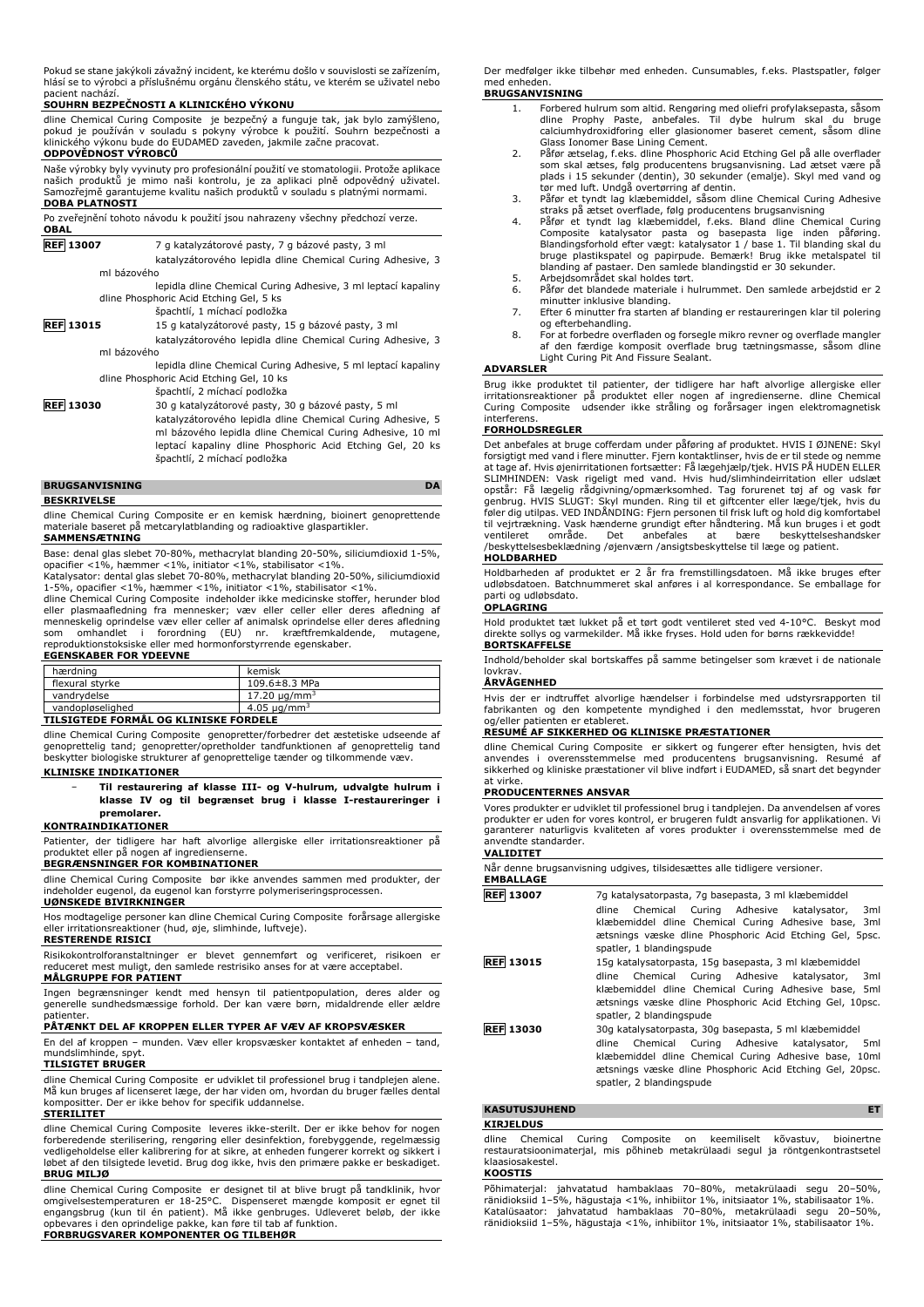Pokud se stane jakýkoli závažný incident, ke kterému došlo v souvislosti se zařízením, hlásí se to výrobci a příslušnému orgánu členského státu, ve kterém se uživatel nebo pacient nachází.

**SOUHRN BEZPEČNOSTI A KLINICKÉHO VÝKONU**

dline Chemical Curing Composite je bezpečný a funguje tak, jak bylo zamýšleno, pokud je používán v souladu s pokyny výrobce k použití. Souhrn bezpečnosti a klinického výkonu bude do EUDAMED zaveden, jakmile začne pracovat.

**ODPOVĚDNOST VÝROBCŮ**

Naše výrobky byly vyvinuty pro profesionální použití ve stomatologii. Protože aplikace našich produktů je mimo naši kontrolu, je za aplikaci plně odpovědný uživatel. Samozřejmě garantujeme kvalitu našich produktů v souladu s platnými normami.

**DOBA PLATNOSTI**

Po zveřejnění tohoto návodu k použití jsou nahrazeny všechny předchozí verze.

**OBAL**

| | |
|---|---|
| REF 13007 | 7 g katalyzátorové pasty, 7 g bázové pasty, 3 ml katalyzátorového lepidla dline Chemical Curing Adhesive, 3 ml bázového lepidla dline Chemical Curing Adhesive, 3 ml leptací kapaliny dline Phosphoric Acid Etching Gel, 5 ks špachtlí, 1 míchací podložka |
| REF 13015 | 15 g katalyzátorové pasty, 15 g bázové pasty, 3 ml katalyzátorového lepidla dline Chemical Curing Adhesive, 3 ml bázového lepidla dline Chemical Curing Adhesive, 5 ml leptací kapaliny dline Phosphoric Acid Etching Gel, 10 ks špachtlí, 2 míchací podložka |
| REF 13030 | 30 g katalyzátorové pasty, 30 g bázové pasty, 5 ml katalyzátorového lepidla dline Chemical Curing Adhesive, 5 ml bázového lepidla dline Chemical Curing Adhesive, 10 ml leptací kapaliny dline Phosphoric Acid Etching Gel, 20 ks špachtlí, 2 míchací podložka |

## BRUGSANVISNING DA

**BESKRIVELSE**

dline Chemical Curing Composite er en kemisk hærdning, bioinert genoprettende materiale baseret på metcarylatblanding og radioaktive glaspartikler.

**SAMMENSÆTNING**

Base: denal glas slebet 70-80%, methacrylat blanding 20-50%, siliciumdioxid 1-5%, opacifier <1%, hæmmer <1%, initiator <1%, stabilisator <1%.
Katalysator: dental glas slebet 70-80%, methacrylat blanding 20-50%, siliciumdioxid 1-5%, opacifier <1%, hæmmer <1%, initiator <1%, stabilisator <1%.
dline Chemical Curing Composite indeholder ikke medicinske stoffer, herunder blod eller plasmaafledning fra mennesker; væv eller celler eller deres afledning af menneskelig oprindelse væv eller celler af animalsk oprindelse eller deres afledning som omhandlet i forordning (EU) nr. kræftfremkaldende, mutagene, reproduktionstoksiske eller med hormonforstyrrende egenskaber.

**EGENSKABER FOR YDEEVNE**

| | |
|---|---|
| hærdning | kemisk |
| flexural styrke | 109.6±8.3 MPa |
| vandrydelse | 17.20 µg/mm³ |
| vandopløselighed | 4.05 µg/mm³ |

**TILSIGTEDE FORMÅL OG KLINISKE FORDELE**

dline Chemical Curing Composite genopretter/forbedrer det æstetiske udseende af genoprettelig tand; genopretter/opretholder tandfunktionen af genoprettelig tand beskytter biologiske strukturer af genoprettelige tænder og tilkommende væv.

**KLINISKE INDIKATIONER**

- **Til restaurering af klasse III- og V-hulrum, udvalgte hulrum i klasse IV og til begrænset brug i klasse I-restaureringer i premolarer.**

**KONTRAINDIKATIONER**

Patienter, der tidligere har haft alvorlige allergiske eller irritationsreaktioner på produktet eller på nogen af ingredienserne.

**BEGRÆNSNINGER FOR KOMBINATIONER**

dline Chemical Curing Composite bør ikke anvendes sammen med produkter, der indeholder eugenol, da eugenol kan forstyrre polymeriseringsprocessen.

**UØNSKEDE BIVIRKNINGER**

Hos modtagelige personer kan dline Chemical Curing Composite forårsage allergiske eller irritationsreaktioner (hud, øje, slimhinde, luftveje).

**RESTERENDE RISICI**

Risikokontrolforanstaltninger er blevet gennemført og verificeret, risikoen er reduceret mest muligt, den samlede restrisiko anses for at være acceptabel.

**MÅLGRUPPE FOR PATIENT**

Ingen begrænsninger kendt med hensyn til patientpopulation, deres alder og generelle sundhedsmæssige forhold. Der kan være børn, midaldrende eller ældre patienter.

**PÅTÆNKT DEL AF KROPPEN ELLER TYPER AF VÆV AF KROPSVÆSKER**

En del af kroppen – munden. Væv eller kropsvæsker kontaktet af enheden – tand, mundslimhinde, spyt.

**TILSIGTET BRUGER**

dline Chemical Curing Composite er udviklet til professionel brug i tandplejen alene. Må kun bruges af licenseret læge, der har viden om, hvordan du bruger fælles dental kompositter. Der er ikke behov for specifik uddannelse.

**STERILITET**

dline Chemical Curing Composite leveres ikke-sterilt. Der er ikke behov for nogen forberedende sterilisering, rengøring eller desinfektion, forebyggende, regelmæssig vedligeholdelse eller kalibrering for at sikre, at enheden fungerer korrekt og sikkert i løbet af den tilsigtede levetid. Brug dog ikke, hvis den primære pakke er beskadiget.

**BRUG MILJØ**

dline Chemical Curing Composite er designet til at blive brugt på tandklinik, hvor omgivelsestemperaturen er 18-25°C. Dispenseret mængde komposit er egnet til engangsbrug (kun til én patient). Må ikke genbruges. Udleveret beløb, der ikke opbevares i den oprindelige pakke, kan føre til tab af funktion.

**FORBRUGSVARER KOMPONENTER OG TILBEHØR**

Der medfølger ikke tilbehør med enheden. Cunsumables, f.eks. Plastspatler, følger med enheden.

**BRUGSANVISNING**

1. Forbered hulrum som altid. Rengøring med oliefri profylaksepasta, såsom dline Prophy Paste, anbefales. Til dybe hulrum skal du bruge calciumhydroxidforing eller glasionomer baseret cement, såsom dline Glass Ionomer Base Lining Cement.
2. Påfør ætselag, f.eks. dline Phosphoric Acid Etching Gel på alle overflader som skal ætses, følg producentens brugsanvisning. Lad ætset være på plads i 15 sekunder (dentin), 30 sekunder (emalje). Skyl med vand og tør med luft. Undgå overtørring af dentin.
3. Påfør et tyndt lag klæbemiddel, såsom dline Chemical Curing Adhesive straks på ætset overflade, følg producentens brugsanvisning
4. Påfør et tyndt lag klæbemiddel, f.eks. Bland dline Chemical Curing Composite katalysator pasta og basepasta lige inden påføring. Blandingsforhold efter vægt: katalysator 1 / base 1. Til blanding skal du bruge plastikspatel og papirpude. Bemærk! Brug ikke metalspatel til blanding af pastaer. Den samlede blandingstid er 30 sekunder.
5. Arbejdsområdet skal holdes tørt.
6. Påfør det blandede materiale i hulrummet. Den samlede arbejdstid er 2 minutter inklusive blanding.
7. Efter 6 minutter fra starten af blanding er restaureringen klar til polering og efterbehandling.
8. For at forbedre overfladen og forsegle mikro revner og overflade mangler af den færdige komposit overflade brug tætningsmasse, såsom dline Light Curing Pit And Fissure Sealant.

**ADVARSLER**

Brug ikke produktet til patienter, der tidligere har haft alvorlige allergiske eller irritationsreaktioner på produktet eller nogen af ingredienserne. dline Chemical Curing Composite udsender ikke stråling og forårsager ingen elektromagnetisk interferens.

**FORHOLDSREGLER**

Det anbefales at bruge cofferdam under påføring af produktet. HVIS I ØJNENE: Skyl forsigtigt med vand i flere minutter. Fjern kontaktlinser, hvis de er til stede og nemme at tage af. Hvis øjenirritationen fortsætter: Få lægehjælp/tjek. HVIS PÅ HUDEN ELLER SLIMHINDEN: Vask rigeligt med vand. Hvis hud/slimhindeirritation eller udslæt opstår: Få lægelig rådgivning/opmærksomhed. Tag forurenet tøj af og vask før genbrug. HVIS SLUGT: Skyl munden. Ring til et giftcenter eller læge/tjek, hvis du føler dig utilpas. VED INDÅNDING: Fjern personen til frisk luft og hold dig komfortabel til vejrtrækning. Vask hænderne grundigt efter håndtering. Må kun bruges i et godt ventileret område. Det anbefales at bære beskyttelseshandsker /beskyttelsesbeklædning /øjenværn /ansigtsbeskyttelse til læge og patient.

**HOLDBARHED**

Holdbarheden af produktet er 2 år fra fremstillingsdatoen. Må ikke bruges efter udløbsdatoen. Batchnummeret skal anføres i al korrespondance. Se emballage for parti og udløbsdato.

**OPLAGRING**

Hold produktet tæt lukket på et tørt godt ventileret sted ved 4-10°C. Beskyt mod direkte sollys og varmekilder. Må ikke fryses. Hold uden for børns rækkevidde!

**BORTSKAFFELSE**

Indhold/beholder skal bortskaffes på samme betingelser som krævet i de nationale lovkrav.

**ÅRVÅGENHED**

Hvis der er indtruffet alvorlige hændelser i forbindelse med udstyrsrapporten til fabrikanten og den kompetente myndighed i den medlemsstat, hvor brugeren og/eller patienten er etableret.

**RESUMÉ AF SIKKERHED OG KLINISKE PRÆSTATIONER**

dline Chemical Curing Composite er sikkert og fungerer efter hensigten, hvis det anvendes i overensstemmelse med producentens brugsanvisning. Resumé af sikkerhed og kliniske præstationer vil blive indført i EUDAMED, så snart det begynder at virke.

**PRODUCENTERNES ANSVAR**

Vores produkter er udviklet til professionel brug i tandplejen. Da anvendelsen af vores produkter er uden for vores kontrol, er brugeren fuldt ansvarlig for applikationen. Vi garanterer naturligvis kvaliteten af vores produkter i overensstemmelse med de anvendte standarder.

**VALIDITET**

Når denne brugsanvisning udgives, tilsidesættes alle tidligere versioner.

**EMBALLAGE**

| | |
|---|---|
| REF 13007 | 7g katalysatorpasta, 7g basepasta, 3 ml klæbemiddel dline Chemical Curing Adhesive katalysator, 3ml klæbemiddel dline Chemical Curing Adhesive base, 3ml ætsnings væske dline Phosphoric Acid Etching Gel, 5psc. spatler, 1 blandingspude |
| REF 13015 | 15g katalysatorpasta, 15g basepasta, 3 ml klæbemiddel dline Chemical Curing Adhesive katalysator, 3ml klæbemiddel dline Chemical Curing Adhesive base, 5ml ætsnings væske dline Phosphoric Acid Etching Gel, 10psc. spatler, 2 blandingspude |
| REF 13030 | 30g katalysatorpasta, 30g basepasta, 5 ml klæbemiddel dline Chemical Curing Adhesive katalysator, 5ml klæbemiddel dline Chemical Curing Adhesive base, 10ml ætsnings væske dline Phosphoric Acid Etching Gel, 20psc. spatler, 2 blandingspude |

## KASUTUSJUHEND ET

**KIRJELDUS**

dline Chemical Curing Composite on keemiliselt kõvastuv, bioinertne restauratsioonimaterjal, mis põhineb metakrülaadi segul ja röntgenkontrastsetel klaasiosakestel.

**KOOSTIS**

Põhimaterjal: jahvatatud hambaklaas 70–80%, metakrülaadi segu 20–50%, ränidioksiid 1–5%, hägustaja <1%, inhibiitor 1%, initsiaator 1%, stabilisaator 1%.
Katalüsaator: jahvatatud hambaklaas 70–80%, metakrülaadi segu 20–50%, ränidioksiid 1–5%, hägustaja <1%, inhibiitor 1%, initsiaator 1%, stabilisaator 1%.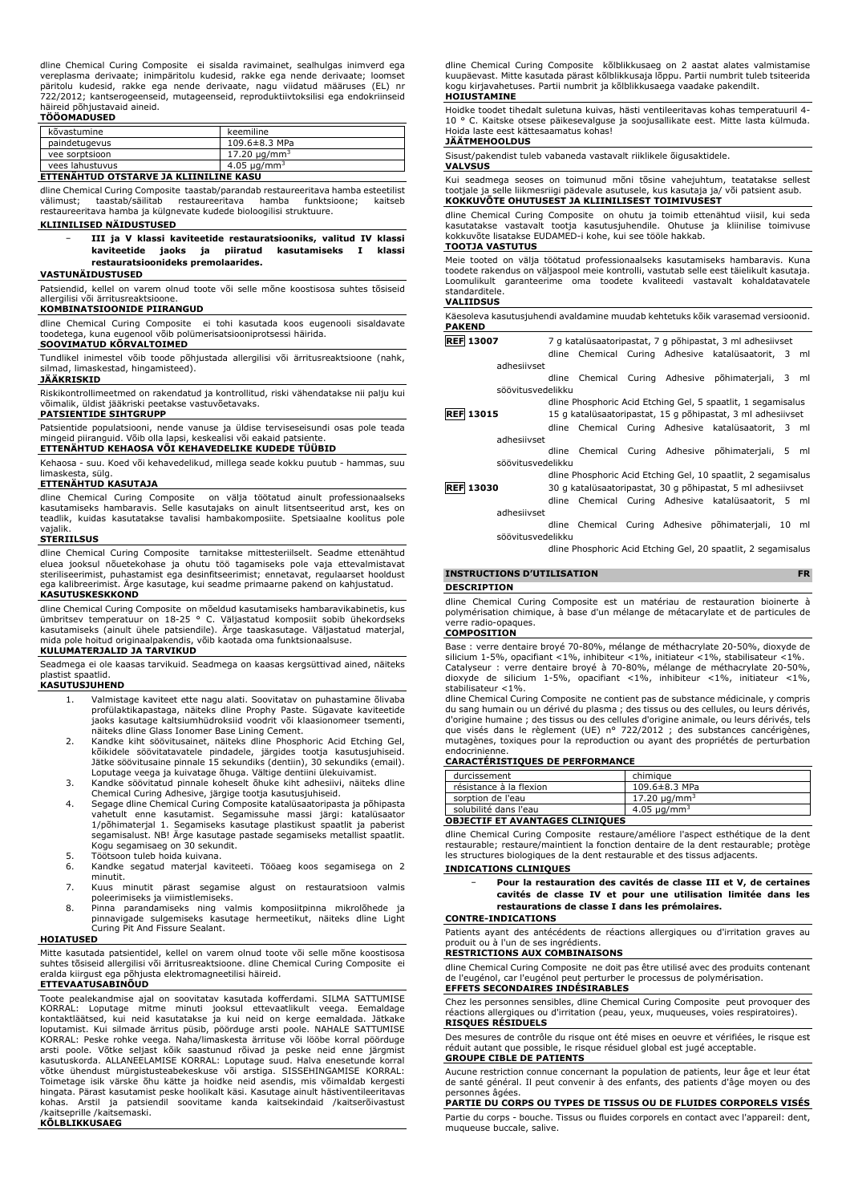dline Chemical Curing Composite ei sisalda ravimaineid, sealhulgas inimverd ega vereplasma derivaate; inimpäritolu kudesid, rakke ega nende derivaate; loomset päritolu kudesid, rakke ega nende derivaate, nagu viidatud määruses (EL) nr 722/2012; kantserogeenseid, mutageenseid, reproduktiivtoksilisi ega endokriinseid häireid põhjustavaid aineid.

**TÖÖOMADUSED**

| kõvastumine | keemiline |
|---|---|
| paindetugevus | 109.6±8.3 MPa |
| vee sorptsioon | 17.20 μg/mm$^3$ |
| vees lahustuvus | 4.05 μg/mm$^3$ |

**ETTENÄHTUD OTSTARVE JA KLIINILINE KASU**

dline Chemical Curing Composite taastab/parandab restaureeritava hamba esteetilist välimust; taastab/säilitab restaureeritava hamba funktsioone; kaitseb restaureeritava hamba ja külgnevate kudede bioloogilisi struktuure.

**KLIINILISED NÄIDUSTUSED**

- **III ja V klassi kaviteetide restauratsiooniks, valitud IV klassi kaviteetide jaoks ja piiratud kasutamiseks I klassi restauratsioonideks premolaarides.**

**VASTUNÄIDUSTUSED**

Patsiendid, kellel on varem olnud toote või selle mõne koostisosa suhtes tõsiseid allergilisi või ärritusreaktsioone.

**KOMBINATSIOONIDE PIIRANGUD**

dline Chemical Curing Composite ei tohi kasutada koos eugenooli sisaldavate toodetega, kuna eugenool võib polümerisatsiooniprotsessi häirida.

**SOOVIMATUD KÕRVALTOIMED**

Tundlikel inimestel võib toode põhjustada allergilisi või ärritusreaktsioone (nahk, silmad, limaskestad, hingamisteed).

**JÄÄKRISKID**

Riskikontrollimeetmed on rakendatud ja kontrollitud, riski vähendatakse nii palju kui võimalik, üldist jääkriski peetakse vastuvõetavaks.

**PATSIENTIDE SIHTGRUPP**

Patsientide populatsiooni, nende vanuse ja üldise terviseseisundi osas pole teada mingeid piiranguid. Võib olla lapsi, keskealisi või eakaid patsiente.

**ETTENÄHTUD KEHAOSA VÕI KEHAVEDELIKE KUDEDE TÜÜBID**

Kehaosa - suu. Koed või kehavedelikud, millega seade kokku puutub - hammas, suu limaskesta, sülg.

**ETTENÄHTUD KASUTAJA**

dline Chemical Curing Composite on välja töötatud ainult professionaalseks kasutamiseks hambaravis. Selle kasutajaks on ainult litsentseeritud arst, kes on teadlik, kuidas kasutatakse tavalisi hambakomposiite. Spetsiaalne koolitus pole vajalik.

**STERIILSUS**

dline Chemical Curing Composite tarnitakse mittesteriilselt. Seade ettenähtud eluea jooksul nõuetekohase ja ohutu töö tagamiseks pole vaja ettevalmistavat steriliseerimist, puhastamist ega desinfitseerimist; ennetavat, regulaarset hooldust ega kalibreerimist. Ärge kasutage, kui seadme primaarne pakend on kahjustatud.

**KASUTUSKESKKOND**

dline Chemical Curing Composite on mõeldud kasutamiseks hambaravikabinetis, kus ümbritsev temperatuur on 18-25 ° C. Väljastatud komposiit sobib ühekordseks kasutamiseks (ainult ühele patsiendile). Ärge taaskasutage. Väljastatud materjal, mida pole hoitud originaalpakendis, võib kaotada oma funktsionaalsuse.

**KULUMATERJALID JA TARVIKUD**

Seadmega ei ole kaasas tarvikuid. Seadmega on kaasas kergsüttivad ained, näiteks plastist spaatlid.

**KASUTUSJUHEND**

1. Valmistage kaviteet ette nagu alati. Soovitatav on puhastamine õlivaba profülaktikapastaga, näiteks dline Prophy Paste. Sügavate kaviteetide jaoks kasutage kaltsiumhüdroksiid voodrit või klaasionomeer tsementi, näiteks dline Glass Ionomer Base Lining Cement.
2. Kandke kiht söövitusainet, näiteks dline Phosphoric Acid Etching Gel, kõikidele söövitatavatele pindadele, järgides tootja kasutusjuhiseid. Jätke söövitusaine pinnale 15 sekundiks (dentiin), 30 sekundiks (email). Loputage veega ja kuivatage õhuga. Vältige dentiini ülekuivamist.
3. Kandke söövitatud pinnale koheselt õhuke kiht adhesiivi, näiteks dline Chemical Curing Adhesive, järgige tootja kasutusjuhiseid.
4. Segage dline Chemical Curing Composite katalüsaatoripasta ja põhipasta vahetult enne kasutamist. Segamissuhe massi järgi: katalüsaator 1/põhimaterjal 1. Segamiseks kasutage plastikust spaatlit ja paberist segamisalust. NB! Ärge kasutage pastade segamiseks metallist spaatlit. Kogu segamisaeg on 30 sekundit.
5. Töötsoon tuleb hoida kuivana.
6. Kandke segatud materjal kaviteeti. Tööaeg koos segamisega on 2 minutit.
7. Kuus minutit pärast segamise algust on restauratsioon valmis poleerimiseks ja viimistlemiseks.
8. Pinna parandamiseks ning valmis komposiitpinna mikrolõhede ja pinnavigade sulgemiseks kasutage hermeetikut, näiteks dline Light Curing Pit And Fissure Sealant.

**HOIATUSED**

Mitte kasutada patsientidel, kellel on varem olnud toote või selle mõne koostisosa suhtes tõsiseid allergilisi või ärritusreaktsioone. dline Chemical Curing Composite ei eralda kiirgust ega põhjusta elektromagneetilisi häireid.

**ETTEVAATUSABINÕUD**

Toote pealekandmise ajal on soovitatav kasutada kofferdami. SILMA SATTUMISE KORRAL: Loputage mitme minuti jooksul ettevaatlikult veega. Eemaldage kontaktläätsed, kui neid kasutatakse ja kui neid on kerge eemaldada. Jätkake loputamist. Kui silmade ärritus püsib, pöörduge arsti poole. NAHALE SATTUMISE KORRAL: Peske rohke veega. Naha/limaskesta ärrituse või lööbe korral pöörduge arsti poole. Võtke seljast kõik saastunud rõivad ja peske neid enne järgmist kasutuskorda. ALLANEELAMISE KORRAL: Loputage suud. Halva enesetunde korral võtke ühendust mürgistusteabekeskuse või arstiga. SISSEHINGAMISE KORRAL: Toimetage isik värske õhu kätte ja hoidke neid asendis, mis võimaldab kergesti hingata. Pärast kasutamist peske hoolikalt käsi. Kasutage ainult hästiventileeritavas kohas. Arstil ja patsiendil soovitame kanda kaitsekindaid /kaitserõivastust /kaitseprille /kaitsemaski.

**KÕLBLIKKUSAEG**

dline Chemical Curing Composite kõlblikkusaeg on 2 aastat alates valmistamise kuupäevast. Mitte kasutada pärast kõlblikkusaja lõppu. Partii numbrit tuleb tsiteerida kogu kirjavahetuses. Partii numbrit ja kõlblikkusaega vaadake pakendilt.

**HOIUSTAMINE**

Hoidke toodet tihedalt suletuna kuivas, hästi ventileeritavas kohas temperatuuril 4-10 ° C. Kaitske otsese päikesevalguse ja soojusallikate eest. Mitte lasta külmuda. Hoida laste eest kättesaamatus kohas!

**JÄÄTMEHOOLDUS**

Sisust/pakendist tuleb vabaneda vastavalt riiklikele õigusaktidele.

**VALVSUS**

Kui seadmega seoses on toimunud mõni tõsine vahejuhtum, teatatakse sellest tootjale ja selle liikmesriigi pädevale asutusele, kus kasutaja ja/ või patsient asub.

**KOKKUVÕTE OHUTUSEST JA KLIINILISEST TOIMIVUSEST**

dline Chemical Curing Composite on ohutu ja toimib ettenähtud viisil, kui seda kasutatakse vastavalt tootja kasutusjuhendile. Ohutuse ja kliinilise toimivuse kokkuvõte lisatakse EUDAMED-i kohe, kui see tööle hakkab.

**TOOTJA VASTUTUS**

Meie tooted on välja töötatud professionaalseks kasutamiseks hambaravis. Kuna toodete rakendus on väljaspool meie kontrolli, vastutab selle eest täielikult kasutaja. Loomulikult garanteerime oma toodete kvaliteedi vastavalt kohaldatavatele standarditele.

**VALIIDSUS**

Käesoleva kasutusjuhendi avaldamine muudab kehtetuks kõik varasemad versioonid.

**PAKEND**

**REF 13007** 7 g katalüsaatoripastat, 7 g põhipastat, 3 ml adhesiivset
dline Chemical Curing Adhesive katalüsaatorit, 3 ml adhesiivset
dline Chemical Curing Adhesive põhimaterjali, 3 ml söövitusvedelikku
dline Phosphoric Acid Etching Gel, 5 spaatlit, 1 segamisalus

**REF 13015** 15 g katalüsaatoripastat, 15 g põhipastat, 3 ml adhesiivset
dline Chemical Curing Adhesive katalüsaatorit, 3 ml adhesiivset
dline Chemical Curing Adhesive põhimaterjali, 5 ml söövitusvedelikku
dline Phosphoric Acid Etching Gel, 10 spaatlit, 2 segamisalus

**REF 13030** 30 g katalüsaatoripastat, 30 g põhipastat, 5 ml adhesiivset
dline Chemical Curing Adhesive katalüsaatorit, 5 ml adhesiivset
dline Chemical Curing Adhesive põhimaterjali, 10 ml söövitusvedelikku
dline Phosphoric Acid Etching Gel, 20 spaatlit, 2 segamisalus

## INSTRUCTIONS D'UTILISATION FR

**DESCRIPTION**

dline Chemical Curing Composite est un matériau de restauration bioinerte à polymérisation chimique, à base d'un mélange de métacarylate et de particules de verre radio-opaques.

**COMPOSITION**

Base : verre dentaire broyé 70-80%, mélange de méthacrylate 20-50%, dioxyde de silicium 1-5%, opacifiant <1%, inhibiteur <1%, initiateur <1%, stabilisateur <1%.
Catalyseur : verre dentaire broyé à 70-80%, mélange de méthacrylate 20-50%, dioxyde de silicium 1-5%, opacifiant <1%, inhibiteur <1%, initiateur <1%, stabilisateur <1%.
dline Chemical Curing Composite ne contient pas de substance médicinale, y compris du sang humain ou un dérivé du plasma ; des tissus ou des cellules, ou leurs dérivés, d'origine humaine ; des tissus ou des cellules d'origine animale, ou leurs dérivés, tels que visés dans le règlement (UE) n° 722/2012 ; des substances cancérigènes, mutagènes, toxiques pour la reproduction ou ayant des propriétés de perturbation endocrinienne.

**CARACTÉRISTIQUES DE PERFORMANCE**

| durcissement | chimique |
|---|---|
| résistance à la flexion | 109.6±8.3 MPa |
| sorption de l'eau | 17.20 μg/mm$^3$ |
| solubilité dans l'eau | 4.05 μg/mm$^3$ |

**OBJECTIF ET AVANTAGES CLINIQUES**

dline Chemical Curing Composite restaure/améliore l'aspect esthétique de la dent restaurable; restaure/maintient la fonction dentaire de la dent restaurable; protège les structures biologiques de la dent restaurable et des tissus adjacents.

**INDICATIONS CLINIQUES**

- **Pour la restauration des cavités de classe III et V, de certaines cavités de classe IV et pour une utilisation limitée dans les restaurations de classe I dans les prémolaires.**

**CONTRE-INDICATIONS**

Patients ayant des antécédents de réactions allergiques ou d'irritation graves au produit ou à l'un de ses ingrédients.

**RESTRICTIONS AUX COMBINAISONS**

dline Chemical Curing Composite ne doit pas être utilisé avec des produits contenant de l'eugénol, car l'eugénol peut perturber le processus de polymérisation.

**EFFETS SECONDAIRES INDÉSIRABLES**

Chez les personnes sensibles, dline Chemical Curing Composite peut provoquer des réactions allergiques ou d'irritation (peau, yeux, muqueuses, voies respiratoires).

**RISQUES RÉSIDUELS**

Des mesures de contrôle du risque ont été mises en oeuvre et vérifiées, le risque est réduit autant que possible, le risque résiduel global est jugé acceptable.

**GROUPE CIBLE DE PATIENTS**

Aucune restriction connue concernant la population de patients, leur âge et leur état de santé général. Il peut convenir à des enfants, des patients d'âge moyen ou des personnes âgées.

**PARTIE DU CORPS OU TYPES DE TISSUS OU DE FLUIDES CORPORELS VISÉS**

Partie du corps - bouche. Tissus ou fluides corporels en contact avec l'appareil: dent, muqueuse buccale, salive.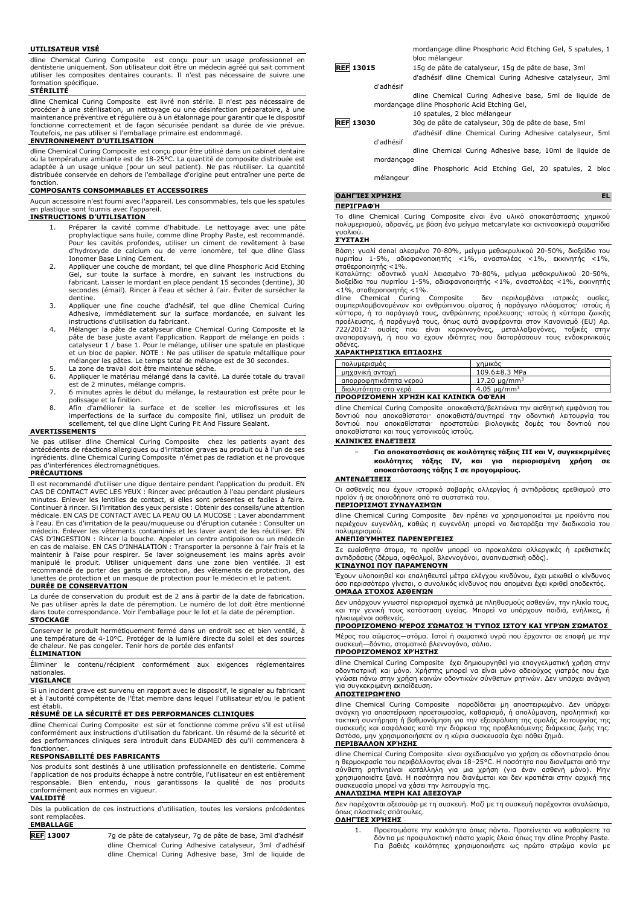**UTILISATEUR VISÉ**

dline Chemical Curing Composite est conçu pour un usage professionnel en dentisterie uniquement. Son utilisateur doit être un médecin agréé qui sait comment utiliser les composites dentaires courants. Il n'est pas nécessaire de suivre une formation spécifique.

**STÉRILITÉ**

dline Chemical Curing Composite est livré non stérile. Il n'est pas nécessaire de procéder à une stérilisation, un nettoyage ou une désinfection préparatoire, à une maintenance préventive et régulière ou à un étalonnage pour garantir que le dispositif fonctionne correctement et de façon sécurisée pendant sa durée de vie prévue. Toutefois, ne pas utiliser si l'emballage primaire est endommagé.

**ENVIRONNEMENT D'UTILISATION**

dline Chemical Curing Composite est conçu pour être utilisé dans un cabinet dentaire où la température ambiante est de 18-25°C. La quantité de composite distribuée est adaptée à un usage unique (pour un seul patient). Ne pas réutiliser. La quantité distribuée conservée en dehors de l'emballage d'origine peut entraîner une perte de fonction.

**COMPOSANTS CONSOMMABLES ET ACCESSOIRES**

Aucun accessoire n'est fourni avec l'appareil. Les consommables, tels que les spatules en plastique sont fournis avec l'appareil.

**INSTRUCTIONS D'UTILISATION**

1. Préparer la cavité comme d'habitude. Le nettoyage avec une pâte prophylactique sans huile, comme dline Prophy Paste, est recommandé. Pour les cavités profondes, utiliser un ciment de revêtement à base d'hydroxyde de calcium ou de verre ionomère, tel que dline Glass Ionomer Base Lining Cement.
2. Appliquer une couche de mordant, tel que dline Phosphoric Acid Etching Gel, sur toute la surface à mordre, en suivant les instructions du fabricant. Laisser le mordant en place pendant 15 secondes (dentine), 30 secondes (émail). Rincer à l'eau et sécher à l'air. Éviter de surséscher la dentine.
3. Appliquer une fine couche d'adhésif, tel que dline Chemical Curing Adhesive, immédiatement sur la surface mordancée, en suivant les instructions d'utilisation du fabricant.
4. Mélanger la pâte de catalyseur dline Chemical Curing Composite et la pâte de base juste avant l'application. Rapport de mélange en poids : catalyseur 1 / base 1. Pour le mélange, utiliser une spatule en plastique et un bloc de papier. NOTE : Ne pas utiliser de spatule métallique pour mélanger les pâtes. Le temps total de mélange est de 30 secondes.
5. La zone de travail doit être maintenue sèche.
6. Appliquer le matériau mélangé dans la cavité. La durée totale du travail est de 2 minutes, mélange compris.
7. 6 minutes après le début du mélange, la restauration est prête pour le polissage et la finition.
8. Afin d'améliorer la surface et de sceller les microfissures et les imperfections de la surface du composite fini, utilisez un produit de scellement, tel que dline Light Curing Pit And Fissure Sealant.

**AVERTISSEMENTS**

Ne pas utiliser dline Chemical Curing Composite chez les patients ayant des antécédents de réactions allergiques ou d'irritation graves au produit ou à l'un de ses ingrédients. dline Chemical Curing Composite n'émet pas de radiation et ne provoque pas d'interférences électromagnétiques.

**PRÉCAUTIONS**

Il est recommandé d'utiliser une digue dentaire pendant l'application du produit. EN CAS DE CONTACT AVEC LES YEUX : Rincer avec précaution à l'eau pendant plusieurs minutes. Enlever les lentilles de contact, si elles sont présentes et faciles à faire. Continuer à rincer. Si l'irritation des yeux persiste : Obtenir des conseils/une attention médicale. EN CAS DE CONTACT AVEC LA PEAU OU LA MUCOSE : Laver abondamment à l'eau. En cas d'irritation de la peau/muqueuse ou d'éruption cutanée : Consulter un médecin. Enlever les vêtements contaminés et les laver avant de les réutiliser. EN CAS D'INGESTION : Rincer la bouche. Appeler un centre antipoison ou un médecin en cas de malaise. EN CAS D'INHALATION : Transporter la personne à l'air frais et la maintenir à l'aise pour respirer. Se laver soigneusement les mains après avoir manipulé le produit. Utiliser uniquement dans une zone bien ventilée. Il est recommandé de porter des gants de protection, des vêtements de protection, des lunettes de protection et un masque de protection pour le médecin et le patient.

**DURÉE DE CONSERVATION**

La durée de conservation du produit est de 2 ans à partir de la date de fabrication. Ne pas utiliser après la date de péremption. Le numéro de lot doit être mentionné dans toute correspondance. Voir l'emballage pour le lot et la date de péremption.

**STOCKAGE**

Conserver le produit hermétiquement fermé dans un endroit sec et bien ventilé, à une température de 4-10°C. Protéger de la lumière directe du soleil et des sources de chaleur. Ne pas congeler. Tenir hors de portée des enfants!

**ÉLIMINATION**

Éliminer le contenu/récipient conformément aux exigences réglementaires nationales.

**VIGILANCE**

Si un incident grave est survenu en rapport avec le dispositif, le signaler au fabricant et à l'autorité compétente de l'État membre dans lequel l'utilisateur et/ou le patient est établi.

**RÉSUMÉ DE LA SÉCURITÉ ET DES PERFORMANCES CLINIQUES**

dline Chemical Curing Composite est sûr et fonctionne comme prévu s'il est utilisé conformément aux instructions d'utilisation du fabricant. Un résumé de la sécurité et des performances cliniques sera introduit dans EUDAMED dès qu'il commencera à fonctionner.

**RESPONSABILITÉ DES FABRICANTS**

Nos produits sont destinés à une utilisation professionnelle en dentisterie. Comme l'application de nos produits échappe à notre contrôle, l'utilisateur en est entièrement responsable. Bien entendu, nous garantissons la qualité de nos produits conformément aux normes en vigueur.

**VALIDITÉ**

Dès la publication de ces instructions d'utilisation, toutes les versions précédentes sont remplacées.

**EMBALLAGE**

| | |
|---|---|
| REF 13007 | 7g de pâte de catalyseur, 7g de pâte de base, 3ml d'adhésif dline Chemical Curing Adhesive catalyseur, 3ml d'adhésif dline Chemical Curing Adhesive base, 3ml de liquide de mordançage dline Phosphoric Acid Etching Gel, 5 spatules, 1 bloc mélangeur |
| REF 13015 | 15g de pâte de catalyseur, 15g de pâte de base, 3ml d'adhésif dline Chemical Curing Adhesive catalyseur, 3ml d'adhésif dline Chemical Curing Adhesive base, 5ml de liquide de mordançage dline Phosphoric Acid Etching Gel, 10 spatules, 2 bloc mélangeur |
| REF 13030 | 30g de pâte de catalyseur, 30g de pâte de base, 5ml d'adhésif dline Chemical Curing Adhesive catalyseur, 5ml d'adhésif dline Chemical Curing Adhesive base, 10ml de liquide de mordançage dline Phosphoric Acid Etching Gel, 20 spatules, 2 bloc mélangeur |

## ΟΔΗΓΙΕΣ ΧΡΗΣΗΣ EL

**ΠΕΡΙΓΡΑΦΗ**

Το dline Chemical Curing Composite είναι ένα υλικό αποκατάστασης χημικού πολυμερισμού, αδρανές, με βάση ένα μείγμα metcarylate και ακτινοσκιερά σωματίδια γυαλιού.

**ΣΥΣΤΑΣΗ**

Βάση: γυαλί denal αλεσμένο 70-80%, μείγμα μεθακρυλικού 20-50%, διοξείδιο του πυριτίου 1-5%, αδιαφανοποιητής <1%, αναστολέας <1%, εκκινητής <1%, σταθεροποιητής <1%.
Καταλύτης: οδοντικό γυαλί λειασμένο 70-80%, μείγμα μεθακρυλικού 20-50%, διοξείδιο του πυριτίου 1-5%, αδιαφανοποιητής <1%, αναστολέας <1%, εκκινητής <1%, σταθεροποιητής <1%.
dline Chemical Curing Composite δεν περιλαμβάνει ιατρικές ουσίες, συμπεριλαμβανομένων και ανθρώπινου αίματος ή παράγωγο πλάσματος· ιστούς ή κύτταρα, ή τα παράγωγά τους, ανθρώπινης προέλευσης· ιστούς ή κύτταρα ζωικής προέλευσης, ή παράγωγά τους, όπως αυτά αναφέρονται στον Κανονισμό (EU) Αρ. 722/2012· ουσίες που είναι καρκινογόνες, μεταλλαξιογόνες, τοξικές στην αναπαραγωγή, ή που να έχουν ιδιότητες που διαταράσσουν τους ενδοκρινικούς αδένες.

**ΧΑΡΑΚΤΗΡΙΣΤΙΚΆ ΕΠΙΔΟΣΗΣ**

| | |
|---|---|
| πολυμερισμός | χημικός |
| μηχανική αντοχή | 109.6±8.3 MPa |
| απορροφητικότητα νερού | 17.20 μg/mm$^3$ |
| διαλυτότητα στο νερό | 4.05 μg/mm$^3$ |

**ΠΡΟΟΡΙΖΟΜΕΝΗ ΧΡΗΣΗ ΚΑΙ ΚΛΙΝΙΚΆ ΟΦΈΛΗ**

dline Chemical Curing Composite αποκαθιστά/βελτιώνει την αισθητική εμφάνιση του δοντιού που αποκαθίσταται· αποκαθιστά/συντηρεί την οδοντική λειτουργία του δοντιού που αποκαθίσταται· προστατεύει βιολογικές δομές του δοντιού που αποκαθίσταται και τους γειτονικούς ιστούς.

**ΚΛΙΝΙΚΈΣ ΕΝΔΕΊΞΕΙΣ**

- **Για αποκαταστάσεις σε κοιλότητες τάξεις III και V, συγκεκριμένες κοιλότητες τάξης IV, και για περιορισμένη χρήση σε αποκατάσταση τάξης I σε προγομφίους.**

**ΑΝΤΕΝΔΕΊΞΕΙΣ**

Οι ασθενείς που έχουν ιστορικό σοβαρής αλλεργίας ή αντιδράσεις ερεθισμού στο προϊόν ή σε οποιοδήποτε από τα συστατικά του.

**ΠΕΡΙΟΡΙΣΜΟΊ ΣΥΝΔΥΑΣΜΏΝ**

dline Chemical Curing Composite δεν πρέπει να χρησιμοποιείται με προϊόντα που περιέχουν ευγενόλη, καθώς η ευγενόλη μπορεί να διαταράξει την διαδικασία του πολυμερισμού.

**ΑΝΕΠΙΘΎΜΗΤΕΣ ΠΑΡΕΝΈΡΓΕΙΕΣ**

Σε ευαίσθητα άτομα, το προϊόν μπορεί να προκαλέσει αλλεργικές ή ερεθιστικές αντιδράσεις (δέρμα, οφθαλμοί, βλεννογόνοι, αναπνευστική οδός).

**ΚΊΝΔΥΝΟΙ ΠΟΥ ΠΑΡΑΜΈΝΟΥΝ**

Έχουν υλοποιηθεί και επαληθευτεί μέτρα ελέγχου κινδύνου, έχει μειωθεί ο κίνδυνος όσο περισσότερο γίνεται, ο συνολικός κίνδυνος που απομένει έχει κριθεί αποδεκτός.

**ΟΜΆΔΑ ΣΤΌΧΟΣ ΑΣΘΕΝΏΝ**

Δεν υπάρχουν γνωστοί περιορισμοί σχετικά με πληθυσμούς ασθενών, την ηλικία τους, και την γενική τους κατάσταση υγείας. Μπορεί να υπάρχουν παιδιά, ενήλικες, ή ηλικιωμένοι ασθενείς.

**ΠΡΟΟΡΙΖΌΜΕΝΟ ΜΈΡΟΣ ΣΏΜΑΤΟΣ Ή ΤΎΠΟΣ ΙΣΤΟΎ ΚΑΙ ΥΓΡΏΝ ΣΏΜΑΤΟΣ**

Μέρος του σώματος—στόμα. Ιστοί ή σωματικά υγρά που έρχονται σε επαφή με την συσκευή—δόντια, στοματικό βλεννογόνο, σάλιο.

**ΠΡΟΟΡΙΖΌΜΕΝΟΣ ΧΡΉΣΤΗΣ**

dline Chemical Curing Composite έχει δημιουργηθεί για επαγγελματική χρήση στην οδοντιατρική και μόνο. Χρήστης μπορεί να είναι μόνο αδειούχος γιατρός που έχει γνώσει πάνω στην χρήση κοινών οδοντικών σύνθετων ρητινών. Δεν υπάρχει ανάγκη για συγκεκριμένη εκπαίδευση.

**ΑΠΟΣΤΕΙΡΩΜΈΝΟ**

dline Chemical Curing Composite παραδίδεται μη αποστειρωμένο. Δεν υπάρχει ανάγκη για αποστείρωση προετοιμασίας, καθαρισμό, ή απολύμανση, προληπτική και τακτική συντήρηση ή βαθμονόμηση για την εξασφάλιση της ομαλής λειτουργίας της συσκευής και ασφάλειας κατά την διάρκεια της προβλεπόμενης διάρκειας ζωής της. Ωστόσο, μην χρησιμοποιήσετε αν η κύρια συσκευασία έχει πάθει ζημιά.

**ΠΕΡΙΒΆΛΛΟΝ ΧΡΉΣΗΣ**

dline Chemical Curing Composite είναι σχεδιασμένο για χρήση σε οδοντιατρείο όπου η θερμοκρασία του περιβάλλοντος είναι 18–25°C. Η ποσότητα που διανέμεται από την σύνθετη ρητίνείναι κατάλληλη για μια χρήση (για έναν ασθενή μόνο). Μην χρησιμοποιείτε ξανά. Η ποσότητα που διανέμεται και δεν κρατείται στην αρχική της συσκευασία μπορεί να χάσει την λειτουργία της.

**ΑΝΑΛΏΣΙΜΑ ΜΈΡΗ ΚΑΙ ΑΞΕΣΟΥΆΡ**

Δεν παρέχονται αξεσουάρ με τη συσκευή. Μαζί με τη συσκευή παρέχονται αναλώσιμα, όπως πλαστικές σπάτουλες.

**ΟΔΗΓΊΕΣ ΧΡΉΣΗΣ**

1. Προετοιμάστε την κοιλότητα όπως πάντα. Προτείνεται να καθαρίσετε τα δόντια με προφυλακτική πάστα χωρίς έλαια όπως την dline Prophy Paste. Για βαθιές κοιλότητες χρησιμοποιήστε ως πρώτο στρώμα κονία με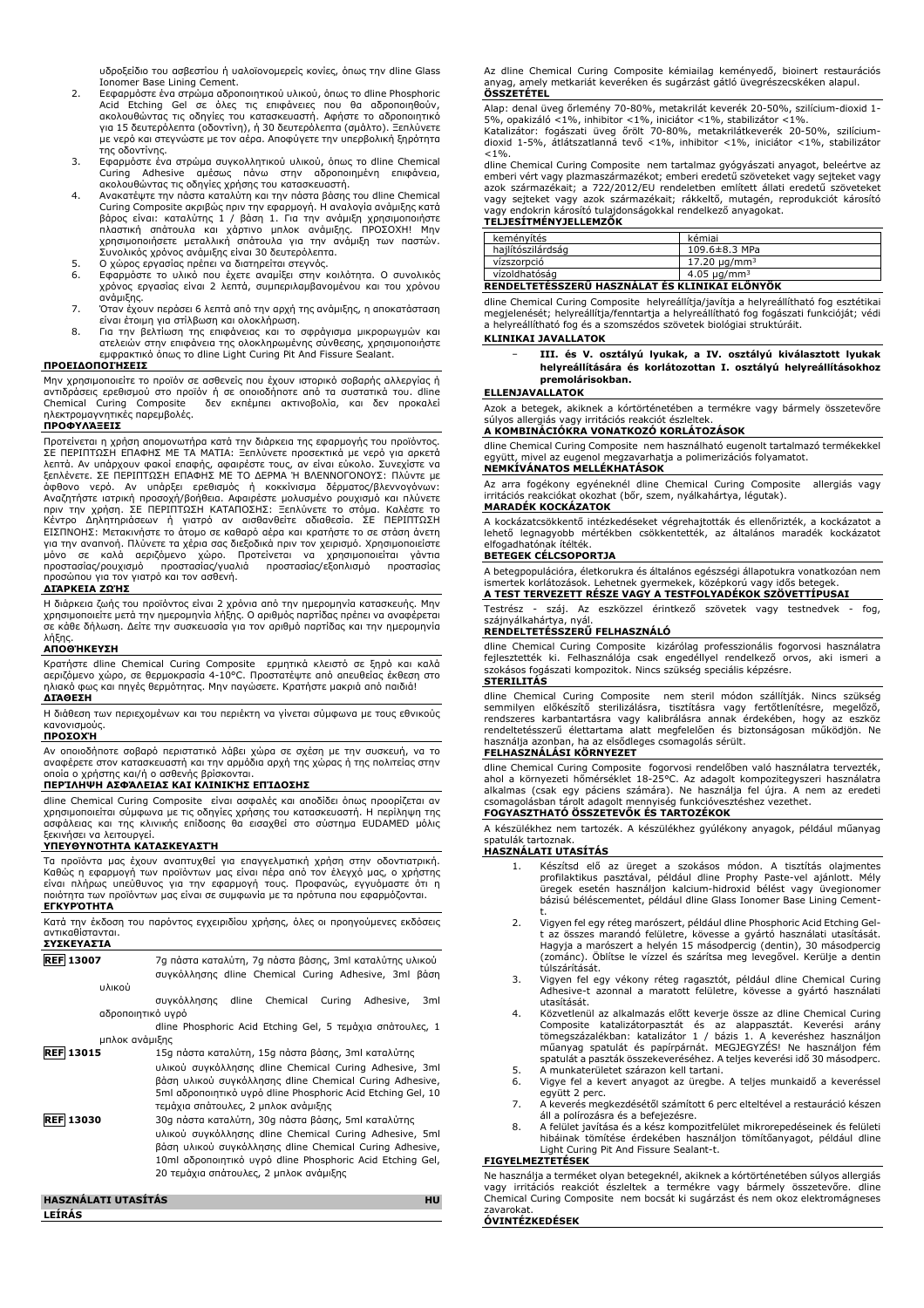υδροξείδιο του ασβεστίου ή υαλοϊονομερείς κονίες, όπως την dline Glass Ionomer Base Lining Cement.

2. Εφαρμόστε ένα στρώμα αδροποιητικού υλικού, όπως το dline Phosphoric Acid Etching Gel σε όλες τις επιφάνειες που θα αδροποιηθούν, ακολουθώντας τις οδηγίες του κατασκευαστή. Αφήστε το αδροποιητικό για 15 δευτερόλεπτα (οδοντίνη), ή 30 δευτερόλεπτα (σμάλτο). Ξεπλύνετε με νερό και στεγνώστε με τον αέρα. Αποφύγετε την υπερβολική ξηρότητα της οδοντίνης.
3. Εφαρμόστε ένα στρώμα συγκολλητικού υλικού, όπως το dline Chemical Curing Adhesive αμέσως πάνω στην αδροποιημένη επιφάνεια, ακολουθώντας τις οδηγίες χρήσης του κατασκευαστή.
4. Ανακατέψτε την πάστα καταλύτη και την πάστα βάσης του dline Chemical Curing Composite ακριβώς πριν την εφαρμογή. Η αναλογία ανάμιξης κατά βάρος είναι: καταλύτης 1 / βάση 1. Για την ανάμιξη χρησιμοποιήστε πλαστική σπάτουλα και χάρτινο μπλοκ ανάμιξης. ΠΡΟΣΟΧΗ! Μην χρησιμοποιήσετε μεταλλική σπάτουλα για την ανάμιξη των παστών. Συνολικός χρόνος ανάμιξης είναι 30 δευτερόλεπτα.
5. Ο χώρος εργασίας πρέπει να διατηρείται στεγνός.
6. Εφαρμόστε το υλικό που έχετε αναμίξει στην κοιλότητα. Ο συνολικός χρόνος εργασίας είναι 2 λεπτά, συμπεριλαμβανομένου και του χρόνου ανάμιξης.
7. Όταν έχουν περάσει 6 λεπτά από την αρχή της ανάμιξης, η αποκατάσταση είναι έτοιμη για στίλβωση και ολοκλήρωση.
8. Για την βελτίωση της επιφάνειας και το σφράγισμα μικρορωγμών και ατελειών στην επιφάνεια της ολοκληρωμένης σύνθεσης, χρησιμοποιήστε εμφρακτικό όπως το dline Light Curing Pit And Fissure Sealant.

**ΠΡΟΕΙΔΟΠΟΙΗΣΕΙΣ**

Μην χρησιμοποιείτε το προϊόν σε ασθενείς που έχουν ιστορικό σοβαρής αλλεργίας ή αντιδράσεις ερεθισμού στο προϊόν ή σε οποιοδήποτε από τα συστατικά του. dline Chemical Curing Composite δεν εκπέμπει ακτινοβολία, και δεν προκαλεί ηλεκτρομαγνητικές παρεμβολές.

**ΠΡΟΦΥΛΑΞΕΙΣ**

Προτείνεται η χρήση απομονωτήρα κατά την διάρκεια της εφαρμογής του προϊόντος. ΣΕ ΠΕΡΙΠΤΩΣΗ ΕΠΑΦΗΣ ΜΕ ΤΑ ΜΑΤΙΑ: Ξεπλύνετε προσεκτικά με νερό για αρκετά λεπτά. Αν υπάρχουν φακοί επαφής, αφαιρέστε τους, αν είναι εύκολο. Συνεχίστε να ξεπλένετε. ΣΕ ΠΕΡΙΠΤΩΣΗ ΕΠΑΦΗΣ ΜΕ ΤΟ ΔΕΡΜΑ Ή ΒΛΕΝΝΟΓΟΝΟΥΣ: Πλύντε με άφθονο νερό. Αν υπάρξει ερεθισμός ή κοκκίνισμα δέρματος/βλεννογόνων: Αναζητήστε ιατρική προσοχή/βοήθεια. Αφαιρέστε μολυσμένο ρουχισμό και πλύνετε πριν την χρήση. ΣΕ ΠΕΡΙΠΤΩΣΗ ΚΑΤΑΠΟΣΗΣ: Ξεπλύνετε το στόμα. Καλέστε το Κέντρο Δηλητηριάσεων ή γιατρό αν αισθανθείτε αδιαθεσία. ΣΕ ΠΕΡΙΠΤΩΣΗ ΕΙΣΠΝΟΗΣ: Μετακινήστε το άτομο σε καθαρό αέρα και κρατήστε το σε στάση άνετη για την αναπνοή. Πλύνετε τα χέρια σας διεξοδικά πριν τον χειρισμό. Χρησιμοποιείστε μόνο σε καλά αεριζόμενο χώρο. Προτείνεται να χρησιμοποιείται γάντια προστασίας/ρουχισμό προστασίας/γυαλιά προστασίας/εξοπλισμό προστασίας προσώπου για τον γιατρό και τον ασθενή.

**ΔΙΑΡΚΕΙΑ ΖΩΗΣ**

Η διάρκεια ζωής του προϊόντος είναι 2 χρόνια από την ημερομηνία κατασκευής. Μην χρησιμοποιείτε μετά την ημερομηνία λήξης. Ο αριθμός παρτίδας πρέπει να αναφέρεται σε κάθε δήλωση. Δείτε την συσκευασία για τον αριθμό παρτίδας και την ημερομηνία λήξης.

**ΑΠΟΘΗΚΕΥΣΗ**

Κρατήστε dline Chemical Curing Composite ερμητικά κλειστό σε ξηρό και καλά αεριζόμενο χώρο, σε θερμοκρασία 4-10°C. Προστατέψτε από απευθείας έκθεση στο ηλιακό φως και πηγές θερμότητας. Μην παγώσετε. Κρατήστε μακριά από παιδιά!

**ΔΙΑΘΕΣΗ**

Η διάθεση των περιεχομένων και του περιέκτη να γίνεται σύμφωνα με τους εθνικούς κανονισμούς.

**ΠΡΟΣΟΧΗ**

Αν οποιοδήποτε σοβαρό περιστατικό λάβει χώρα σε σχέση με την συσκευή, να το αναφέρετε στον κατασκευαστή και την αρμόδια αρχή της χώρας ή της πολιτείας στην οποία ο χρήστης και/ή ο ασθενής βρίσκονται.

**ΠΕΡΙΛΗΨΗ ΑΣΦΑΛΕΙΑΣ ΚΑΙ ΚΛΙΝΙΚΗΣ ΕΠΙΔΟΣΗΣ**

dline Chemical Curing Composite είναι ασφαλές και αποδοτικό όπως προορίζεται αν χρησιμοποιείται σύμφωνα με τις οδηγίες χρήσης του κατασκευαστή. Η περίληψη της ασφάλειας και της κλινικής επίδοσης θα εισαχθεί στο σύστημα EUDAMED μόλις ξεκινήσει να λειτουργεί.

**ΥΠΕΥΘΥΝΟΤΗΤΑ ΚΑΤΑΣΚΕΥΑΣΤΗ**

Τα προϊόντα μας έχουν αναπτυχθεί για επαγγελματική χρήση στην οδοντιατρική. Καθώς η εφαρμογή των προϊόντων μας είναι πέρα από τον έλεγχό μας, ο χρήστης είναι πλήρως υπεύθυνος για την εφαρμογή τους. Προφανώς, εγγυόμαστε ότι η ποιότητα των προϊόντων μας είναι σε συμφωνία με τα πρότυπα που εφαρμόζονται.

**ΕΓΚΥΡΟΤΗΤΑ**

Κατά την έκδοση του παρόντος εγχειριδίου χρήσης, όλες οι προηγούμενες εκδόσεις αντικαθίστανται.

**ΣΥΣΚΕΥΑΣΙΑ**

| | |
|---|---|
| REF 13007 | 7g πάστα καταλύτη, 7g πάστα βάσης, 3ml καταλύτης υλικού συγκόλλησης dline Chemical Curing Adhesive, 3ml βάση υλικού συγκόλλησης dline Chemical Curing Adhesive, 3ml αδροποιητικό υγρό dline Phosphoric Acid Etching Gel, 5 τεμάχια σπάτουλες, 1 μπλοκ ανάμιξης |
| REF 13015 | 15g πάστα καταλύτη, 15g πάστα βάσης, 3ml καταλύτης υλικού συγκόλλησης dline Chemical Curing Adhesive, 3ml βάση υλικού συγκόλλησης dline Chemical Curing Adhesive, 5ml αδροποιητικό υγρό dline Phosphoric Acid Etching Gel, 10 τεμάχια σπάτουλες, 2 μπλοκ ανάμιξης |
| REF 13030 | 30g πάστα καταλύτη, 30g πάστα βάσης, 5ml καταλύτης υλικού συγκόλλησης dline Chemical Curing Adhesive, 5ml βάση υλικού συγκόλλησης dline Chemical Curing Adhesive, 10ml αδροποιητικό υγρό dline Phosphoric Acid Etching Gel, 20 τεμάχια σπάτουλες, 2 μπλοκ ανάμιξης |

## HASZNÁLATI UTASÍTÁS — HU

**LEÍRÁS**

Az dline Chemical Curing Composite kémiailag keményedő, bioinert restaurációs anyag, amely metkariát keveréken és sugárzást gátló üvegrészecskéken alapul.

**ÖSSZETÉTEL**

Alap: dental üveg őrlemény 70-80%, metakrilát keverék 20-50%, szilícium-dioxid 1-5%, opakizáló <1%, inhibitor <1%, iniciátor <1%, stabilizátor <1%.

Katalizátor: fogászati üveg őrölt 70-80%, metakrilátkeverék 20-50%, szilícium-dioxid 1-5%, átlátszatlanná tevő <1%, inhibitor <1%, iniciátor <1%, stabilizátor <1%.

dline Chemical Curing Composite nem tartalmaz gyógyászati anyagot, beleértve az emberi vért vagy plazmaszármazékot; emberi eredetű szöveteket vagy sejteket vagy azok származékait; a 722/2012/EU rendeletben említett állati eredetű szöveteket vagy sejteket vagy azok származékait; rákkeltő, mutagén, reprodukciót károsító vagy endokrin károsító tulajdonságokkal rendelkező anyagokat.

**TELJESÍTMÉNYJELLEMZŐK**

| | |
|---|---|
| keményítés | kémiai |
| hajlítószilárdság | 109.6±8.3 MPa |
| vízszorpció | 17.20 μg/mm³ |
| vízoldhatóság | 4.05 μg/mm³ |

**RENDELTETÉSSZERŰ HASZNÁLAT ÉS KLINIKAI ELŐNYÖK**

dline Chemical Curing Composite helyreállítja/javítja a helyreállítható fog esztétikai megjelenését; helyreállítja/fenntartja a helyreállítható fog fogászati funkcióját; védi a helyreállítható fog és a szomszédos szövetek biológiai struktúráit.

**KLINIKAI JAVALLATOK**

- **III. és V. osztályú lyukak, a IV. osztályú kiválasztott lyukak helyreállítására és korlátozottan I. osztályú helyreállításokhoz premolárisokban.**

**ELLENJAVALLATOK**

Azok a betegek, akiknek a kórtörténetében a termékre vagy bármely összetevőre súlyos allergiás vagy irritációs reakciót észleltek.

**A KOMBINÁCIÓKRA VONATKOZÓ KORLÁTOZÁSOK**

dline Chemical Curing Composite nem használható eugenolt tartalmazó termékekkel együtt, mivel az eugenol megzavarhatja a polimerizációs folyamatot.

**NEMKÍVÁNATOS MELLÉKHATÁSOK**

Az arra fogékony egyéneknél dline Chemical Curing Composite allergiás vagy irritációs reakciókat okozhat (bőr, szem, nyálkahártya, légutak).

**MARADÉK KOCKÁZATOK**

A kockázatcsökkentő intézkedéseket végrehajtották és ellenőrizték, a kockázatot a lehető legnagyobb mértékben csökkentették, az általános maradék kockázatot elfogadhatónak ítélték.

**BETEGEK CÉLCSOPORTJA**

A betegpopulációra, életkorukra és általános egészségi állapotukra vonatkozóan nem ismertek korlátozások. Lehetnek gyermekek, középkorú vagy idős betegek.

**A TEST TERVEZETT RÉSZE VAGY A TESTFOLYADÉKOK SZÖVETTÍPUSAI**

Testrész - száj. Az eszközzel érintkező szövetek vagy testnedvek - fog, szájnyálkahártya, nyál.

**RENDELTETÉSSZERŰ FELHASZNÁLÓ**

dline Chemical Curing Composite kizárólag professzionális fogorvosi használatra fejlesztették ki. Felhasználója csak engedéllyel rendelkező orvos, aki ismeri a szokásos fogászati kompozitok. Nincs szükség speciális képzésre.

**STERILITÁS**

dline Chemical Curing Composite nem steril módon szállítják. Nincs szükség semmilyen előkészítő sterilizálásra, tisztításra vagy fertőtlenítésre, megelőző, rendszeres karbantartásra vagy kalibrálásra annak érdekében, hogy az eszköz rendeltetésszerű élettartama alatt megfelelően és biztonságosan működjön. Ne használja azonban, ha az elsődleges csomagolás sérült.

**FELHASZNÁLÁSI KÖRNYEZET**

dline Chemical Curing Composite fogorvosi rendelőben való használatra tervezték, ahol a környezeti hőmérséklet 18-25°C. Az adagolt kompozitegyszeri használatra alkalmas (csak egy páciens számára). Ne használja fel újra. A nem az eredeti csomagolásban tárolt adagolt mennyiség funkcióvesztéshez vezethet.

**FOGYASZTHATÓ ÖSSZETEVŐK ÉS TARTOZÉKOK**

A készülékhez nem tartozék. A készülékhez gyülékony anyagok, például műanyag spatulák tartoznak.

**HASZNÁLATI UTASÍTÁS**

1. Készítsd elő az üreget a szokásos módon. A tisztítás olajmentes profilaktikus pasztával, például dline Prophy Paste-vel ajánlott. Mély üregek esetén használjon kalcium-hidroxid bélést vagy üvegionomer bázisú béléscementet, például dline Glass Ionomer Base Lining Cement-t.
2. Vigyen fel egy réteg marószert, például dline Phosphoric Acid Etching Gel-t az összes marandó felületre, kövesse a gyártó használati utasítását. Hagyja a marószert a helyén 15 másodpercig (dentin), 30 másodpercig (zománc). Öblítse le vízzel és szárítsa meg levegővel. Kerülje a dentin túlszárítását.
3. Vigyen fel egy vékony réteg ragasztót, például dline Chemical Curing Adhesive-t azonnal a maratott felületre, kövesse a gyártó használati utasítását.
4. Közvetlenül az alkalmazás előtt keverje össze az dline Chemical Curing Composite katalizátorpasztát és az alappasztát. Keverési arány tömegszázalékban: katalizátor 1 / bázis 1. A keveréshez használjon műanyag spatulát és papírpárnát. MEGJEGYZÉS! Ne használjon fém spatulát a paszták összekeveréséhez. A teljes keverési idő 30 másodperc.
5. A munkaterületet szárazon kell tartani.
6. Vigye fel a kevert anyagot az üregbe. A teljes munkaidő a keveréssel együtt 2 perc.
7. A keverés megkezdésétől számított 6 perc elteltével a restauráció készen áll a polírozásra és a befejezésre.
8. A felület javítása és a kész kompozitfelület mikrorepedéseinek és felületi hibáinak tömítése érdekében használjon tömítőanyagot, például dline Light Curing Pit And Fissure Sealant-t.

**FIGYELMEZTETÉSEK**

Ne használja a terméket olyan betegeknél, akiknek a kórtörténetében súlyos allergiás vagy irritációs reakciót észleltek a termékre vagy bármely összetevőre. dline Chemical Curing Composite nem bocsát ki sugárzást és nem okoz elektromágneses zavarokat.

**ÓVINTÉZKEDÉSEK**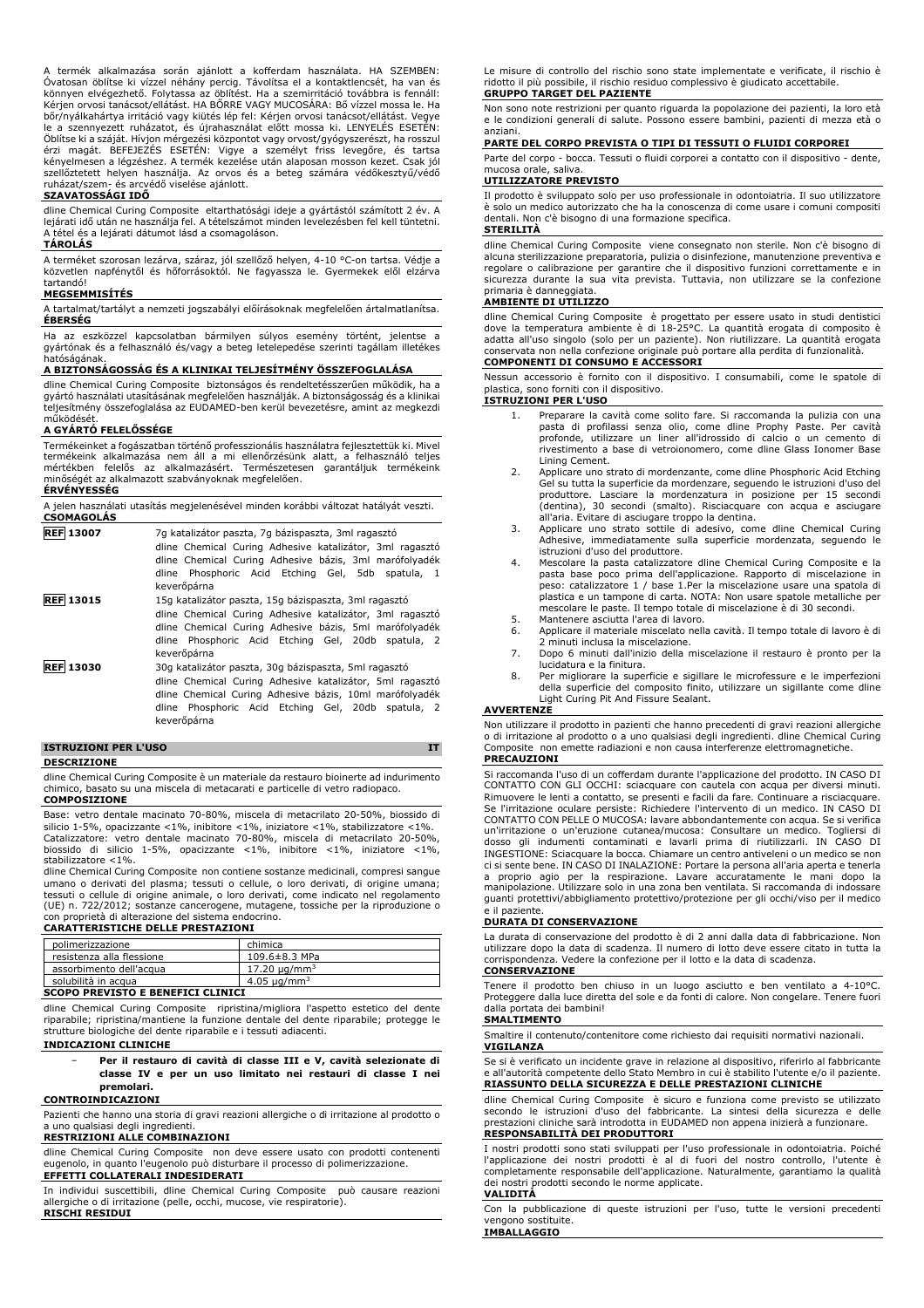A termék alkalmazása során ajánlott a kofferdam használata. HA SZEMBEN: Óvatosan öblítse ki vízzel néhány percig. Távolítsa el a kontaktlencsét, ha van és könnyen elvégezhető. Folytassa az öblítést. Ha a szemirritáció továbbra is fennáll: Kérjen orvosi tanácsot/ellátást. HA BŐRRE VAGY MUCOSÁRA: Bő vízzel mossa le. Ha bőr/nyálkahártya irritáció vagy kiütés lép fel: Kérjen orvosi tanácsot/ellátást. Vegye le a szennyezett ruházatot, és újrahasználat előtt mossa ki. LENYELÉS ESETÉN: Öblítse ki a száját. Hívjon mérgezési központot vagy orvost/gyógyszerészt, ha rosszul érzi magát. BEFEJEZÉS ESETÉN: Vigye a személyt friss levegőre, és tartsa kényelmesen a légzéshez. A termék kezelése után alaposan mosson kezet. Csak jól szellőztetett helyen használja. Az orvos és a beteg számára védőkesztyű/védő ruházat/szem- és arcvédő viselése ajánlott.

**SZAVATOSSÁGI IDŐ**

dline Chemical Curing Composite eltarthatósági ideje a gyártástól számított 2 év. A lejárati idő után ne használja fel. A tételszámot minden levelezésben fel kell tüntetni. A tétel és a lejárati dátumot lásd a csomagoláson.

**TÁROLÁS**

A terméket szorosan lezárva, száraz, jól szellőző helyen, 4-10 °C-on tartsa. Védje a közvetlen napfénytől és hőforrásoktól. Ne fagyassza le. Gyermekek elől elzárva tartandó!

**MEGSEMMISÍTÉS**

A tartalmat/tartályt a nemzeti jogszabályi előírásoknak megfelelően ártalmatlanítsa.

**ÉBERSÉG**

Ha az eszközzel kapcsolatban bármilyen súlyos esemény történt, jelentse a gyártónak és a felhasználó és/vagy a beteg letelepedése szerinti tagállam illetékes hatóságának.

**A BIZTONSÁGOSSÁG ÉS A KLINIKAI TELJESÍTMÉNY ÖSSZEFOGLALÁSA**

dline Chemical Curing Composite biztonságos és rendeltetésszerűen működik, ha a gyártó használati utasításának megfelelően használják. A biztonságosság és a klinikai teljesítmény összefoglalása az EUDAMED-ben kerül bevezetésre, amint az megkezdi működését.

**A GYÁRTÓ FELELŐSSÉGE**

Termékeinket a fogászatban történő professzionális használatra fejlesztettük ki. Mivel termékeink alkalmazása nem áll a mi ellenőrzésünk alatt, a felhasználó teljes mértékben felelős az alkalmazásért. Természetesen garantáljuk termékeink minőségét az alkalmazott szabványoknak megfelelően.

**ÉRVÉNYESSÉG**

A jelen használati utasítás megjelenésével minden korábbi változat hatályát veszti.

**CSOMAGOLÁS**

| | |
|---|---|
| **REF 13007** | 7g katalizátor paszta, 7g bázispaszta, 3ml ragasztó<br>dline Chemical Curing Adhesive katalizátor, 3ml ragasztó dline Chemical Curing Adhesive bázis, 3ml maróﬂolyadék dline Phosphoric Acid Etching Gel, 5db spatula, 1 keverőpárna |
| **REF 13015** | 15g katalizátor paszta, 15g bázispaszta, 3ml ragasztó<br>dline Chemical Curing Adhesive katalizátor, 3ml ragasztó dline Chemical Curing Adhesive bázis, 5ml marófolyadék dline Phosphoric Acid Etching Gel, 20db spatula, 2 keverőpárna |
| **REF 13030** | 30g katalizátor paszta, 30g bázispaszta, 5ml ragasztó<br>dline Chemical Curing Adhesive katalizátor, 5ml ragasztó dline Chemical Curing Adhesive bázis, 10ml marófolyadék dline Phosphoric Acid Etching Gel, 20db spatula, 2 keverőpárna |

## ISTRUZIONI PER L'USO — IT

**DESCRIZIONE**

dline Chemical Curing Composite è un materiale da restauro bioinerte ad indurimento chimico, basato su una miscela di metacrati e particelle di vetro radiopaco.

**COMPOSIZIONE**

Base: vetro dentale macinato 70-80%, miscela di metacrilato 20-50%, biossido di silicio 1-5%, opacizzante <1%, inibitore <1%, iniziatore <1%, stabilizzatore <1%.
Catalizzatore: vetro dentale macinato 70-80%, miscela di metacrilato 20-50%, biossido di silicio 1-5%, opacizzante <1%, inibitore <1%, iniziatore <1%, stabilizzatore <1%.
dline Chemical Curing Composite non contiene sostanze medicinali, compresi sangue umano o derivati del plasma; tessuti o cellule, o loro derivati, di origine umana; tessuti o cellule di origine animale, o loro derivati, come indicato nel regolamento (UE) n. 722/2012; sostanze cancerogene, mutagene, tossiche per la riproduzione o con proprietà di alterazione del sistema endocrino.

**CARATTERISTICHE DELLE PRESTAZIONI**

| | |
|---|---|
| polimerizzazione | chimica |
| resistenza alla flessione | 109.6±8.3 MPa |
| assorbimento dell'acqua | 17.20 µg/mm$^3$ |
| solubilità in acqua | 4.05 µg/mm$^3$ |

**SCOPO PREVISTO E BENEFICI CLINICI**

dline Chemical Curing Composite ripristina/migliora l'aspetto estetico del dente riparabile; ripristina/mantiene la funzione dentale del dente riparabile; protegge le strutture biologiche del dente riparabile e i tessuti adiacenti.

**INDICAZIONI CLINICHE**

- **Per il restauro di cavità di classe III e V, cavità selezionate di classe IV e per un uso limitato nei restauri di classe I nei premolari.**

**CONTROINDICAZIONI**

Pazienti che hanno una storia di gravi reazioni allergiche o di irritazione al prodotto o a uno qualsiasi degli ingredienti.

**RESTRIZIONI ALLE COMBINAZIONI**

dline Chemical Curing Composite non deve essere usato con prodotti contenenti eugenolo, in quanto l'eugenolo può disturbare il processo di polimerizzazione.

**EFFETTI COLLATERALI INDESIDERATI**

In individui suscettibili, dline Chemical Curing Composite può causare reazioni allergiche o di irritazione (pelle, occhi, mucose, vie respiratorie).

**RISCHI RESIDUI**

Le misure di controllo del rischio sono state implementate e verificate, il rischio è ridotto il più possibile, il rischio residuo complessivo è giudicato accettabile.

**GRUPPO TARGET DEL PAZIENTE**

Non sono note restrizioni per quanto riguarda la popolazione dei pazienti, la loro età e le condizioni generali di salute. Possono essere bambini, pazienti di mezza età o anziani.

**PARTE DEL CORPO PREVISTA O TIPI DI TESSUTI O FLUIDI CORPOREI**

Parte del corpo - bocca. Tessuti o fluidi corporei a contatto con il dispositivo - dente, mucosa orale, saliva.

**UTILIZZATORE PREVISTO**

Il prodotto è sviluppato solo per uso professionale in odontoiatria. Il suo utilizzatore è solo un medico autorizzato che ha la conoscenza di come usare i comuni compositi dentali. Non c'è bisogno di una formazione specifica.

**STERILITÀ**

dline Chemical Curing Composite viene consegnato non sterile. Non c'è bisogno di alcuna sterilizzazione preparatoria, pulizia o disinfezione, manutenzione preventiva e regolare o calibrazione per garantire che il dispositivo funzioni correttamente e in sicurezza durante la sua vita prevista. Tuttavia, non utilizzare se la confezione primaria è danneggiata.

**AMBIENTE DI UTILIZZO**

dline Chemical Curing Composite è progettato per essere usato in studi dentistici dove la temperatura ambiente è di 18-25°C. La quantità erogata di composito è adatta all'uso singolo (solo per un paziente). Non riutilizzare. La quantità erogata conservata non nella confezione originale può portare alla perdita di funzionalità.

**COMPONENTI DI CONSUMO E ACCESSORI**

Nessun accessorio è fornito con il dispositivo. I consumabili, come le spatole di plastica, sono forniti con il dispositivo.

**ISTRUZIONI PER L'USO**

1. Preparare la cavità come solito fare. Si raccomanda la pulizia con una pasta di profilassi senza olio, come dline Prophy Paste. Per cavità profonde, utilizzare un liner all'idrossido di calcio o un cemento di rivestimento a base di vetroionomero, come dline Glass Ionomer Base Lining Cement.
2. Applicare uno strato di mordenzante, come dline Phosphoric Acid Etching Gel su tutta la superficie da mordenzare, seguendo le istruzioni d'uso del produttore. Lasciare la mordenzatura in posizione per 15 secondi (dentina), 30 secondi (smalto). Risciacquare con acqua e asciugare all'aria. Evitare di asciugare troppo la dentina.
3. Applicare uno strato sottile di adesivo, come dline Chemical Curing Adhesive, immediatamente sulla superficie mordenzata, seguendo le istruzioni d'uso del produttore.
4. Mescolare la pasta catalizzatore dline Chemical Curing Composite e la pasta base poco prima dell'applicazione. Rapporto di miscelazione in peso: catalizzatore 1 / base 1.Per la miscelazione usare una spatola di plastica e un tampone di carta. NOTA: Non usare spatole metalliche per mescolare le paste. Il tempo totale di miscelazione è di 30 secondi.
5. Mantenere asciutta l'area di lavoro.
6. Applicare il materiale miscelato nella cavità. Il tempo totale di lavoro è di 2 minuti inclusa la miscelazione.
7. Dopo 6 minuti dall'inizio della miscelazione il restauro è pronto per la lucidatura e la finitura.
8. Per migliorare la superficie e sigillare le microfessure e le imperfezioni della superficie del composito finito, utilizzare un sigillante come dline Light Curing Pit And Fissure Sealant.

**AVVERTENZE**

Non utilizzare il prodotto in pazienti che hanno precedenti di gravi reazioni allergiche o di irritazione al prodotto o a uno qualsiasi degli ingredienti. dline Chemical Curing Composite non emette radiazioni e non causa interferenze elettromagnetiche.

**PRECAUZIONI**

Si raccomanda l'uso di un cofferdam durante l'applicazione del prodotto. IN CASO DI CONTATTO CON GLI OCCHI: sciacquare con cautela con acqua per diversi minuti. Rimuovere le lenti a contatto, se presenti e facili da fare. Continuare a risciacquare. Se l'irritazione oculare persiste: Richiedere l'intervento di un medico. IN CASO DI CONTATTO CON PELLE O MUCOSA: lavare abbondantemente con acqua. Se si verifica un'irritazione o un'eruzione cutanea/mucosa: Consultare un medico. Togliersi di dosso gli indumenti contaminati e lavarli prima di riutilizzarli. IN CASO DI INGESTIONE: Sciacquare la bocca. Chiamare un centro antiveleni o un medico se non ci si sente bene. IN CASO DI INALAZIONE: Portare la persona all'aria aperta e tenerla a proprio agio per la respirazione. Lavare accuratamente le mani dopo la manipolazione. Utilizzare solo in una zona ben ventilata. Si raccomanda di indossare guanti protettivi/abbigliamento protettivo/protezione per gli occhi/viso per il medico e il paziente.

**DURATA DI CONSERVAZIONE**

La durata di conservazione del prodotto è di 2 anni dalla data di fabbricazione. Non utilizzare dopo la data di scadenza. Il numero di lotto deve essere citato in tutta la corrispondenza. Vedere la confezione per il lotto e la data di scadenza.

**CONSERVAZIONE**

Tenere il prodotto ben chiuso in un luogo asciutto e ben ventilato a 4-10°C. Proteggere dalla luce diretta del sole e da fonti di calore. Non congelare. Tenere fuori dalla portata dei bambini!

**SMALTIMENTO**

Smaltire il contenuto/contenitore come richiesto dai requisiti normativi nazionali.

**VIGILANZA**

Se si è verificato un incidente grave in relazione al dispositivo, riferirlo al fabbricante e all'autorità competente dello Stato Membro in cui è stabilito l'utente e/o il paziente.

**RIASSUNTO DELLA SICUREZZA E DELLE PRESTAZIONI CLINICHE**

dline Chemical Curing Composite è sicuro e funziona come previsto se utilizzato secondo le istruzioni d'uso del fabbricante. La sintesi della sicurezza e delle prestazioni cliniche sarà introdotta in EUDAMED non appena inizierà a funzionare.

**RESPONSABILITÀ DEI PRODUTTORI**

I nostri prodotti sono stati sviluppati per l'uso professionale in odontoiatria. Poiché l'applicazione dei nostri prodotti è al di fuori del nostro controllo, l'utente è completamente responsabile dell'applicazione. Naturalmente, garantiamo la qualità dei nostri prodotti secondo le norme applicate.

**VALIDITÀ**

Con la pubblicazione di queste istruzioni per l'uso, tutte le versioni precedenti vengono sostituite.

**IMBALLAGGIO**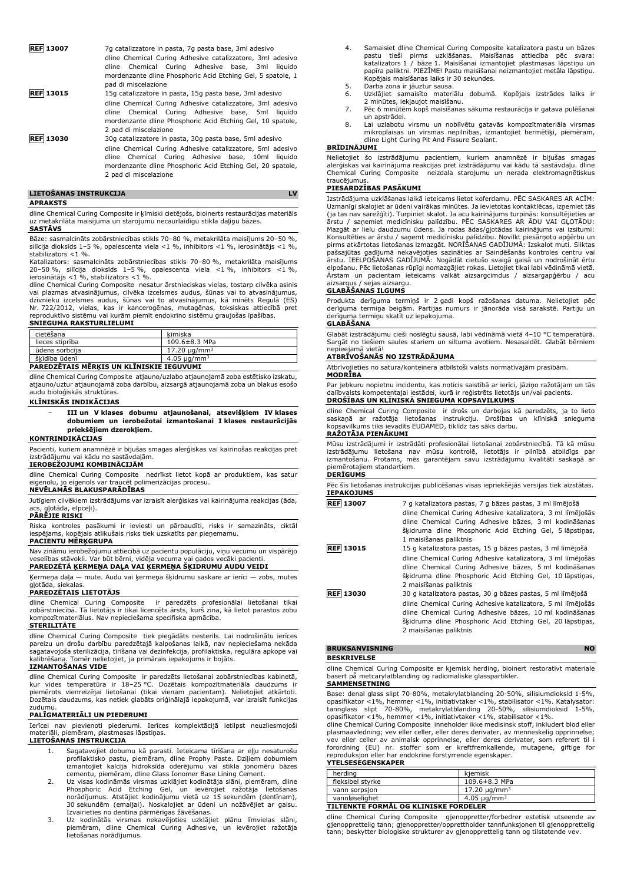| | |
|---|---|
| **REF 13007** | 7g catalizzatore in pasta, 7g pasta base, 3ml adesivo dline Chemical Curing Adhesive catalizzatore, 3ml adesivo dline Chemical Curing Adhesive base, 3ml liquido mordenzante dline Phosphoric Acid Etching Gel, 5 spatole, 1 pad di miscelazione |
| **REF 13015** | 15g catalizzatore in pasta, 15g pasta base, 3ml adesivo dline Chemical Curing Adhesive catalizzatore, 3ml adesivo dline Chemical Curing Adhesive base, 5ml liquido mordenzante dline Phosphoric Acid Etching Gel, 10 spatole, 2 pad di miscelazione |
| **REF 13030** | 30g catalizzatore in pasta, 30g pasta base, 5ml adesivo dline Chemical Curing Adhesive catalizzatore, 5ml adesivo dline Chemical Curing Adhesive base, 10ml liquido mordenzante dline Phosphoric Acid Etching Gel, 20 spatole, 2 pad di miscelazione |

## LIETOŠANAS INSTRUKCIJA — LV

### APRAKSTS

dline Chemical Curing Composite ir ķīmiski cietējošs, bioinerts restaurācijas materiāls uz metakrilāta maisījuma un starojumu necaurlaidīgu stikla daļiņu bāzes.

### SASTĀVS

Bāze: sasmalcināts zobārstniecības stikls 70–80 %, metakrilāta maisījums 20–50 %, silīcija dioksīds 1–5 %, opalescenta viela <1 %, inhibitors <1 %, ierosinātājs <1 %, stabilizators <1 %.

Katalizators: sasmalcināts zobārstniecības stikls 70–80 %, metakrilāta maisījums 20–50 %, silīcija dioksīds 1–5 %, opalescenta viela <1 %, inhibitors <1 %, ierosinātājs <1 %, stabilizators <1 %.

dline Chemical Curing Composite nesatur ārstnieciskas vielas, tostarp cilvēka asinis vai plazmas atvasinājumus, cilvēka izcelsmes audus, šūnas vai to atvasinājumus, dzīvnieku izcelsmes audus, šūnas vai to atvasinājumus, kā minēts Regulā (ES) Nr. 722/2012, vielas, kas ir kancerogēnas, mutagēnas, toksiskas attiecībā pret reproduktīvo sistēmu vai kurām piemīt endokrīno sistēmu graujošas īpašības.

### SNIEGUMA RAKSTURLIELUMI

| | |
|---|---|
| cietēšana | ķīmiska |
| lieces stiprība | 109.6±8.3 MPa |
| ūdens sorbcija | 17.20 μg/mm$^3$ |
| šķīdība ūdenī | 4.05 μg/mm$^3$ |

### PAREDZĒTAIS MĒRĶIS UN KLĪNISKIE IEGUVUMI

dline Chemical Curing Composite atjauno/uzlabo atjaunojamā zoba estētisko izskatu, atjauno/uztur atjaunojamā zoba darbību, aizsargā atjaunojamā zoba un blakus esošo audu bioloģiskās struktūras.

### KLĪNISKĀS INDIKĀCIJAS

- **III un V klases dobumu atjaunošanai, atsevišķiem IV klases dobumiem un ierobežotai izmantošanai I klases restaurācijās priekšējiem dzerokļiem.**

### KONTRINDIKĀCIJAS

Pacienti, kuriem anamnēzē ir bijušas smagas alerģiskas vai kairinošas reakcijas pret izstrādājumu vai kādu no sastāvdaļām.

### IEROBEŽOJUMI KOMBINĀCIJĀM

dline Chemical Curing Composite nedrīkst lietot kopā ar produktiem, kas satur eigenolu, jo eigenols var traucēt polimerizācijas procesu.

### NEVĒLAMĀS BLAKUSPARĀDĪBAS

Jutīgiem cilvēkiem izstrādājums var izraisīt alerģiskas vai kairinājuma reakcijas (āda, acs, gļotāda, elpceļi).

### PĀRĒJIE RISKI

Riska kontroles pasākumi ir ieviesti un pārbaudīti, risks ir samazināts, ciktāl iespējams, kopējais atlikušais risks tiek uzskatīts par pieņemamu.

### PACIENTU MĒRĶGRUPA

Nav zināmu ierobežojumu attiecībā uz pacientu populāciju, viņu vecumu un vispārējo veselības stāvokli. Var būt bērni, vidēja vecuma vai gados vecāki pacienti.

### PAREDZĒTĀ ĶERMEŅA DAĻA VAI ĶERMEŅA ŠĶIDRUMU AUDU VEIDI

Ķermeņa daļa — mute. Audu vai ķermeņa šķidrumu saskare ar ierīci — zobs, mutes gļotāda, siekalas.

### PAREDZĒTAIS LIETOTĀJS

dline Chemical Curing Composite ir paredzēts profesionālai lietošanai tikai zobārstniecībā. Tā lietotājs ir tikai licencēts ārsts, kurš zina, kā lietot parastos zobu kompozītmateriālus. Nav nepieciešama specifiska apmācība.

### STERILITĀTE

dline Chemical Curing Composite tiek piegādāts nesterils. Lai nodrošinātu ierīces pareizu un drošu darbību paredzētajā kalpošanas laikā, nav nepieciešama nekāda sagatavojoša sterilizācija, tīrīšana vai dezinfekcija, profilaktiska, regulāra apkope vai kalibrēšana. Nelietojiet, ja primārais iepakojums ir bojāts.

### IZMANTOŠANAS VIDE

dline Chemical Curing Composite ir paredzēts lietošanai zobārstniecības kabinetā, kur vides temperatūra ir 18–25 °C. Dozētais kompozītmateriāla daudzums ir piemērots vienreizējai lietošanai (tikai vienam pacientam). Nelietojiet atkārtoti. Dozētais daudzums, kas netiek glabāts oriģinālajā iepakojumā, var izraisīt funkcijas zudumu.

### PALĪGMATERIĀLI UN PIEDERUMI

Ierīcei nav pievienoti piederumi. Ierīces komplektācijā ietilpst neuzliesmojoši materiāli, piemēram, plastmasas lāpstiņas.

### LIETOŠANAS INSTRUKCIJA

1. Sagatavojiet dobumu kā parasti. Ieteicama tīrīšana ar eļļu nesaturošu profilaktisko pastu, piemēram, dline Prophy Paste. Dziļiem dobumiem izmantojiet kalcija hidroksīda oderējumu vai stikla jonomēru bāzes cementu, piemēram, dline Glass Ionomer Base Lining Cement.
2. Uz visas kodināmās virsmas uzklājiet kodinātāja slāni, piemēram, dline Phosphoric Acid Etching Gel, un ievērojiet ražotāja lietošanas norādījumus. Atstājiet kodinājumu vietā uz 15 sekundēm (dentīnam), 30 sekundēm (emaljai). Noskalojiet ar ūdeni un nožāvējiet ar gaisu. Izvairieties no dentīna pārmērīgas žāvēšanas.
3. Uz kodinātās virsmas nekavējoties uzklājiet plānu līmvielas slāni, piemēram, dline Chemical Curing Adhesive, un ievērojiet ražotāja lietošanas norādījumus.
4. Samaisiet dline Chemical Curing Composite katalizatora pastu un bāzes pastu tieši pirms uzklāšanas. Maisīšanas attiecība pēc svara: katalizators 1 / bāze 1. Maisīšanai izmantojiet plastmasas lāpstiņu un papīra paliktni. PIEZĪME! Pastu maisīšanai neizmantojiet metāla lāpstiņu. Kopējais maisīšanas laiks ir 30 sekundes.
5. Darba zona ir jāuztur sausa.
6. Uzklājiet samaisīto materiālu dobumā. Kopējais izstrādes laiks ir 2 minūtes, iekļaujot maisīšanu.
7. Pēc 6 minūtēm kopš maisīšanas sākuma restaurācija ir gatava pulēšanai un apstrādei.
8. Lai uzlabotu virsmu un noblīvētu gatavās kompozītmateriāla virsmas mikroplaisas un virsmas nepilnības, izmantojiet hermētiķi, piemēram, dline Light Curing Pit And Fissure Sealant.

### BRĪDINĀJUMI

Nelietojiet šo izstrādājumu pacientiem, kuriem anamnēzē ir bijušas smagas alerģiskas vai kairinošas reakcijas pret izstrādājumu vai kādu tā sastāvdaļu. dline Chemical Curing Composite neizdala starojumu un nerada elektromagnētiskus traucējumus.

### PIESARDZĪBAS PASĀKUMI

Izstrādājuma uzklāšanas laikā ieteicams lietot koferdamu. PĒC SASKARES AR ACĪM: Uzmanīgi skalojiet ar ūdeni vairākas minūtes. Ja ievietotas kontaktlēcas, izņemiet tās (ja tas nav sarežģīti). Turpiniet skalot. Ja acu kairinājums turpinās: konsultējieties ar ārstu / saņemiet medicīnisko palīdzību. PĒC SASKARES AR ĀDU VAI GĻOTĀDU: Mazgāt ar lielu daudzumu ūdens. Ja rodas ādas/gļotādas kairinājums vai izsitumi: Konsultēties ar ārstu / saņemt medicīnisku palīdzību. Novilkt piesārņoto apģērbu un pirms atkārtotas lietošanas izmazgāt. NORĪŠANAS GADĪJUMĀ: Izskalot muti. Sliktas pašsajūtas gadījumā nekavējoties sazināties ar Saindēšanās kontroles centru vai ārstu. IEELPOŠANAS GADĪJUMĀ: Nogādāt cietušo svaigā gaisā un nodrošināt ērtu elpošanu. Pēc lietošanas rūpīgi nomazgājiet rokas. Lietojiet tikai labi vēdināmā vietā. Ārstam un pacientam ieteicams valkāt aizsargcimdus / aizsargapģērbu / acu aizsargus / sejas aizsargu.

### GLABĀŠANAS ILGUMS

Produkta derīguma termiņš ir 2 gadi kopš ražošanas datuma. Nelietojiet pēc derīguma termiņa beigām. Partijas numurs ir jānorāda visā sarakstē. Partiju un derīguma termiņu skatīt uz iepakojuma.

### GLABĀŠANA

Glabāt izstrādājumu cieši noslēgtu sausā, labi vēdināmā vietā 4–10 °C temperatūrā. Sargāt no tiešiem saules stariem un siltuma avotiem. Nesasaldēt. Glabāt bērniem nepieejamā vietā!

### ATBRĪVOŠANĀS NO IZSTRĀDĀJUMA

Atbrīvojieties no satura/konteinera atbilstoši valsts normatīvajām prasībām.

### MODRĪBA

Par jebkuru nopietnu incidentu, kas noticis saistībā ar ierīci, jāziņo ražotājam un tās dalībvalsts kompetentajai iestādei, kurā ir reģistrēts lietotājs un/vai pacients.

### DROŠĪBAS UN KLĪNISKĀ SNIEGUMA KOPSAVILKUMS

dline Chemical Curing Composite ir drošs un darbojas kā paredzēts, ja to lieto saskaņā ar ražotāja lietošanas instrukciju. Drošības un klīniskā snieguma kopsavilkums tiks ievadīts EUDAMED, tiklīdz tas sāks darbu.

### RAŽOTĀJA PIENĀKUMI

Mūsu izstrādājumi ir izstrādāti profesionālai lietošanai zobārstniecībā. Tā kā mūsu izstrādājumu lietošana nav mūsu kontrolē, lietotājs ir pilnībā atbildīgs par izmantošanu. Protams, mēs garantējam savu izstrādājumu kvalitāti saskaņā ar piemērotajiem standartiem.

### DERĪGUMS

Pēc šīs lietošanas instrukcijas publicēšanas visas iepriekšējās versijas tiek aizstātas.

### IEPAKOJUMS

| | |
|---|---|
| **REF 13007** | 7 g katalizatora pastas, 7 g bāzes pastas, 3 ml līmējošā dline Chemical Curing Adhesive katalizatora, 3 ml līmējošās dline Chemical Curing Adhesive bāzes, 3 ml kodināšanas šķidruma dline Phosphoric Acid Etching Gel, 5 lāpstiņas, 1 maisīšanas paliktnis |
| **REF 13015** | 15 g katalizatora pastas, 15 g bāzes pastas, 3 ml līmējošā dline Chemical Curing Adhesive katalizatora, 3 ml līmējošās dline Chemical Curing Adhesive bāzes, 5 ml kodināšanas šķidruma dline Phosphoric Acid Etching Gel, 10 lāpstiņas, 2 maisīšanas paliktnis |
| **REF 13030** | 30 g katalizatora pastas, 30 g bāzes pastas, 5 ml līmējošā dline Chemical Curing Adhesive katalizatora, 5 ml līmējošās dline Chemical Curing Adhesive bāzes, 10 ml kodināšanas šķidruma dline Phosphoric Acid Etching Gel, 20 lāpstiņas, 2 maisīšanas paliktnis |

## BRUKSANVISNING — NO

### BESKRIVELSE

dline Chemical Curing Composite er et kjemisk herding, bioinert restorativt materiale basert på metcarylatblanding og radiomaliske glasspartikler.

### SAMMENSETNING

Base: denal glass slipt 70-80%, metakrylatblanding 20-50%, silisiumdioksid 1-5%, opasifikator <1%, hemmer <1%, initiativtaker <1%, stabilisator <1%. Katalysator: tannglass slipt 70-80%, metakrylatblanding 20-50%, silisiumdioksid 1-5%, opasifikator <1%, hemmer <1%, initiativtaker <1%, stabilisator <1%.

dline Chemical Curing Composite inneholder ikke medisinsk stoff, inkludert blod eller plasmaavledning; vev eller celler, eller deres derivater, av menneskelig opprinnelse; vev eller celler av animalsk opprinnelse, eller deres derivater, som referert til i forordning (EU) nr. stoffer som er kreftfremkallende, mutagene, giftige for reproduksjon eller har endokrine forstyrrende egenskaper.

### YTELSESEGENSKAPER

| | |
|---|---|
| herding | kjemisk |
| fleksibel styrke | 109.6±8.3 MPa |
| vann sorpsjon | 17.20 μg/mm$^3$ |
| vannløselighet | 4.05 μg/mm$^3$ |

### TILTENKTE FORMÅL OG KLINISKE FORDELER

dline Chemical Curing Composite gjenoppretter/forbedrer estetisk utseende av gjenopprettelig tann; gjenoppretter/opprettholder tannfunksjonen til gjenopprettelig tann; beskytter biologiske strukturer av gjenopprettelig tann og tilstøtende vev.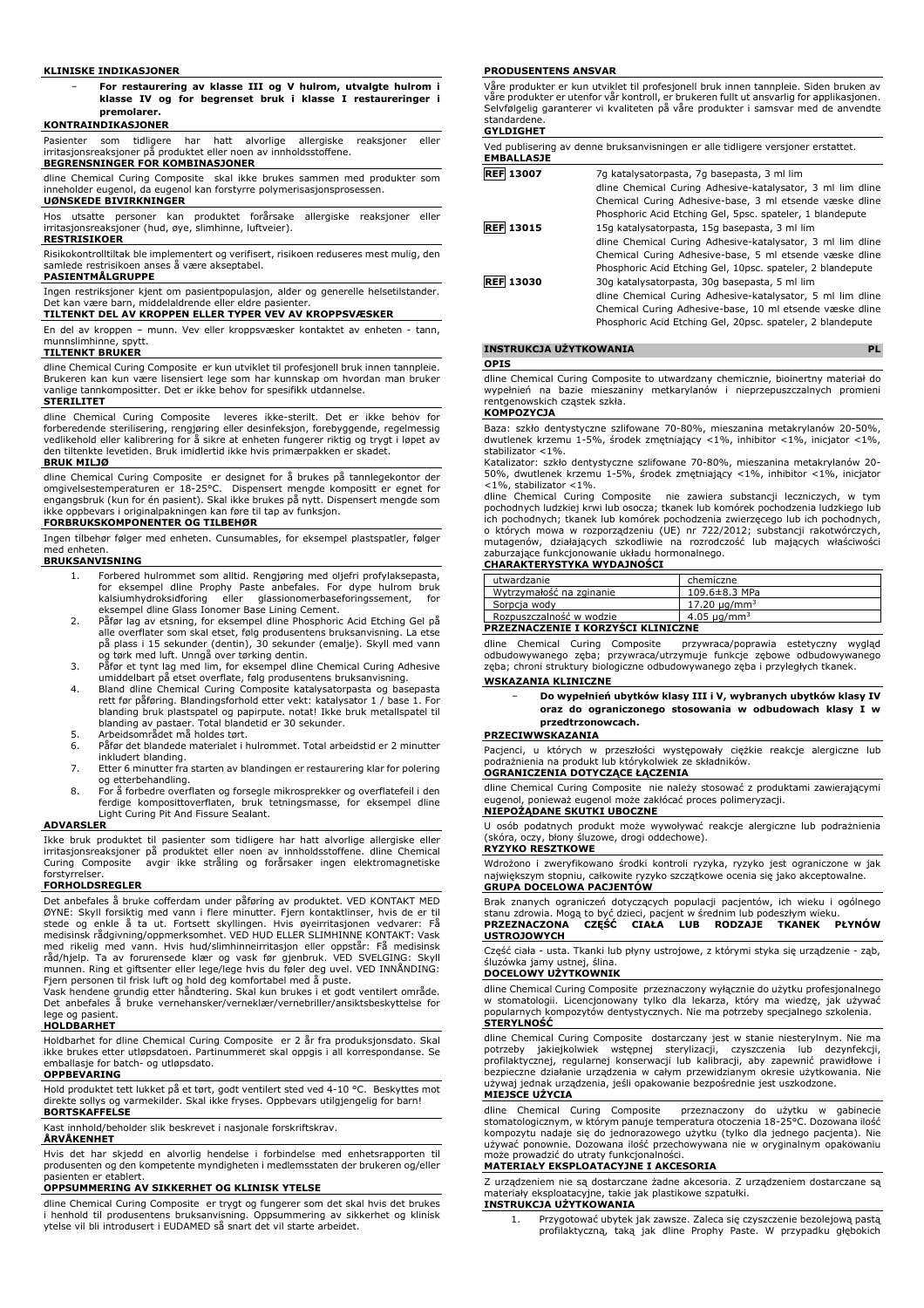#### KLINISKE INDIKASJONER

- **For restaurering av klasse III og V hulrom, utvalgte hulrom i klasse IV og for begrenset bruk i klasse I restaureringer i premolarer.**

#### KONTRAINDIKASJONER

Pasienter som tidligere har hatt alvorlige allergiske reaksjoner eller irritasjonsreaksjoner på produktet eller noen av innholdsstoffene.

#### BEGRENSNINGER FOR KOMBINASJONER

dline Chemical Curing Composite skal ikke brukes sammen med produkter som inneholder eugenol, da eugenol kan forstyrre polymerisasjonsprosessen.

#### UØNSKEDE BIVIRKNINGER

Hos utsatte personer kan produktet forårsake allergiske reaksjoner eller irritasjonsreaksjoner (hud, øye, slimhinne, luftveier).

#### RESTRISIKOER

Risikokontrolltiltak ble implementert og verifisert, risikoen reduseres mest mulig, den samlede restrisikoen anses å være akseptabel.

#### PASIENTMÅLGRUPPE

Ingen restriksjoner kjent om pasientpopulasjon, alder og generelle helsetilstander. Det kan være barn, middelaldrende eller eldre pasienter.

#### TILTENKT DEL AV KROPPEN ELLER TYPER VEV AV KROPPSVÆSKER

En del av kroppen – munn. Vev eller kroppsvæsker kontaktet av enheten - tann, munnslimhinne, spytt.

#### TILTENKT BRUKER

dline Chemical Curing Composite er kun utviklet til profesjonell bruk innen tannpleie. Brukeren kan kun være lisensiert lege som har kunnskap om hvordan man bruker vanlige tannkompositter. Det er ikke behov for spesifikk utdannelse.

#### STERILITET

dline Chemical Curing Composite leveres ikke-sterilt. Det er ikke behov for forberedende sterilisering, rengjøring eller desinfeksjon, forebyggende, regelmessig vedlikehold eller kalibrering for å sikre at enheten fungerer riktig og trygt i løpet av den tiltenkte levetiden. Bruk imidlertid ikke hvis primærpakken er skadet.

#### BRUK MILJØ

dline Chemical Curing Composite er designet for å brukes på tannlegekontor der omgivelsestemperaturen er 18-25°C. Dispensert mengde kompositt er egnet for engangsbruk (kun for én pasient). Skal ikke brukes på nytt. Dispensert mengde som ikke oppbevars i originalpakningen kan føre til tap av funksjon.

#### FORBRUKSKOMPONENTER OG TILBEHØR

Ingen tilbehør følger med enheten. Cunsumables, for eksempel plastspatler, følger med enheten.

#### BRUKSANVISNING

1. Forbered hulrommet som alltid. Rengjøring med oljefri profylaksepasta, for eksempel dline Prophy Paste anbefales. For dype hulrom bruk kalsiumhydroksidforing eller glassionomerbaseforingssement, for eksempel dline Glass Ionomer Base Lining Cement.
2. Påfør lag av etsning, for eksempel dline Phosphoric Acid Etching Gel på alle overflater som skal etset, følg produsentens bruksanvisning. La etse på plass i 15 sekunder (dentin), 30 sekunder (emalje). Skyll med vann og tørk med luft. Unngå over tørking dentin.
3. Påfør et tynt lag med lim, for eksempel dline Chemical Curing Adhesive umiddelbart på etset overflate, følg produsentens bruksanvisning.
4. Bland dline Chemical Curing Composite katalysatorpasta og basepasta rett før påføring. Blandingsforhold etter vekt: katalysator 1 / base 1. For blanding bruk plastspatel og papirpute. notat! Ikke bruk metallspatel til blanding av pastaer. Total blandetid er 30 sekunder.
5. Arbeidsområdet må holdes tørt.
6. Påfør det blandede materialet i hulrommet. Total arbeidstid er 2 minutter inkludert blanding.
7. Etter 6 minutter fra starten av blandingen er restaurering klar for polering og etterbehandling.
8. For å forbedre overflaten og forsegle mikrosprekker og overflatefeil i den ferdige komposittoverflaten, bruk tetningsmasse, for eksempel dline Light Curing Pit And Fissure Sealant.

#### ADVARSLER

Ikke bruk produktet til pasienter som tidligere har hatt alvorlige allergiske eller irritasjonsreaksjoner på produktet eller noen av innholdsstoffene. dline Chemical Curing Composite avgir ikke stråling og forårsaker ingen elektromagnetiske forstyrrelser.

#### FORHOLDSREGLER

Det anbefales å bruke cofferdam under påføring av produktet. VED KONTAKT MED ØYNE: Skyll forsiktig med vann i flere minutter. Fjern kontaktlinser, hvis de er til stede og enkle å ta ut. Fortsett skyllingen. Hvis øyeirritasjonen vedvarer: Få medisinsk rådgivning/oppmerksomhet. VED HUD ELLER SLIMHINNE KONTAKT: Vask med rikelig med vann. Hvis hud/slimhinneirritasjon eller oppstår: Få medisinsk råd/hjelp. Ta av forurensede klær og vask før gjenbruk. VED SVELGING: Skyll munnen. Ring et giftsenter eller lege/lege hvis du føler deg uvel. VED INNÅNDING: Fjern personen til frisk luft og hold deg komfortabel med å puste.
Vask hendene grundig etter håndtering. Skal kun brukes i et godt ventilert område. Det anbefales å bruke vernehansker/verneklær/vernebriller/ansiktsbeskyttelse for lege og pasient.

#### HOLDBARHET

Holdbarhet for dline Chemical Curing Composite er 2 år fra produksjonsdato. Skal ikke brukes etter utløpsdatoen. Partinummeret skal oppgis i all korrespondanse. Se emballasje for batch- og utløpsdato.

#### OPPBEVARING

Hold produktet tett lukket på et tørt, godt ventilert sted ved 4-10 °C. Beskyttes mot direkte sollys og varmekilder. Skal ikke fryses. Oppbevars utilgjengelig for barn!

#### BORTSKAFFELSE

Kast innhold/beholder slik beskrevet i nasjonale forskriftskrav.

#### ÅRVÅKENHET

Hvis det har skjedd en alvorlig hendelse i forbindelse med enhetsrapporten til produsenten og den kompetente myndigheten i medlemsstaten der brukeren og/eller pasienten er etablert.

#### OPPSUMMERING AV SIKKERHET OG KLINISK YTELSE

dline Chemical Curing Composite er trygt og fungerer som det skal hvis det brukes i henhold til produsentens bruksanvisning. Oppsummering av sikkerhet og klinisk ytelse vil bli introdusert i EUDAMED så snart det vil starte arbeidet.

#### PRODUSENTENS ANSVAR

Våre produkter er kun utviklet til profesjonell bruk innen tannpleie. Siden bruken av våre produkter er utenfor vår kontroll, er brukeren fullt ut ansvarlig for applikasjonen. Selvfølgelig garanterer vi kvaliteten på våre produkter i samsvar med de anvendte standardene.

#### GYLDIGHET

Ved publisering av denne bruksanvisningen er alle tidligere versjoner erstattet.

#### EMBALLASJE

| | |
|---|---|
| REF 13007 | 7g katalysatorpasta, 7g basepasta, 3 ml lim dline Chemical Curing Adhesive-katalysator, 3 ml lim dline Chemical Curing Adhesive-base, 3 ml etsende væske dline Phosphoric Acid Etching Gel, 5psc. spateler, 1 blandepute |
| REF 13015 | 15g katalysatorpasta, 15g basepasta, 3 ml lim dline Chemical Curing Adhesive-katalysator, 3 ml lim dline Chemical Curing Adhesive-base, 5 ml etsende væske dline Phosphoric Acid Etching Gel, 10psc. spateler, 2 blandepute |
| REF 13030 | 30g katalysatorpasta, 30g basepasta, 5 ml lim dline Chemical Curing Adhesive-katalysator, 5 ml lim dline Chemical Curing Adhesive-base, 10 ml etsende væske dline Phosphoric Acid Etching Gel, 20psc. spateler, 2 blandepute |

## INSTRUKCJA UŻYTKOWANIA PL

#### OPIS

dline Chemical Curing Composite to utwardzany chemicznie, bioinertny materiał do wypełnień na bazie mieszaniny metkarylanów i nieprzepuszczalnych promieni rentgenowskich cząstek szkła.

#### KOMPOZYCJA

Baza: szkło dentystyczne szlifowane 70-80%, mieszanina metakrylanów 20-50%, dwutlenek krzemu 1-5%, środek zmętniający <1%, inhibitor <1%, inicjator <1%, stabilizator <1%.
Katalizator: szkło dentystyczne szlifowane 70-80%, mieszanina metakrylanów 20-50%, dwutlenek krzemu 1-5%, środek zmętniający <1%, inhibitor <1%, inicjator <1%, stabilizator <1%.
dline Chemical Curing Composite nie zawiera substancji leczniczych, w tym pochodnych ludzkiej krwi lub osocza; tkanek lub komórek pochodzenia ludzkiego lub ich pochodnych; tkanek lub komórek pochodzenia zwierzęcego lub ich pochodnych, o których mowa w rozporządzeniu (UE) nr 722/2012; substancji rakotwórczych, mutagenów, działających szkodliwie na rozrodczość lub mających właściwości zaburzające funkcjonowanie układu hormonalnego.

#### CHARAKTERYSTYKA WYDAJNOŚCI

| | |
|---|---|
| utwardzanie | chemiczne |
| Wytrzymałość na zginanie | 109.6±8.3 MPa |
| Sorpcja wody | 17.20 μg/mm³ |
| Rozpuszczalność w wodzie | 4.05 μg/mm³ |

#### PRZEZNACZENIE I KORZYŚCI KLINICZNE

dline Chemical Curing Composite przywraca/poprawia estetyczny wygląd odbudowywanego zęba; przywraca/utrzymuje funkcje zębowe odbudowywanego zęba; chroni struktury biologiczne odbudowywanego zęba i przyległych tkanek.

#### WSKAZANIA KLINICZNE

- **Do wypełnień ubytków klasy III i V, wybranych ubytków klasy IV oraz do ograniczonego stosowania w odbudowach klasy I w przedtrzonowcach.**

#### PRZECIWWSKAZANIA

Pacjenci, u których w przeszłości występowały ciężkie reakcje alergiczne lub podrażnienia na produkt lub którykolwiek ze składników.

#### OGRANICZENIA DOTYCZĄCE ŁĄCZENIA

dline Chemical Curing Composite nie należy stosować z produktami zawierającymi eugenol, ponieważ eugenol może zakłócać proces polimeryzacji.

#### NIEPOŻĄDANE SKUTKI UBOCZNE

U osób podatnych produkt może wywoływać reakcje alergiczne lub podrażnienia (skóra, oczy, błony śluzowe, drogi oddechowe).

#### RYZYKO RESZTKOWE

Wdrożono i zweryfikowano środki kontroli ryzyka, ryzyko jest ograniczone w jak największym stopniu, całkowite ryzyko szczątkowe ocenia się jako akceptowalne.

#### GRUPA DOCELOWA PACJENTÓW

Brak znanych ograniczeń dotyczących populacji pacjentów, ich wieku i ogólnego stanu zdrowia. Mogą to być dzieci, pacjent w średnim lub podeszłym wieku.

#### PRZEZNACZONA CZĘŚĆ CIAŁA LUB RODZAJE TKANEK PŁYNÓW USTROJOWYCH

Część ciała - usta. Tkanki lub płyny ustrojowe, z którymi styka się urządzenie - ząb, śluzówka jamy ustnej, ślina.

#### DOCELOWY UŻYTKOWNIK

dline Chemical Curing Composite przeznaczony wyłącznie do użytku profesjonalnego w stomatologii. Licencjonowany tylko dla lekarza, który ma wiedzę, jak używać popularnych kompozytów dentystycznych. Nie ma potrzeby specjalnego szkolenia.

#### STERYLNOŚĆ

dline Chemical Curing Composite dostarczany jest w stanie niesterylnym. Nie ma potrzeby jakiejkolwiek wstępnej sterylizacji, czyszczenia lub dezynfekcji, profilaktycznej, regularnej konserwacji lub kalibracji, aby zapewnić prawidłowe i bezpieczne działanie urządzenia w całym przewidzianym okresie użytkowania. Nie używaj jednak urządzenia, jeśli opakowanie bezpośrednie jest uszkodzone.

#### MIEJSCE UŻYCIA

dline Chemical Curing Composite przeznaczony do użytku w gabinecie stomatologicznym, w którym panuje temperatura otoczenia 18-25°C. Dozowana ilość kompozytu nadaje się do jednorazowego użytku (tylko dla jednego pacjenta). Nie używać ponownie. Dozowana ilość przechowywana nie w oryginalnym opakowaniu może prowadzić do utraty funkcjonalności.

#### MATERIAŁY EKSPLOATACYJNE I AKCESORIA

Z urządzeniem nie są dostarczane żadne akcesoria. Z urządzeniem dostarczane są materiały eksploatacyjne, takie jak plastikowe szpatułki.

#### INSTRUKCJA UŻYTKOWANIA

1. Przygotować ubytek jak zawsze. Zaleca się czyszczenie bezolejową pastą profilaktyczną, taką jak dline Prophy Paste. W przypadku głębokich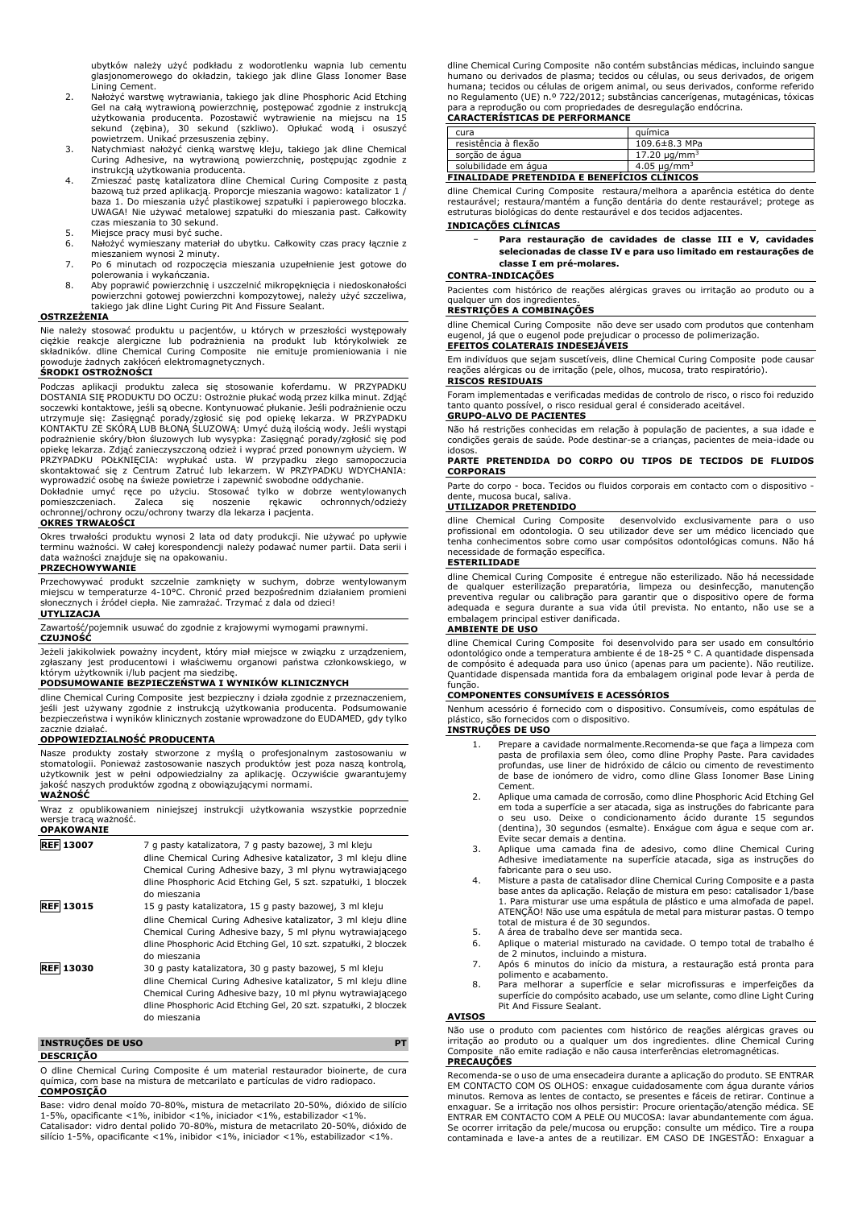ubytków należy użyć podkładu z wodorotlenku wapnia lub cementu glasjonomerowego do okładzin, takiego jak dline Glass Ionomer Base Lining Cement.

2. Nałożyć warstwę wytrawiania, takiego jak dline Phosphoric Acid Etching Gel na całą wytrawioną powierzchnię, postępować zgodnie z instrukcją użytkowania producenta. Pozostawić wytrawienie na miejscu na 15 sekund (zębina), 30 sekund (szkliwo). Opłukać wodą i osuszyć powietrzem. Unikać przesuszenia zębiny.
3. Natychmiast nałożyć cienką warstwę kleju, takiego jak dline Chemical Curing Adhesive, na wytrawioną powierzchnię, postępując zgodnie z instrukcją użytkowania producenta.
4. Zmieszać pastę katalizatora dline Chemical Curing Composite z pastą bazową tuż przed aplikacją. Proporcje mieszania wagowo: katalizator 1 / baza 1. Do mieszania użyć plastikowej szpatułki i papierowego bloczka. UWAGA! Nie używać metalowej szpatułki do mieszania past. Całkowity czas mieszania to 30 sekund.
5. Miejsce pracy musi być suche.
6. Nałożyć wymieszany materiał do ubytku. Całkowity czas pracy łącznie z mieszaniem wynosi 2 minuty.
7. Po 6 minutach od rozpoczęcia mieszania uzupełnienie jest gotowe do polerowania i wykańczania.
8. Aby poprawić powierzchnię i uszczelnić mikropęknięcia i niedoskonałości powierzchni gotowej powierzchni kompozytowej, należy użyć szczeliwa, takiego jak dline Light Curing Pit And Fissure Sealant.

**OSTRZEŻENIA**

Nie należy stosować produktu u pacjentów, u których w przeszłości występowały ciężkie reakcje alergiczne lub podrażnienia na produkt lub którykolwiek ze składników. dline Chemical Curing Composite nie emituje promieniowania i nie powoduje żadnych zakłóceń elektromagnetycznych.

**ŚRODKI OSTROŻNOŚCI**

Podczas aplikacji produktu zaleca się stosowanie koferdamu. W PRZYPADKU DOSTANIA SIĘ PRODUKTU DO OCZU: Ostrożnie płukać wodą przez kilka minut. Zdjąć soczewki kontaktowe, jeśli są obecne. Kontynuować płukanie. Jeśli podrażnienie oczu utrzymuje się: Zasięgnąć porady/zgłosić się pod opiekę lekarza. W PRZYPADKU KONTAKTU ZE SKÓRĄ LUB BŁONĄ ŚLUZOWĄ: Umyć dużą ilością wody. Jeśli wystąpi podrażnienie skóry/błon śluzowych lub wysypka: Zasięgnąć porady/zgłosić się pod opiekę lekarza. Zdjąć zanieczyszczoną odzież i wyprać przed ponownym użyciem. W PRZYPADKU POŁKNIĘCIA: wypłukać usta. W przypadku złego samopoczucia skontaktować się z Centrum Zatruć lub lekarzem. W PRZYPADKU WDYCHANIA: wyprowadzić osobę na świeże powietrze i zapewnić swobodne oddychanie.
Dokładnie umyć ręce po użyciu. Stosować tylko w dobrze wentylowanych pomieszczeniach. Zaleca się noszenie rękawic ochronnych/odzieży ochronnej/ochrony oczu/ochrony twarzy dla lekarza i pacjenta.

**OKRES TRWAŁOŚCI**

Okres trwałości produktu wynosi 2 lata od daty produkcji. Nie używać po upływie terminu ważności. W całej korespondencji należy podawać numer partii. Data serii i data ważności znajduje się na opakowaniu.

**PRZECHOWYWANIE**

Przechowywać produkt szczelnie zamknięty w suchym, dobrze wentylowanym miejscu w temperaturze 4-10°C. Chronić przed bezpośrednim działaniem promieni słonecznych i źródeł ciepła. Nie zamrażać. Trzymać z dala od dzieci!

**UTYLIZACJA**

Zawartość/pojemnik usuwać do zgodnie z krajowymi wymogami prawnymi.

**CZUJNOŚĆ**

Jeżeli jakikolwiek poważny incydent, który miał miejsce w związku z urządzeniem, zgłaszany jest producentowi i właściwemu organowi państwa członkowskiego, w którym użytkownik i/lub pacjent ma siedzibę.

**PODSUMOWANIE BEZPIECZEŃSTWA I WYNIKÓW KLINICZNYCH**

dline Chemical Curing Composite jest bezpieczny i działa zgodnie z przeznaczeniem, jeśli jest używany zgodnie z instrukcją użytkowania producenta. Podsumowanie bezpieczeństwa i wyników klinicznych zostanie wprowadzone do EUDAMED, gdy tylko zacznie działać.

**ODPOWIEDZIALNOŚĆ PRODUCENTA**

Nasze produkty zostały stworzone z myślą o profesjonalnym zastosowaniu w stomatologii. Ponieważ zastosowanie naszych produktów jest poza naszą kontrolą, użytkownik jest w pełni odpowiedzialny za aplikację. Oczywiście gwarantujemy jakość naszych produktów zgodną z obowiązującymi normami.

**WAŻNOŚĆ**

Wraz z opublikowaniem niniejszej instrukcji użytkowania wszystkie poprzednie wersje tracą ważność.

**OPAKOWANIE**

| | |
|---|---|
| REF 13007 | 7 g pasty katalizatora, 7 g pasty bazowej, 3 ml kleju dline Chemical Curing Adhesive katalizator, 3 ml kleju dline Chemical Curing Adhesive bazy, 3 ml płynu wytrawiającego dline Phosphoric Acid Etching Gel, 5 szt. szpatułki, 1 bloczek do mieszania |
| REF 13015 | 15 g pasty katalizatora, 15 g pasty bazowej, 3 ml kleju dline Chemical Curing Adhesive katalizator, 3 ml kleju dline Chemical Curing Adhesive bazy, 5 ml płynu wytrawiającego dline Phosphoric Acid Etching Gel, 10 szt. szpatułki, 2 bloczek do mieszania |
| REF 13030 | 30 g pasty katalizatora, 30 g pasty bazowej, 5 ml kleju dline Chemical Curing Adhesive katalizator, 5 ml kleju dline Chemical Curing Adhesive bazy, 10 ml płynu wytrawiającego dline Phosphoric Acid Etching Gel, 20 szt. szpatułki, 2 bloczek do mieszania |

## INSTRUÇÕES DE USO — PT

**DESCRIÇÃO**

O dline Chemical Curing Composite é um material restaurador bioinerte, de cura química, com base na mistura de metcarilato e partículas de vidro radiopaco.

**COMPOSIÇÃO**

Base: vidro denal moído 70-80%, mistura de metacrilato 20-50%, dióxido de silício 1-5%, opacificante <1%, inibidor <1%, iniciador <1%, estabilizador <1%.
Catalisador: vidro dental polido 70-80%, mistura de metacrilato 20-50%, dióxido de silício 1-5%, opacificante <1%, inibidor <1%, iniciador <1%, estabilizador <1%.

dline Chemical Curing Composite não contém substâncias médicas, incluindo sangue humano ou derivados de plasma; tecidos ou células, ou seus derivados, de origem humana; tecidos ou células de origem animal, ou seus derivados, conforme referido no Regulamento (UE) n.º 722/2012; substâncias cancerígenas, mutagénicas, tóxicas para a reprodução ou com propriedades de desregulação endócrina.

**CARACTERÍSTICAS DE PERFORMANCE**

| cura | química |
|---|---|
| resistência à flexão | 109.6±8.3 MPa |
| sorção de água | 17.20 μg/mm$^3$ |
| solubilidade em água | 4.05 μg/mm$^3$ |

**FINALIDADE PRETENDIDA E BENEFÍCIOS CLÍNICOS**

dline Chemical Curing Composite restaura/melhora a aparência estética do dente restaurável; restaura/mantém a função dentária do dente restaurável; protege as estruturas biológicas do dente restaurável e dos tecidos adjacentes.

**INDICAÇÕES CLÍNICAS**

- **Para restauração de cavidades de classe III e V, cavidades selecionadas de classe IV e para uso limitado em restaurações de classe I em pré-molares.**

**CONTRA-INDICAÇÕES**

Pacientes com histórico de reações alérgicas graves ou irritação ao produto ou a qualquer um dos ingredientes.

**RESTRIÇÕES À COMBINAÇÕES**

dline Chemical Curing Composite não deve ser usado com produtos que contenham eugenol, já que o eugenol pode prejudicar o processo de polimerização.

**EFEITOS COLATERAIS INDESEJÁVEIS**

Em indivíduos que sejam suscetíveis, dline Chemical Curing Composite pode causar reações alérgicas ou de irritação (pele, olhos, mucosa, trato respiratório).

**RISCOS RESIDUAIS**

Foram implementadas e verificadas medidas de controlo de risco, o risco foi reduzido tanto quanto possível, o risco residual geral é considerado aceitável.

**GRUPO-ALVO DE PACIENTES**

Não há restrições conhecidas em relação à população de pacientes, a sua idade e condições gerais de saúde. Pode destinar-se a crianças, pacientes de meia-idade ou idosos.

**PARTE PRETENDIDA DO CORPO OU TIPOS DE TECIDOS DE FLUIDOS CORPORAIS**

Parte do corpo - boca. Tecidos ou fluidos corporais em contacto com o dispositivo - dente, mucosa bucal, saliva.

**UTILIZADOR PRETENDIDO**

dline Chemical Curing Composite desenvolvido exclusivamente para o uso profissional em odontologia. O seu utilizador deve ser um médico licenciado que tenha conhecimentos sobre como usar compósitos odontológicas comuns. Não há necessidade de formação específica.

**ESTERILIDADE**

dline Chemical Curing Composite é entregue não esterilizado. Não há necessidade de qualquer esterilização preparatória, limpeza ou desinfecção, manutenção preventiva regular ou calibração para garantir que o dispositivo opere de forma adequada e segura durante a sua vida útil prevista. No entanto, não use se a embalagem principal estiver danificada.

**AMBIENTE DE USO**

dline Chemical Curing Composite foi desenvolvido para ser usado em consultório odontológico onde a temperatura ambiente é de 18-25 ° C. A quantidade dispensada de compósito é adequada para uso único (apenas para um paciente). Não reutilize. Quantidade dispensada mantida fora da embalagem original pode levar à perda de função.

**COMPONENTES CONSUMÍVEIS E ACESSÓRIOS**

Nenhum acessório é fornecido com o dispositivo. Consumíveis, como espátulas de plástico, são fornecidos com o dispositivo.

**INSTRUÇÕES DE USO**

1. Prepare a cavidade normalmente.Recomenda-se que faça a limpeza com pasta de profilaxia sem óleo, como dline Prophy Paste. Para cavidades profundas, use liner de hidróxido de cálcio ou cimento de revestimento de base de ionómero de vidro, como dline Glass Ionomer Base Lining Cement.
2. Aplique uma camada de corrosão, como dline Phosphoric Acid Etching Gel em toda a superfície a ser atacada, siga as instruções do fabricante para o seu uso. Deixe o condicionamento ácido durante 15 segundos (dentina), 30 segundos (esmalte). Enxágue com água e seque com ar. Evite secar demais a dentina.
3. Aplique uma camada fina de adesivo, como dline Chemical Curing Adhesive imediatamente na superfície atacada, siga as instruções do fabricante para o seu uso.
4. Misture a pasta de catalisador dline Chemical Curing Composite e a pasta base antes da aplicação. Relação de mistura em peso: catalisador 1/base 1. Para misturar use uma espátula de plástico e uma almofada de papel. ATENÇÃO! Não use uma espátula de metal para misturar pastas. O tempo total de mistura é de 30 segundos.
5. A área de trabalho deve ser mantida seca.
6. Aplique o material misturado na cavidade. O tempo total de trabalho é de 2 minutos, incluindo a mistura.
7. Após 6 minutos do início da mistura, a restauração está pronta para polimento e acabamento.
8. Para melhorar a superfície e selar microfissuras e imperfeições da superfície do compósito acabado, use um selante, como dline Light Curing Pit And Fissure Sealant.

**AVISOS**

Não use o produto com pacientes com histórico de reações alérgicas graves ou irritação ao produto ou a qualquer um dos ingredientes. dline Chemical Curing Composite não emite radiação e não causa interferências eletromagnéticas.

**PRECAUÇÕES**

Recomenda-se o uso de uma ensecadeira durante a aplicação do produto. SE ENTRAR EM CONTACTO COM OS OLHOS: enxague cuidadosamente com água durante vários minutos. Remova as lentes de contacto, se presentes e fáceis de retirar. Continue a enxaguar. Se a irritação nos olhos persistir: Procure orientação/atenção médica. SE ENTRAR EM CONTACTO COM A PELE OU MUCOSA: lavar abundantemente com água. Se ocorrer irritação da pele/mucosa ou erupção: consulte um médico. Tire a roupa contaminada e lave-a antes de a reutilizar. EM CASO DE INGESTÃO: Enxaguar a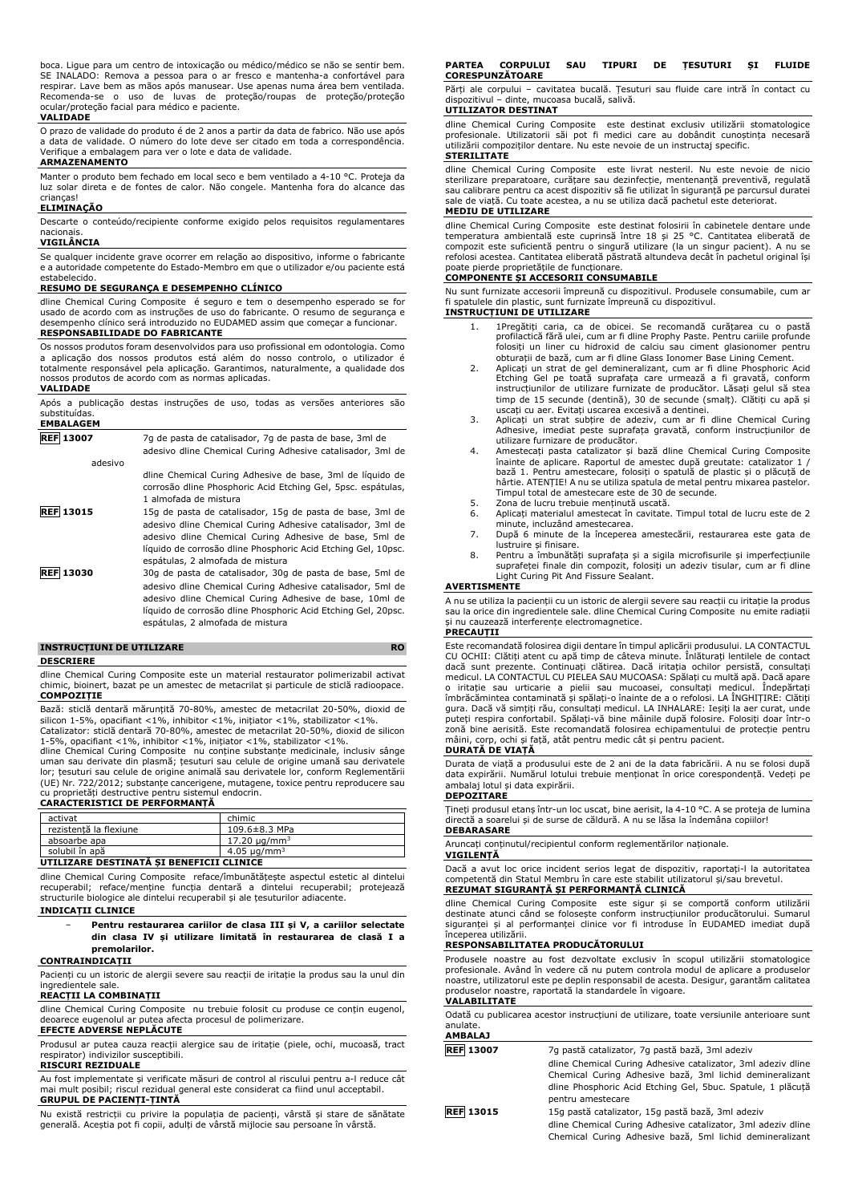boca. Ligue para um centro de intoxicação ou médico/médico se não se sentir bem. SE INALADO: Remova a pessoa para o ar fresco e mantenha-a confortável para respirar. Lave bem as mãos após manusear. Use apenas numa área bem ventilada. Recomenda-se o uso de luvas de proteção/roupas de proteção/proteção ocular/proteção facial para médico e paciente.

**VALIDADE**

O prazo de validade do produto é de 2 anos a partir da data de fabrico. Não use após a data de validade. O número do lote deve ser citado em toda a correspondência. Verifique a embalagem para ver o lote e a data de validade.

**ARMAZENAMENTO**

Manter o produto bem fechado em local seco e bem ventilado a 4-10 °C. Proteja da luz solar direta e de fontes de calor. Não congele. Mantenha fora do alcance das crianças!

**ELIMINAÇÃO**

Descarte o conteúdo/recipiente conforme exigido pelos requisitos regulamentares nacionais.

**VIGILÂNCIA**

Se qualquer incidente grave ocorrer em relação ao dispositivo, informe o fabricante e a autoridade competente do Estado-Membro em que o utilizador e/ou paciente está estabelecido.

**RESUMO DE SEGURANÇA E DESEMPENHO CLÍNICO**

dline Chemical Curing Composite é seguro e tem o desempenho esperado se for usado de acordo com as instruções de uso do fabricante. O resumo de segurança e desempenho clínico será introduzido no EUDAMED assim que começar a funcionar.

**RESPONSABILIDADE DO FABRICANTE**

Os nossos produtos foram desenvolvidos para uso profissional em odontologia. Como a aplicação dos nossos produtos está além do nosso controlo, o utilizador é totalmente responsável pela aplicação. Garantimos, naturalmente, a qualidade dos nossos produtos de acordo com as normas aplicadas.

**VALIDADE**

Após a publicação destas instruções de uso, todas as versões anteriores são substituídas.

**EMBALAGEM**

| | |
|---|---|
| **REF 13007** | 7g de pasta de catalisador, 7g de pasta de base, 3ml de adesivo dline Chemical Curing Adhesive catalisador, 3ml de adesivo dline Chemical Curing Adhesive de base, 3ml de líquido de corrosão dline Phosphoric Acid Etching Gel, 5psc. espátulas, 1 almofada de mistura |
| **REF 13015** | 15g de pasta de catalisador, 15g de pasta de base, 3ml de adesivo dline Chemical Curing Adhesive catalisador, 3ml de adesivo dline Chemical Curing Adhesive de base, 5ml de líquido de corrosão dline Phosphoric Acid Etching Gel, 10psc. espátulas, 2 almofada de mistura |
| **REF 13030** | 30g de pasta de catalisador, 30g de pasta de base, 5ml de adesivo dline Chemical Curing Adhesive catalisador, 5ml de adesivo dline Chemical Curing Adhesive de base, 10ml de líquido de corrosão dline Phosphoric Acid Etching Gel, 20psc. espátulas, 2 almofada de mistura |

## INSTRUCȚIUNI DE UTILIZARE — RO

**DESCRIERE**

dline Chemical Curing Composite este un material restaurator polimerizabil activat chimic, bioinert, bazat pe un amestec de metacrilat și particule de sticlă radioopace.

**COMPOZIȚIE**

Bază: sticlă dentară mărunțită 70-80%, amestec de metacrilat 20-50%, dioxid de silicon 1-5%, opacifiant <1%, inhibitor <1%, inițiator <1%, stabilizator <1%.

Catalizator: sticlă dentară 70-80%, amestec de metacrilat 20-50%, dioxid de silicon 1-5%, opacifiant <1%, inhibitor <1%, inițiator <1%, stabilizator <1%.

dline Chemical Curing Composite nu conține substanțe medicinale, inclusiv sânge uman sau derivate din plasmă; țesuturi sau celule de origine umană sau derivatele lor; țesuturi sau celule de origine animală sau derivatele lor, conform Reglementării (UE) Nr. 722/2012; substanțe cancerigene, mutagene, toxice pentru reproducere sau cu proprietăți destructive pentru sistemul endocrin.

**CARACTERISTICI DE PERFORMANȚĂ**

| | |
|---|---|
| activat | chimic |
| rezistență la flexiune | 109.6±8.3 MPa |
| absoarbe apa | 17.20 μg/mm³ |
| solubil în apă | 4.05 μg/mm³ |

**UTILIZARE DESTINATĂ ȘI BENEFICII CLINICE**

dline Chemical Curing Composite reface/îmbunătățește aspectul estetic al dintelui recuperabil; reface/menține funcția dentară a dintelui recuperabil; protejează structurile biologice ale dintelui recuperabil și ale țesuturilor adiacente.

**INDICAȚII CLINICE**

- **Pentru restaurarea cariilor de clasa III și V, a cariilor selectate din clasa IV și utilizare limitată în restaurarea de clasă I a premolarilor.**

**CONTRAINDICAȚII**

Pacienți cu un istoric de alergii severe sau reacții de iritație la produs sau la unul din ingredientele sale.

**REACȚII LA COMBINAȚII**

dline Chemical Curing Composite nu trebuie folosit cu produse ce conțin eugenol, deoarece eugenolul ar putea afecta procesul de polimerizare.

**EFECTE ADVERSE NEPLĂCUTE**

Produsul ar putea cauza reacții alergice sau de iritație (piele, ochi, mucoasă, tract respirator) indivizilor susceptibili.

**RISCURI REZIDUALE**

Au fost implementate și verificate măsuri de control al riscului pentru a-l reduce cât mai mult posibil; riscul rezidual general este considerat ca fiind unul acceptabil.

**GRUPUL DE PACIENȚI-ȚINTĂ**

Nu există restricții cu privire la populația de pacienți, vârstă și stare de sănătate generală. Aceștia pot fi copii, adulți de vârstă mijlocie sau persoane în vârstă.

**PARTEA CORPULUI SAU TIPURI DE ȚESUTURI ȘI FLUIDE CORESPUNZĂTOARE**

Părți ale corpului – cavitatea bucală. Țesuturi sau fluide care intră în contact cu dispozitivul – dinte, mucoasa bucală, salivă.

**UTILIZATOR DESTINAT**

dline Chemical Curing Composite este destinat exclusiv utilizării stomatologice profesionale. Utilizatorii săi pot fi medici care au dobândit cunoștința necesară utilizării compozițiilor dentare. Nu este nevoie de un instructaj specific.

**STERILITATE**

dline Chemical Curing Composite este livrat nesteril. Nu este nevoie de nicio sterilizare preparatoare, curățare sau dezinfecție, mentenanță preventivă, regulată sau calibrare pentru ca acest dispozitiv să fie utilizat în siguranță pe parcursul duratei sale de viață. Cu toate acestea, a nu se utiliza dacă pachetul este deteriorat.

**MEDIU DE UTILIZARE**

dline Chemical Curing Composite este destinat folosirii în cabinetele dentare unde temperatura ambientală este cuprinsă între 18 și 25 °C. Cantitatea eliberată de compozit este suficientă pentru o singură utilizare (la un singur pacient). A nu se refolosi acestea. Cantitatea eliberată păstrată altundeva decât în pachetul original își poate pierde proprietățile de funcționare.

**COMPONENTE ȘI ACCESORII CONSUMABILE**

Nu sunt furnizate accesorii împreună cu dispozitivul. Produsele consumabile, cum ar fi spatulele din plastic, sunt furnizate împreună cu dispozitivul.

**INSTRUCȚIUNI DE UTILIZARE**

1. 1Pregătiți caria, ca de obicei. Se recomandă curățarea cu o pastă profilactică fără ulei, cum ar fi dline Prophy Paste. Pentru cariile profunde folosiți un liner cu hidroxid de calciu sau ciment glasionomer pentru obturații de bază, cum ar fi dline Glass Ionomer Base Lining Cement.
2. Aplicați un strat de gel demineralizant, cum ar fi dline Phosphoric Acid Etching Gel pe toată suprafața care urmează a fi gravată, conform instrucțiunilor de utilizare furnizate de producător. Lăsați gelul să stea timp de 15 secunde (dentină), 30 de secunde (smalț). Clătiți cu apă și uscați cu aer. Evitați uscarea excesivă a dentinei.
3. Aplicați un strat subțire de adeziv, cum ar fi dline Chemical Curing Adhesive, imediat peste suprafața gravată, conform instrucțiunilor de utilizare furnizare de producător.
4. Amestecați pasta catalizator și bază dline Chemical Curing Composite înainte de aplicare. Raportul de amestec după greutate: catalizator 1 / bază 1. Pentru amestecare, folosiți o spatulă de plastic și o plăcuță de hârtie. ATENȚIE! A nu se utiliza spatula de metal pentru mixarea pastelor. Timpul total de amestecare este de 30 de secunde.
5. Zona de lucru trebuie menținută uscată.
6. Aplicați materialul amestecat în cavitate. Timpul total de lucru este de 2 minute, incluzând amestecarea.
7. După 6 minute de la începerea amestecării, restaurarea este gata de lustruire și finisare.
8. Pentru a îmbunătăți suprafața și a sigila microfisurile și imperfecțiunile suprafeței finale din compozit, folosiți un adeziv tisular, cum ar fi dline Light Curing Pit And Fissure Sealant.

**AVERTISMENTE**

A nu se utiliza la pacienții cu un istoric de alergii severe sau reacții cu iritație la produs sau la orice din ingredientele sale. dline Chemical Curing Composite nu emite radiații și nu cauzează interferențe electromagnetice.

**PRECAUȚII**

Este recomandată folosirea digii dentare în timpul aplicării produsului. LA CONTACTUL CU OCHII: Clătiți atent cu apă timp de câteva minute. Înlăturați lentilele de contact dacă sunt prezente. Continuați clătirea. Dacă iritația ochilor persistă, consultați medicul. LA CONTACTUL CU PIELEA SAU MUCOASA: Spălați cu multă apă. Dacă apare o iritație sau urticarie a pielii sau mucoasei, consultați medicul. Îndepărtați îmbrăcămintea contaminată și spălați-o înainte de a o refolosi. LA ÎNGHIȚIRE: Clătiți gura. Dacă vă simțiți rău, consultați medicul. LA INHALARE: Ieșiți la aer curat, unde puteți respira confortabil. Spălați-vă bine mâinile după folosire. Folosiți doar într-o zonă bine aerisită. Este recomandată folosirea echipamentului de protecție pentru mâini, corp, ochi și față, atât pentru medic cât și pentru pacient.

**DURATĂ DE VIAȚĂ**

Durata de viață a produsului este de 2 ani de la data fabricării. A nu se folosi după data expirării. Numărul lotului trebuie menționat în orice corespondență. Vedeți pe ambalaj lotul și data expirării.

**DEPOZITARE**

Țineți produsul etanș într-un loc uscat, bine aerisit, la 4-10 °C. A se proteja de lumina directă a soarelui și de surse de căldură. A nu se lăsa la îndemâna copiilor!

**DEBARASARE**

Aruncați conținutul/recipientul conform reglementărilor naționale.

**VIGILENȚĂ**

Dacă a avut loc orice incident serios legat de dispozitiv, raportați-l la autoritatea competentă din Statul Membru în care este stabilit utilizatorul și/sau brevetul.

**REZUMAT SIGURANȚĂ ȘI PERFORMANȚĂ CLINICĂ**

dline Chemical Curing Composite este sigur și se comportă conform utilizării destinate atunci când se folosește conform instrucțiunilor producătorului. Sumarul siguranței și al performanței clinice vor fi introduse în EUDAMED imediat după începerea utilizării.

**RESPONSABILITATEA PRODUCĂTORULUI**

Produsele noastre au fost dezvoltate exclusiv în scopul utilizării stomatologice profesionale. Având în vedere că nu putem controla modul de aplicare a produselor noastre, utilizatorul este pe deplin responsabil de acesta. Desigur, garantăm calitatea produselor noastre, raportată la standardele în vigoare.

**VALABILITATE**

Odată cu publicarea acestor instrucțiuni de utilizare, toate versiunile anterioare sunt anulate.

**AMBALAJ**

| | |
|---|---|
| **REF 13007** | 7g pastă catalizator, 7g pastă bază, 3ml adeziv dline Chemical Curing Adhesive catalizator, 3ml adeziv dline Chemical Curing Adhesive bază, 3ml lichid demineralizant dline Phosphoric Acid Etching Gel, 5buc. Spatule, 1 plăcuță pentru amestecare |
| **REF 13015** | 15g pastă catalizator, 15g pastă bază, 3ml adeziv dline Chemical Curing Adhesive catalizator, 3ml adeziv dline Chemical Curing Adhesive bază, 5ml lichid demineralizant |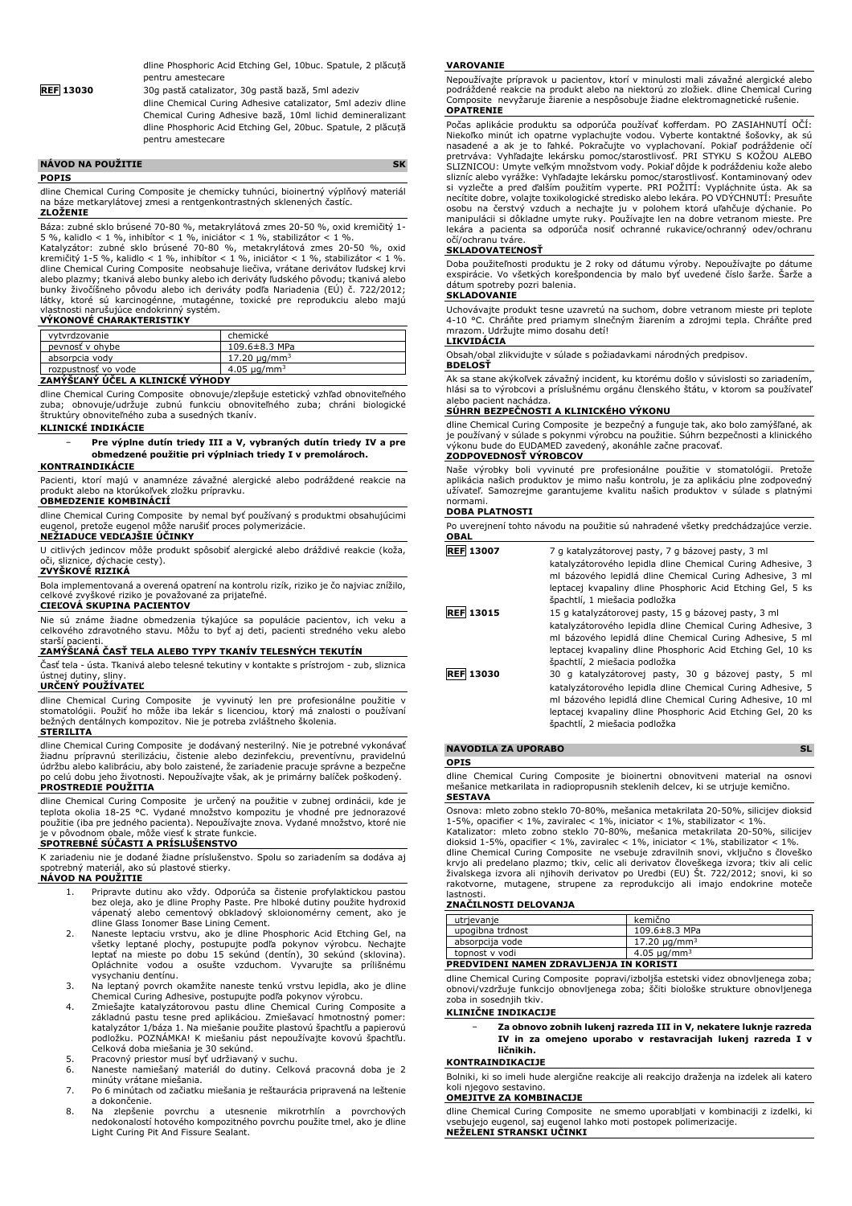dline Phosphoric Acid Etching Gel, 10buc. Spatule, 2 plăcuţă pentru amestecare

| | |
|---|---|
| **REF 13030** | 30g pastă catalizator, 30g pastă bază, 5ml adeziv dline Chemical Curing Adhesive catalizator, 5ml adeziv dline Chemical Curing Adhesive bază, 10ml lichid demineralizant dline Phosphoric Acid Etching Gel, 20buc. Spatule, 2 plăcuţă pentru amestecare |

## NÁVOD NA POUŽITIE SK

### POPIS

dline Chemical Curing Composite je chemicky tuhnúci, bioinertný výplňový materiál na báze metkarylátovej zmesi a rentgenkontrastných sklenených častíc.

### ZLOŽENIE

Báza: zubné sklo brúsené 70-80 %, metakrylátová zmes 20-50 %, oxid kremičitý 1-5 %, kalidlo < 1 %, inhibítor < 1 %, iniciátor < 1 %, stabilizátor < 1 %.
Katalyzátor: zubné sklo brúsené 70-80 %, metakrylátová zmes 20-50 %, oxid kremičitý 1-5 %, kalidlo < 1 %, inhibítor < 1 %, iniciátor < 1 %, stabilizátor < 1 %.
dline Chemical Curing Composite neobsahuje liečivá, vrátane derivátov ľudskej krvi alebo plazmy; tkanivá alebo bunky alebo ich deriváty ľudského pôvodu; tkanivá alebo bunky živočíšneho pôvodu alebo ich deriváty podľa Nariadenia (EÚ) č. 722/2012; látky, ktoré sú karcinogénne, mutagénne, toxické pre reprodukciu alebo majú vlastnosti narušujúce endokrinný systém.

### VÝKONOVÉ CHARAKTERISTIKY

| | |
|---|---|
| vytvrdzovanie | chemické |
| pevnosť v ohybe | 109.6±8.3 MPa |
| absorpcia vody | 17.20 µg/mm$^3$ |
| rozpustnosť vo vode | 4.05 µg/mm$^3$ |

### ZAMÝŠĽANÝ ÚČEL A KLINICKÉ VÝHODY

dline Chemical Curing Composite obnovuje/zlepšuje estetický vzhľad obnoviteľného zuba; obnovuje/udržuje zubnú funkciu obnoviteľného zuba; chráni biologické štruktúry obnoviteľného zuba a susedných tkanív.

### KLINICKÉ INDIKÁCIE

- **Pre výplne dutín triedy III a V, vybraných dutín triedy IV a pre obmedzené použitie pri výplniach triedy I v premolároch.**

### KONTRAINDIKÁCIE

Pacienti, ktorí majú v anamnéze závažné alergické alebo podráždené reakcie na produkt alebo na ktorúkoľvek zložku prípravku.

### OBMEDZENIE KOMBINÁCIÍ

dline Chemical Curing Composite by nemal byť používaný s produktmi obsahujúcimi eugenol, pretože eugenol môže narušiť proces polymerizácie.

### NEŽIADUCE VEDĽAJŠIE ÚČINKY

U citlivých jedincov môže produkt spôsobiť alergické alebo dráždivé reakcie (koža, oči, sliznice, dýchacie cesty).

### ZVYŠKOVÉ RIZIKÁ

Bola implementovaná a overená opatrení na kontrolu rizík, riziko je čo najviac znížilo, celkové zvyškové riziko je považované za prijateľné.

### CIEĽOVÁ SKUPINA PACIENTOV

Nie sú známe žiadne obmedzenia týkajúce sa populácie pacientov, ich veku a celkového zdravotného stavu. Môžu to byť aj deti, pacienti stredného veku alebo starší pacienti.

### ZAMÝŠĽANÁ ČASŤ TELA ALEBO TYPY TKANÍV TELESNÝCH TEKUTÍN

Časť tela - ústa. Tkanivá alebo telesné tekutiny v kontakte s prístrojom - zub, sliznica ústnej dutiny, sliny.

### URČENÝ POUŽÍVATEĽ

dline Chemical Curing Composite je vyvinutý len pre profesionálne použitie v stomatológii. Použiť ho môže iba lekár s licenciou, ktorý má znalosti o používaní bežných dentálnych kompozitov. Nie je potreba zvláštneho školenia.

### STERILITA

dline Chemical Curing Composite je dodávaný nesterilný. Nie je potrebné vykonávať žiadnu prípravnú sterilizáciu, čistenie alebo dezinfekciu, preventívnu, pravidelnú údržbu alebo kalibráciu, aby bolo zaistené, že zariadenie pracuje správne a bezpečne po celú dobu jeho životnosti. Nepoužívajte však, ak je primárny balíček poškodený.

### PROSTREDIE POUŽITIA

dline Chemical Curing Composite je určený na použitie v zubnej ordinácii, kde je teplota okolia 18-25 °C. Vydané množstvo kompozitu je vhodné pre jednorazové použitie (iba pre jedného pacienta). Nepoužívajte znova. Vydané množstvo, ktoré nie je v pôvodnom obale, môže viesť k strate funkcie.

### SPOTREBNÉ SÚČASTI A PRÍSLUŠENSTVO

K zariadeniu nie je dodané žiadne príslušenstvo. Spolu so zariadením sa dodáva aj spotrebný materiál, ako sú plastové stierky.

### NÁVOD NA POUŽITIE

1. Pripravte dutinu ako vždy. Odporúča sa čistenie profylaktickou pastou bez oleja, ako je dline Prophy Paste. Pre hlboké dutiny použite hydroxid vápenatý alebo cementový obkladový skloionomérny cement, ako je dline Glass Ionomer Base Lining Cement.
2. Naneste leptaciu vrstvu, ako je dline Phosphoric Acid Etching Gel, na všetky leptané plochy, postupujte podľa pokynov výrobcu. Nechajte leptať na mieste po dobu 15 sekúnd (dentín), 30 sekúnd (sklovina). Opláchnite vodou a osušte vzduchom. Vyvarujte sa prílišnému vysychaniu dentínu.
3. Na leptaný povrch okamžite naneste tenkú vrstvu lepidla, ako je dline Chemical Curing Adhesive, postupujte podľa pokynov výrobcu.
4. Zmiešajte katalyzátorovú pastu dline Chemical Curing Composite a základnú pastu tesne pred aplikáciou. Zmiešavací hmotnostný pomer: katalyzátor 1/báza 1. Na miešanie použite plastovú špachtľu a papierovú podložku. POZNÁMKA! K miešaniu pást nepoužívajte kovovú špachtľu. Celková doba miešania je 30 sekúnd.
5. Pracovný priestor musí byť udržiavaný v suchu.
6. Naneste namiešaný materiál do dutiny. Celková pracovná doba je 2 minúty vrátane miešania.
7. Po 6 minútach od začiatku miešania je reštaurácia pripravená na leštenie a dokončenie.
8. Na zlepšenie povrchu a utesnenie mikrotrhlín a povrchových nedokonalostí hotového kompozitného povrchu použite tmel, ako je dline Light Curing Pit And Fissure Sealant.

### VAROVANIE

Nepoužívajte prípravok u pacientov, ktorí v minulosti mali závažné alergické alebo podráždené reakcie na produkt alebo na niektorú zo zložiek. dline Chemical Curing Composite nevyžaruje žiarenie a nespôsobuje žiadne elektromagnetické rušenie.

### OPATRENIE

Počas aplikácie produktu sa odporúča používať kofferdam. PO ZASIAHNUTÍ OČÍ: Niekoľko minút ich opatrne vyplachujte vodou. Vyberte kontaktné šošovky, ak sú nasadené a ak je to ľahké. Pokračujte vo vyplachovaní. Pokiaľ podráždenie očí pretrváva: Vyhľadajte lekársku pomoc/starostlivosť. PRI STYKU S KOŽOU ALEBO SLIZNICOU: Umyte veľkým množstvom vody. Pokiaľ dôjde k podráždeniu kože alebo slizníc alebo vyrážke: Vyhľadajte lekársku pomoc/starostlivosť. Kontaminovaný odev si vyzlečte a pred ďalším použitím vyperte. PRI POŽITÍ: Vypláchnite ústa. Ak sa necítite dobre, volajte toxikologické stredisko alebo lekára. PO VDÝCHNUTÍ: Presuňte osobu na čerstvý vzduch a nechajte ju v polohem ktorá uľahčuje dýchanie. Po manipulácii si dôkladne umyte ruky. Používajte len na dobre vetranom mieste. Pre lekára a pacienta sa odporúča nosiť ochranné rukavice/ochranný odev/ochranu očí/ochranu tváre.

### SKLADOVATEĽNOSŤ

Doba použiteľnosti produktu je 2 roky od dátumu výroby. Nepoužívajte po dátume exspirácie. Vo všetkých korešpondencia by malo byť uvedené číslo šarže. Šarže a dátum spotreby pozri balenia.

### SKLADOVANIE

Uchovávajte produkt tesne uzavretú na suchom, dobre vetranom mieste pri teplote 4-10 °C. Chráňte pred priamym slnečným žiarením a zdrojmi tepla. Chráňte pred mrazom. Udržujte mimo dosahu detí!

### LIKVIDÁCIA

Obsah/obal zlikvidujte v súlade s požiadavkami národných predpisov.

### BDELOSŤ

Ak sa stane akýkoľvek závažný incident, ku ktorému došlo v súvislosti so zariadením, hlási sa to výrobcovi a príslušnému orgánu členského štátu, v ktorom sa používateľ alebo pacient nachádza.

### SÚHRN BEZPEČNOSTI A KLINICKÉHO VÝKONU

dline Chemical Curing Composite je bezpečný a funguje tak, ako bolo zamýšľané, ak je používaný v súlade s pokynmi výrobcu na použitie. Súhrn bezpečnosti a klinického výkonu bude do EUDAMED zavedený, akonáhle začne pracovať.

### ZODPOVEDNOSŤ VÝROBCOV

Naše výrobky boli vyvinuté pre profesionálne použitie v stomatológii. Pretože aplikácia našich produktov je mimo našu kontrolu, je za aplikáciu plne zodpovedný užívateľ. Samozrejme garantujeme kvalitu našich produktov v súlade s platnými normami.

### DOBA PLATNOSTI

Po uverejnení tohto návodu na použitie sú nahradené všetky predchádzajúce verzie.

### OBAL

| | |
|---|---|
| **REF 13007** | 7 g katalyzátorovej pasty, 7 g bázovej pasty, 3 ml katalyzátorového lepidla dline Chemical Curing Adhesive, 3 ml bázového lepidlá dline Chemical Curing Adhesive, 3 ml leptacej kvapaliny dline Phosphoric Acid Etching Gel, 5 ks špachtlí, 1 miešacia podložka |
| **REF 13015** | 15 g katalyzátorovej pasty, 15 g bázovej pasty, 3 ml katalyzátorového lepidla dline Chemical Curing Adhesive, 3 ml bázového lepidlá dline Chemical Curing Adhesive, 3 ml leptacej kvapaliny dline Phosphoric Acid Etching Gel, 10 ks špachtlí, 2 miešacia podložka |
| **REF 13030** | 30 g katalyzátorovej pasty, 30 g bázovej pasty, 5 ml katalyzátorového lepidla dline Chemical Curing Adhesive, 5 ml bázového lepidlá dline Chemical Curing Adhesive, 10 ml leptacej kvapaliny dline Phosphoric Acid Etching Gel, 20 ks špachtlí, 2 miešacia podložka |

## NAVODILA ZA UPORABO SL

### OPIS

dline Chemical Curing Composite je bioinertni obnovitveni material na osnovi mešanice metkarilata in radioprepustnih steklenih delcev, ki se utrjuje kemično.

### SESTAVA

Osnova: mleto zobno steklo 70-80%, mešanica metakrilata 20-50%, silicijev dioksid 1-5%, opacifier < 1%, zaviralec < 1%, iniciator < 1%, stabilizator < 1%.
Katalizator: mleto zobno steklo 70-80%, mešanica metakrilata 20-50%, silicijev dioksid 1-5%, opacifier < 1%, zaviralec < 1%, iniciator < 1%, stabilizator < 1%.
dline Chemical Curing Composite ne vsebuje zdravilnih snovi, vključno s človeško krvjo ali predelano plazmo; tkiv, celic ali derivatov človeškega izvora; tkiv ali celic živalskega izvora ali njihovih derivatov po Uredbi (EU) Št. 722/2012; snovi, ki so rakotvorne, mutagene, strupene za reprodukcijo ali imajo endokrine moteče lastnosti.

### ZNAČILNOSTI DELOVANJA

| | |
|---|---|
| utrjevanje | kemično |
| upogibna trdnost | 109.6±8.3 MPa |
| absorpcija vode | 17.20 µg/mm$^3$ |
| topnost v vodi | 4.05 µg/mm$^3$ |

### PREDVIDENI NAMEN ZDRAVLJENJA IN KORISTI

dline Chemical Curing Composite popravi/izboljša estetski videz obnovljenega zoba; obnovi/vzdržuje funkcijo obnovljenega zoba; ščiti biološke strukture obnovljenega zoba in sosednjih tkiv.

### KLINIČNE INDIKACIJE

- **Za obnovo zobnih lukenj razreda III in V, nekatere luknje razreda IV in za omejeno uporabo v restavracijah lukenj razreda I v ličnikih.**

### KONTRAINDIKACIJE

Bolniki, ki so imeli hude alergične reakcije ali reakcijo draženja na izdelek ali katero koli njegovo sestavino.

### OMEJITVE ZA KOMBINACIJE

dline Chemical Curing Composite ne smemo uporabljati v kombinaciji z izdelki, ki vsebujejo eugenol, saj eugenol lahko moti postopek polimerizacije.

### NEŽELENI STRANSKI UČINKI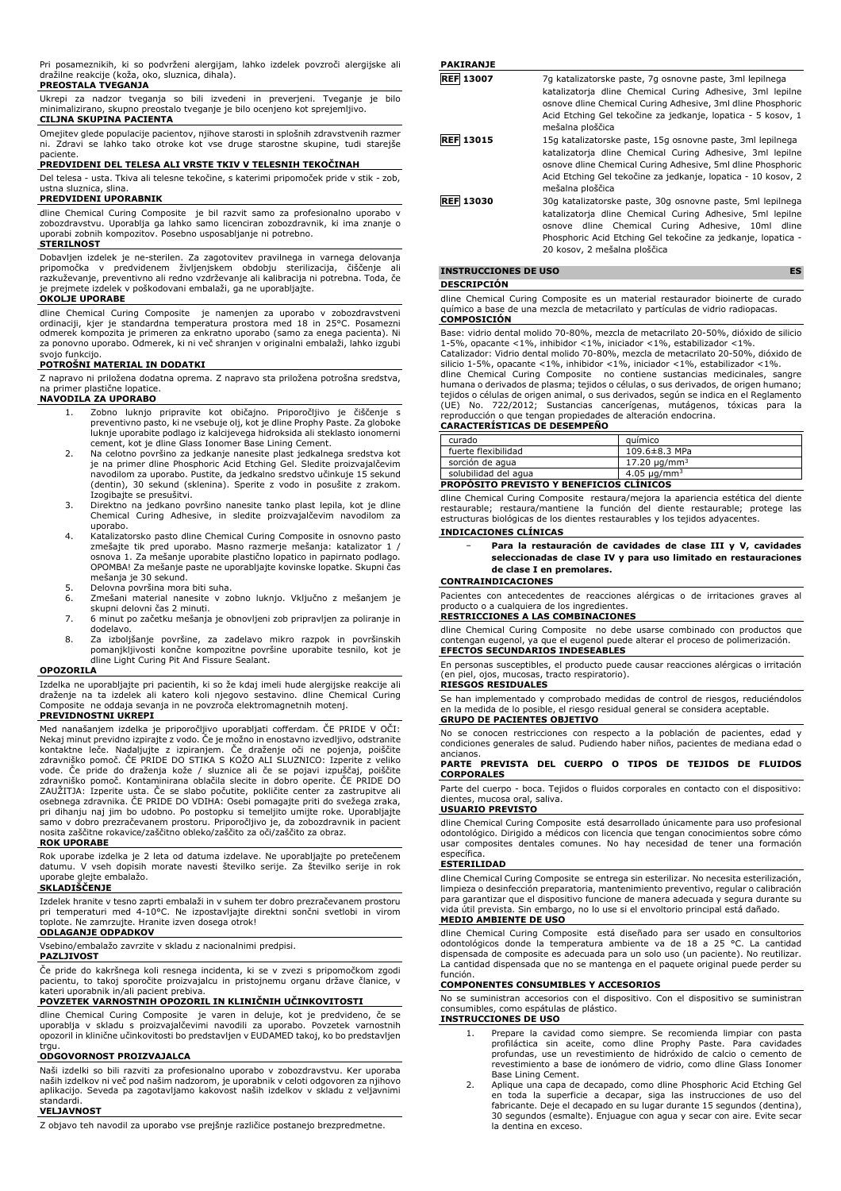Pri posameznikih, ki so podvrženi alergijam, lahko izdelek povzroči alergijske ali dražilne reakcije (koža, oko, sluznica, dihala).

**PREOSTALA TVEGANJA**

Ukrepi za nadzor tveganja so bili izvedeni in preverjeni. Tveganje je bilo minimalizirano, skupno preostalo tveganje je bilo ocenjeno kot sprejemljivo.

**CILJNA SKUPINA PACIENTA**

Omejitev glede populacije pacientov, njihove starosti in splošnih zdravstvenih razmer ni. Zdravi se lahko tako otroke kot vse druge starostne skupine, tudi starejše paciente.

**PREDVIDENI DEL TELESA ALI VRSTE TKIV V TELESNIH TEKOČINAH**

Del telesa - usta. Tkiva ali telesne tekočine, s katerimi pripomoček pride v stik - zob, ustna sluznica, slina.

**PREDVIDENI UPORABNIK**

dline Chemical Curing Composite je bil razvit samo za profesionalno uporabo v zobozdravstvu. Uporablja ga lahko samo licenciran zobozdravnik, ki ima znanje o uporabi zobnih kompozitov. Posebno usposabljanje ni potrebno.

**STERILNOST**

Dobavljen izdelek je ne-sterilen. Za zagotovitev pravilnega in varnega delovanja pripomočka v predvidenem življenjskem obdobju sterilizacija, čiščenje ali razkuževanje, preventivno ali redno vzdrževanje ali kalibracija ni potrebna. Toda, če je prejmete izdelek v poškodovani embalaži, ga ne uporabljajte.

**OKOLJE UPORABE**

dline Chemical Curing Composite je namenjen za uporabo v zobozdravstveni ordinaciji, kjer je standardna temperatura prostora med 18 in 25°C. Posamezni odmerek kompozita je primeren za enkratno uporabo (samo za enega pacienta). Ni za ponovno uporabo. Odmerek, ki ni več shranjen v originalni embalaži, lahko izgubi svojo funkcijo.

**POTROŠNI MATERIAL IN DODATKI**

Z napravo ni priložena dodatna oprema. Z napravo sta priložena potrošna sredstva, na primer plastične lopatice.

**NAVODILA ZA UPORABO**

1. Zobno luknjo pripravite kot običajno. Priporočljivo je čiščenje s preventivno pasto, ki ne vsebuje olj, kot je dline Prophy Paste. Za globoke luknje uporabite podlago iz kalcijevega hidroksida ali steklasto ionomerni cement, kot je dline Glass Ionomer Base Lining Cement.
2. Na celotno površino za jedkanje nanesite plast jedkalnega sredstva kot je na primer dline Phosphoric Acid Etching Gel. Sledite proizvajalčevim navodilom za uporabo. Pustite, da jedkalno sredstvo učinkuje 15 sekund (dentin), 30 sekund (sklenina). Sperite z vodo in posušite z zrakom. Izogibajte se presušitvi.
3. Direktno na jedkano površino nanesite tanko plast lepila, kot je dline Chemical Curing Adhesive, in sledite proizvajalčevim navodilom za uporabo.
4. Katalizatorsko pasto dline Chemical Curing Composite in osnovno pasto zmešajte tik pred uporabo. Masno razmerje mešanja: katalizator 1 / osnova 1. Za mešanje uporabite plastično lopatico in papirnato podlago. OPOMBA! Za mešanje paste ne uporabljajte kovinske lopatke. Skupni čas mešanja je 30 sekund.
5. Delovna površina mora biti suha.
6. Zmešani material nanesite v zobno luknjo. Vključno z mešanjem je skupni delovni čas 2 minuti.
7. 6 minut po začetku mešanja je obnovljeni zob pripravljen za poliranje in dodelavo.
8. Za izboljšanje površine, za zadelavo mikro razpok in površinskih pomanjkljivosti končne kompozitne površine uporabite tesnilo, kot je dline Light Curing Pit And Fissure Sealant.

**OPOZORILA**

Izdelka ne uporabljajte pri pacientih, ki so že kdaj imeli hude alergijske reakcije ali draženje na ta izdelek ali katero koli njegovo sestavino. dline Chemical Curing Composite ne oddaja sevanja in ne povzroča elektromagnetnih motenj.

**PREVIDNOSTNI UKREPI**

Med nanašanjem izdelka je priporočljivo uporabljati cofferdam. ČE PRIDE V OČI: Nekaj minut previdno izpirajte z vodo. Če je možno in enostavno izvedljivo, odstranite kontaktne leče. Nadaljujte z izpiranjem. Če draženje oči ne pojenja, poiščite zdravniško pomoč. ČE PRIDE DO STIKA S KOŽO ALI SLUZNICO: Izperite z veliko vode. Če pride do draženja kože / sluznice ali če se pojavi izpuščaj, poiščite zdravniško pomoč. Kontaminirana oblačila slecite in dobro operite. ČE PRIDE DO ZAUŽITJA: Izperite usta. Če se slabo počutite, pokličite center za zastrupitve ali osebnega zdravnika. ČE PRIDE DO VDIHA: Osebi pomagajte priti do svežega zraka, pri dihanju naj jim bo udobno. Po postopku si temeljito umijte roke. Uporabljajte samo v dobro prezračevanem prostoru. Priporočljivo je, da zobozdravnik in pacient nosita zaščitne rokavice/zaščitno obleko/zaščito za oči/zaščito za obraz.

**ROK UPORABE**

Rok uporabe izdelka je 2 leta od datuma izdelave. Ne uporabljajte po pretečenem datumu. V vseh dopisih morate navesti številko serije. Za številko serije in rok uporabe glejte embalažo.

**SKLADIŠČENJE**

Izdelek hranite v tesno zaprti embalaži in v suhem ter dobro prezračevanem prostoru pri temperaturi med 4-10°C. Ne izpostavljajte direktni sončni svetlobi in virom toplote. Ne zamrzujte. Hranite izven dosega otrok!

**ODLAGANJE ODPADKOV**

Vsebino/embalažo zavrzite v skladu z nacionalnimi predpisi.

**PAZLJIVOST**

Če pride do kakršnega koli resnega incidenta, ki se v zvezi s pripomočkom zgodi pacientu, to takoj sporočite proizvajalcu in pristojnemu organu države članice, v kateri uporabnik in/ali pacient prebiva.

**POVZETEK VARNOSTNIH OPOZORIL IN KLINIČNIH UČINKOVITOSTI**

dline Chemical Curing Composite je varen in deluje, kot je predvideno, če se uporablja v skladu s proizvajalčevimi navodili za uporabo. Povzetek varnostnih opozoril in klinični učinkovitosti bo predstavljen v EUDAMED takoj, ko bo predstavljen trgu.

**ODGOVORNOST PROIZVAJALCA**

Naši izdelki so bili razviti za profesionalno uporabo v zobozdravstvu. Ker uporaba naših izdelkov ni več pod našim nadzorom, je uporabnik v celoti odgovoren za njihovo aplikacijo. Seveda pa zagotavljamo kakovost naših izdelkov v skladu z veljavnimi standardi.

**VELJAVNOST**

Z objavo teh navodil za uporabo vse prejšnje različice postanejo brezpredmetne.

**PAKIRANJE**

| | |
|---|---|
| REF 13007 | 7g katalizatorske paste, 7g osnovne paste, 3ml lepilnega katalizatorja dline Chemical Curing Adhesive, 3ml lepilne osnove dline Chemical Curing Adhesive, 3ml dline Phosphoric Acid Etching Gel tekočine za jedkanje, lopatica - 5 kosov, 1 mešalna ploščica |
| REF 13015 | 15g katalizatorske paste, 15g osnovne paste, 3ml lepilnega katalizatorja dline Chemical Curing Adhesive, 3ml lepilne osnove dline Chemical Curing Adhesive, 5ml dline Phosphoric Acid Etching Gel tekočine za jedkanje, lopatica - 10 kosov, 2 mešalna ploščica |
| REF 13030 | 30g katalizatorske paste, 30g osnovne paste, 5ml lepilnega katalizatorja dline Chemical Curing Adhesive, 5ml lepilne osnove dline Chemical Curing Adhesive, 10ml dline Phosphoric Acid Etching Gel tekočine za jedkanje, lopatica - 20 kosov, 2 mešalna ploščica |

## INSTRUCCIONES DE USO ES

**DESCRIPCIÓN**

dline Chemical Curing Composite es un material restaurador bioinerte de curado químico a base de una mezcla de metacrilato y partículas de vidrio radiopacas.

**COMPOSICIÓN**

Base: vidrio dental molido 70-80%, mezcla de metacrilato 20-50%, dióxido de silicio 1-5%, opacante <1%, inhibidor <1%, iniciador <1%, estabilizador <1%.
Catalizador: Vidrio dental molido 70-80%, mezcla de metacrilato 20-50%, dióxido de silicio 1-5%, opacante <1%, inhibidor <1%, iniciador <1%, estabilizador <1%.
dline Chemical Curing Composite no contiene sustancias medicinales, sangre humana o derivados de plasma; tejidos o células, o sus derivados, de origen humano; tejidos o células de origen animal, o sus derivados, según se indica en el Reglamento (UE) No. 722/2012; Sustancias cancerígenas, mutágenos, tóxicas para la reproducción o que tengan propiedades de alteración endocrina.

**CARACTERÍSTICAS DE DESEMPEÑO**

| | |
|---|---|
| curado | químico |
| fuerte flexibilidad | 109.6±8.3 MPa |
| sorción de agua | 17.20 μg/mm$^3$ |
| solubilidad del agua | 4.05 μg/mm$^3$ |

**PROPÓSITO PREVISTO Y BENEFICIOS CLÍNICOS**

dline Chemical Curing Composite restaura/mejora la apariencia estética del diente restaurable; restaura/mantiene la función del diente restaurable; protege las estructuras biológicas de los dientes restaurables y los tejidos adyacentes.

**INDICACIONES CLÍNICAS**

- **Para la restauración de cavidades de clase III y V, cavidades seleccionadas de clase IV y para uso limitado en restauraciones de clase I en premolares.**

**CONTRAINDICACIONES**

Pacientes con antecedentes de reacciones alérgicas o de irritaciones graves al producto o a cualquiera de los ingredientes.

**RESTRICCIONES A LAS COMBINACIONES**

dline Chemical Curing Composite no debe usarse combinado con productos que contengan eugenol, ya que el eugenol puede alterar el proceso de polimerización.

**EFECTOS SECUNDARIOS INDESEABLES**

En personas susceptibles, el producto puede causar reacciones alérgicas o irritación (en piel, ojos, mucosas, tracto respiratorio).

**RIESGOS RESIDUALES**

Se han implementado y comprobado medidas de control de riesgos, reduciéndolos en la medida de lo posible, el riesgo residual general se considera aceptable.

**GRUPO DE PACIENTES OBJETIVO**

No se conocen restricciones con respecto a la población de pacientes, edad y condiciones generales de salud. Pudiendo haber niños, pacientes de mediana edad o ancianos.

**PARTE PREVISTA DEL CUERPO O TIPOS DE TEJIDOS DE FLUIDOS CORPORALES**

Parte del cuerpo - boca. Tejidos o fluidos corporales en contacto con el dispositivo: dientes, mucosa oral, saliva.

**USUARIO PREVISTO**

dline Chemical Curing Composite está desarrollado únicamente para uso profesional odontológico. Dirigido a médicos con licencia que tengan conocimientos sobre cómo usar composites dentales comunes. No hay necesidad de tener una formación específica.

**ESTERILIDAD**

dline Chemical Curing Composite se entrega sin esterilizar. No necesita esterilización, limpieza o desinfección preparatoria, mantenimiento preventivo, regular o calibración para garantizar que el dispositivo funcione de manera adecuada y segura durante su vida útil prevista. Sin embargo, no lo use si el envoltorio principal está dañado.

**MEDIO AMBIENTE DE USO**

dline Chemical Curing Composite está diseñado para ser usado en consultorios odontológicos donde la temperatura ambiente va de 18 a 25 °C. La cantidad dispensada de composite es adecuada para un solo uso (un paciente). No reutilizar. La cantidad dispensada que no se mantenga en el paquete original puede perder su función.

**COMPONENTES CONSUMIBLES Y ACCESORIOS**

No se suministran accesorios con el dispositivo. Con el dispositivo se suministran consumibles, como espátulas de plástico.

**INSTRUCCIONES DE USO**

1. Prepare la cavidad como siempre. Se recomienda limpiar con pasta profiláctica sin aceite, como dline Prophy Paste. Para cavidades profundas, use un revestimiento de hidróxido de calcio o cemento de revestimiento a base de ionómero de vidrio, como dline Glass Ionomer Base Lining Cement.
2. Aplique una capa de decapado, como dline Phosphoric Acid Etching Gel en toda la superficie a decapar, siga las instrucciones de uso del fabricante. Deje el decapado en su lugar durante 15 segundos (dentina), 30 segundos (esmalte). Enjuague con agua y secar con aire. Evite secar la dentina en exceso.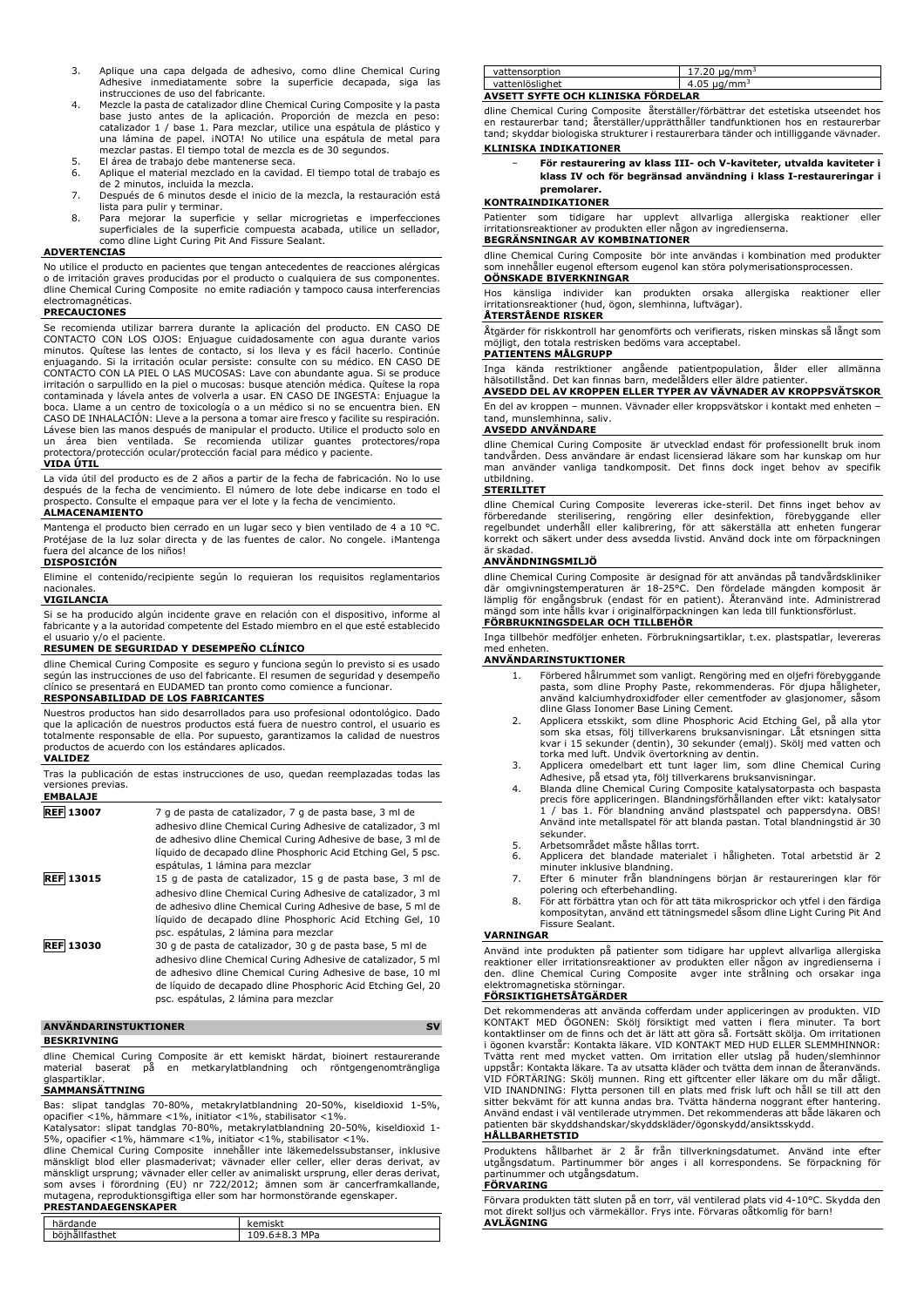3. Aplique una capa delgada de adhesivo, como dline Chemical Curing Adhesive inmediatamente sobre la superficie decapada, siga las instrucciones de uso del fabricante.
4. Mezcle la pasta de catalizador dline Chemical Curing Composite y la pasta base justo antes de la aplicación. Proporción de mezcla en peso: catalizador 1 / base 1. Para mezclar, utilice una espátula de plástico y una lámina de papel. ¡NOTA! No utilice una espátula de metal para mezclar pastas. El tiempo total de mezcla es de 30 segundos.
5. El área de trabajo debe mantenerse seca.
6. Aplique el material mezclado en la cavidad. El tiempo total de trabajo es de 2 minutos, incluida la mezcla.
7. Después de 6 minutos desde el inicio de la mezcla, la restauración está lista para pulir y terminar.
8. Para mejorar la superficie y sellar microgrietas e imperfecciones superficiales de la superficie compuesta acabada, utilice un sellador, como dline Light Curing Pit And Fissure Sealant.

**ADVERTENCIAS**

No utilice el producto en pacientes que tengan antecedentes de reacciones alérgicas o de irritación graves producidas por el producto o cualquiera de sus componentes. dline Chemical Curing Composite no emite radiación y tampoco causa interferencias electromagnéticas.

**PRECAUCIONES**

Se recomienda utilizar barrera durante la aplicación del producto. EN CASO DE CONTACTO CON LOS OJOS: Enjuague cuidadosamente con agua durante varios minutos. Quítese las lentes de contacto, si los lleva y es fácil hacerlo. Continúe enjuagando. Si la irritación ocular persiste: consulte con su médico. EN CASO DE CONTACTO CON LA PIEL O LAS MUCOSAS: Lave con abundante agua. Si se produce irritación o sarpullido en la piel o mucosas: busque atención médica. Quítese la ropa contaminada y lávela antes de volverla a usar. EN CASO DE INGESTA: Enjuague la boca. Llame a un centro de toxicología o a un médico si no se encuentra bien. EN CASO DE INHALACIÓN: Lleve a la persona a tomar aire fresco y facilite su respiración. Lávese bien las manos después de manipular el producto. Utilice el producto solo en un área bien ventilada. Se recomienda utilizar guantes protectores/ropa protectora/protección ocular/protección facial para médico y paciente.

**VIDA ÚTIL**

La vida útil del producto es de 2 años a partir de la fecha de fabricación. No lo use después de la fecha de vencimiento. El número de lote debe indicarse en todo el prospecto. Consulte el empaque para ver el lote y la fecha de vencimiento.

**ALMACENAMIENTO**

Mantenga el producto bien cerrado en un lugar seco y bien ventilado de 4 a 10 °C. Protéjase de la luz solar directa y de las fuentes de calor. No congele. ¡Mantenga fuera del alcance de los niños!

**DISPOSICIÓN**

Elimine el contenido/recipiente según lo requieran los requisitos reglamentarios nacionales.

**VIGILANCIA**

Si se ha producido algún incidente grave en relación con el dispositivo, informe al fabricante y a la autoridad competente del Estado miembro en el que esté establecido el usuario y/o el paciente.

**RESUMEN DE SEGURIDAD Y DESEMPEÑO CLÍNICO**

dline Chemical Curing Composite es seguro y funciona según lo previsto si es usado según las instrucciones de uso del fabricante. El resumen de seguridad y desempeño clínico se presentará en EUDAMED tan pronto como comience a funcionar.

**RESPONSABILIDAD DE LOS FABRICANTES**

Nuestros productos han sido desarrollados para uso profesional odontológico. Dado que la aplicación de nuestros productos está fuera de nuestro control, el usuario es totalmente responsable de ella. Por supuesto, garantizamos la calidad de nuestros productos de acuerdo con los estándares aplicados.

**VALIDEZ**

Tras la publicación de estas instrucciones de uso, quedan reemplazadas todas las versiones previas.

**EMBALAJE**

| | |
|---|---|
| **REF 13007** | 7 g de pasta de catalizador, 7 g de pasta base, 3 ml de adhesivo dline Chemical Curing Adhesive de catalizador, 3 ml de adhesivo dline Chemical Curing Adhesive de base, 3 ml de líquido de decapado dline Phosphoric Acid Etching Gel, 5 psc. espátulas, 1 lámina para mezclar |
| **REF 13015** | 15 g de pasta de catalizador, 15 g de pasta base, 3 ml de adhesivo dline Chemical Curing Adhesive de catalizador, 3 ml de adhesivo dline Chemical Curing Adhesive de base, 5 ml de líquido de decapado dline Phosphoric Acid Etching Gel, 10 psc. espátulas, 2 lámina para mezclar |
| **REF 13030** | 30 g de pasta de catalizador, 30 g de pasta base, 5 ml de adhesivo dline Chemical Curing Adhesive de catalizador, 5 ml de adhesivo dline Chemical Curing Adhesive de base, 10 ml de líquido de decapado dline Phosphoric Acid Etching Gel, 20 psc. espátulas, 2 lámina para mezclar |

## ANVÄNDARINSTUKTIONER SV

**BESKRIVNING**

dline Chemical Curing Composite är ett kemiskt härdat, bioinert restaurerande material baserat på en metkarylatblandning och röntgengenomträngliga glaspartiklar.

**SAMMANSÄTTNING**

Bas: slipat tandglas 70-80%, metakrylatblandning 20-50%, kiseldioxid 1-5%, opacifier <1%, hämmare <1%, initiator <1%, stabilisator <1%.
Katalysator: slipat tandglas 70-80%, metakrylatblandning 20-50%, kiseldioxid 1-5%, opacifier <1%, hämmare <1%, initiator <1%, stabilisator <1%.
dline Chemical Curing Composite innehåller inte läkemedelssubstanser, inklusive mänskligt blod eller plasmaderivat; vävnader eller celler, eller deras derivat, av mänskligt ursprung; vävnader eller celler av animaliskt ursprung, eller deras derivat, som avses i förordning (EU) nr 722/2012; ämnen som är cancerframkallande, mutagena, reproduktionsgiftiga eller som har hormonstörande egenskaper.

**PRESTANDAEGENSKAPER**

| | |
|---|---|
| härdande | kemiskt |
| böjhållfasthet | 109.6±8.3 MPa |
| vattensorption | 17.20 µg/mm³ |
| vattenlöslighet | 4.05 µg/mm³ |

**AVSETT SYFTE OCH KLINISKA FÖRDELAR**

dline Chemical Curing Composite återställer/förbättrar det estetiska utseendet hos en restaurerbar tand; återställer/upprätthåller tandfunktionen hos en restaurerbar tand; skyddar biologiska strukturer i restaurerbara tänder och intilliggande vävnader.

**KLINISKA INDIKATIONER**

- **För restaurering av klass III- och V-kaviteter, utvalda kaviteter i klass IV och för begränsad användning i klass I-restaureringar i premolarer.**

**KONTRAINDIKATIONER**

Patienter som tidigare har upplevt allvarliga allergiska reaktioner eller irritationsreaktioner av produkten eller någon av ingredienserna.

**BEGRÄNSNINGAR AV KOMBINATIONER**

dline Chemical Curing Composite bör inte användas i kombination med produkter som innehåller eugenol eftersom eugenol kan störa polymerisationsprocessen.

**OÖNSKADE BIVERKNINGAR**

Hos känsliga individer kan produkten orsaka allergiska reaktioner eller irritationsreaktioner (hud, ögon, slemhinna, luftvägar).

**ÅTERSTÅENDE RISKER**

Åtgärder för riskkontroll har genomförts och verifierats, risken minskas så långt som möjligt, den totala restrisken bedöms vara acceptabel.

**PATIENTENS MÅLGRUPP**

Inga kända restriktioner angående patientpopulation, ålder eller allmänna hälsotillstånd. Det kan finnas barn, medelålders eller äldre patienter.

**AVSEDD DEL AV KROPPEN ELLER TYPER AV VÄVNADER AV KROPPSVÄTSKOR**

En del av kroppen – munnen. Vävnader eller kroppsvätskor i kontakt med enheten – tand, munslemhinna, saliv.

**AVSEDD ANVÄNDARE**

dline Chemical Curing Composite är utvecklad endast för professionellt bruk inom tandvården. Dess användare är endast licensierad läkare som har kunskap om hur man använder vanliga tandkomposit. Det finns dock inget behov av specifik utbildning.

**STERILITET**

dline Chemical Curing Composite levereras icke-steril. Det finns inget behov av förberedande sterilisering, rengöring eller desinfektion, förebyggande eller regelbundet underhåll eller kalibrering, för att säkerställa att enheten fungerar korrekt och säkert under dess avsedda livstid. Använd dock inte om förpackningen är skadad.

**ANVÄNDNINGSMILJÖ**

dline Chemical Curing Composite är designad för att användas på tandvårdskliniker där omgivningstemperaturen är 18-25°C. Den fördelade mängden komposit är lämplig för engångsbruk (endast för en patient). Återanvänd inte. Administrerad mängd som inte hålls kvar i originalförpackningen kan leda till funktionsförlust.

**FÖRBRUKNINGSDELAR OCH TILLBEHÖR**

Inga tillbehör medföljer enheten. Förbrukningsartiklar, t.ex. plastspatlar, levereras med enheten.

**ANVÄNDARINSTUKTIONER**

1. Förbered hålrummet som vanligt. Rengöring med en oljefri förebyggande pasta, som dline Prophy Paste, rekommenderas. För djupa håligheter, använd kalciumhydroxidfoder eller cementfoder av glasjonomer, såsom dline Glass Ionomer Base Lining Cement.
2. Applicera etsskikt, som dline Phosphoric Acid Etching Gel, på alla ytor som ska etsas, följ tillverkarens bruksanvisningar. Låt etsningen sitta kvar i 15 sekunder (dentin), 30 sekunder (emalj). Skölj med vatten och torka med luft. Undvik övertorkning av dentin.
3. Applicera omedelbart ett tunt lager lim, som dline Chemical Curing Adhesive, på etsad yta, följ tillverkarens bruksanvisningar.
4. Blanda dline Chemical Curing Composite katalysatorpasta och baspasta precis före appliceringen. Blandningsförhållanden efter vikt: katalysator 1 / bas 1. För blandning använd plastspatel och pappersdyna. OBS! Använd inte en metallspatel för att blanda pastan. Total blandningstid är 30 sekunder.
5. Arbetsområdet måste hållas torrt.
6. Applicera det blandade materialet i håligheten. Total arbetstid är 2 minuter inklusive blandning.
7. Efter 6 minuter från blandningens början är restaureringen klar för polering och efterbehandling.
8. För att förbättra ytan och för att täta mikrosprickor och ytfel i den färdiga kompositytan, använd ett tätningsmedel såsom dline Light Curing Pit And Fissure Sealant.

**VARNINGAR**

Använd inte produkten på patienter som tidigare har upplevt allvarliga allergiska reaktioner eller irritationsreaktioner av produkten eller någon av ingredienserna i den. dline Chemical Curing Composite avger inte strålning och orsakar inga elektromagnetiska störningar.

**FÖRSIKTIGHETSÅTGÄRDER**

Det rekommenderas att använda cofferdam under appliceringen av produkten. VID KONTAKT MED ÖGONEN: Skölj försiktigt med vatten i flera minuter. Ta bort kontaktlinser om de finns och det är lätt att göra så. Fortsätt skölja. Om irritationen i ögonen kvarstår: Kontakta läkare. VID KONTAKT MED HUD ELLER SLEMHINNOR: Tvätta rent med mycket vatten. Om irritation eller utslag på huden/slemhinnor uppstår: Kontakta läkare. Ta av utsatta kläder och tvätta dem innan de återanvänds. VID FÖRTÄRING: Skölj munnen. Ring ett giftcenter eller läkare om du mår dåligt. VID INANDNING: Flytta personen till en plats med frisk luft och håll se till att den sitter bekvämt för att kunna andas bra. Tvätta händerna noggrant efter hantering. Använd endast i väl ventilerade utrymmen. Det rekommenderas att både läkaren och patienten bär skyddshandskar/skyddskläder/ögonskydd/ansiktsskydd.

**HÅLLBARHETSTID**

Produktens hållbarhet är 2 år från tillverkningsdatumet. Använd inte efter utgångsdatum. Partinummer bör anges i all korrespondens. Se förpackning för partinummer och utgångsdatum.

**FÖRVARING**

Förvara produkten tätt sluten på en torr, väl ventilerad plats vid 4-10°C. Skydda den mot direkt solljus och värmekällor. Frys inte. Förvaras oåtkomlig för barn!

**AVLÄGNING**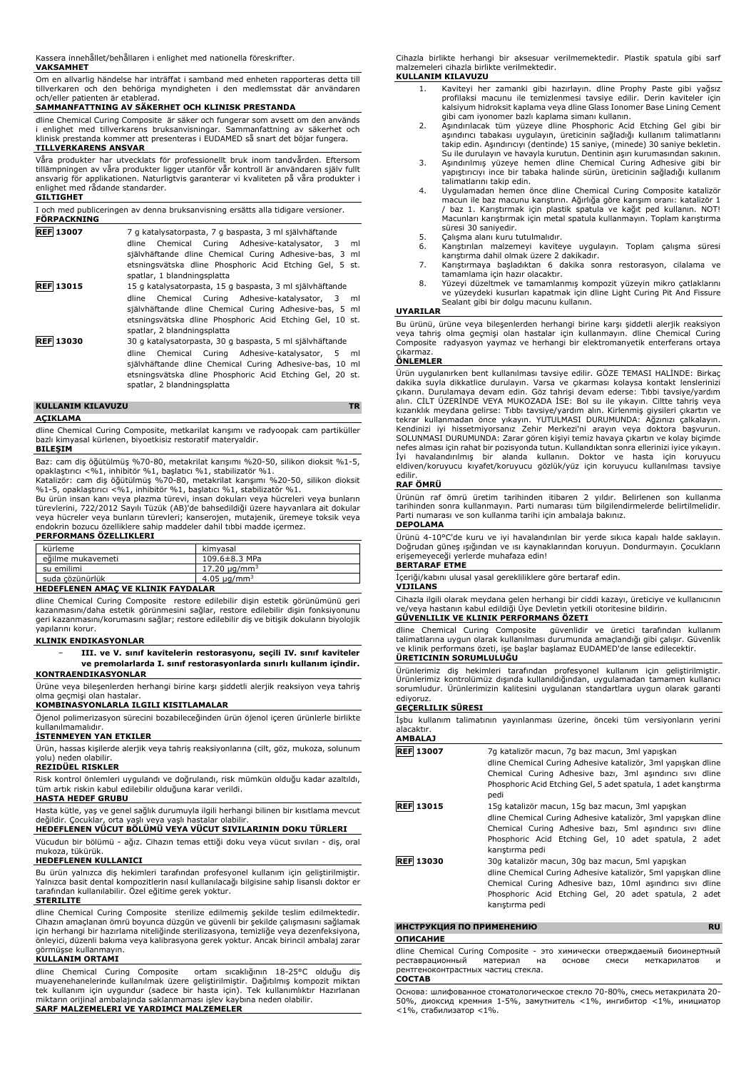Kassera innehållet/behållaren i enlighet med nationella föreskrifter.

**VAKSAMHET**

Om en allvarlig händelse har inträffat i samband med enheten rapporteras detta till tillverkaren och den behöriga myndigheten i den medlemsstat där användaren och/eller patienten är etablerad.

**SAMMANFATTNING AV SÄKERHET OCH KLINISK PRESTANDA**

dline Chemical Curing Composite är säker och fungerar som avsett om den används i enlighet med tillverkarens bruksanvisningar. Sammanfattning av säkerhet och klinisk prestanda kommer att presenteras i EUDAMED så snart det börjar fungera.

**TILLVERKARENS ANSVAR**

Våra produkter har utvecklats för professionellt bruk inom tandvården. Eftersom tillämpningen av våra produkter ligger utanför vår kontroll är användaren själv fullt ansvarig för applikationen. Naturligtvis garanterar vi kvaliteten på våra produkter i enlighet med rådande standarder.

**GILTIGHET**

I och med publiceringen av denna bruksanvisning ersätts alla tidigare versioner.

**FÖRPACKNING**

| | |
|---|---|
| REF 13007 | 7 g katalysatorpasta, 7 g baspasta, 3 ml självhäftande dline Chemical Curing Adhesive-katalysator, 3 ml självhäftande dline Chemical Curing Adhesive-bas, 3 ml etsningsvätska dline Phosphoric Acid Etching Gel, 5 st. spatlar, 1 blandningsplatta |
| REF 13015 | 15 g katalysatorpasta, 15 g baspasta, 3 ml självhäftande dline Chemical Curing Adhesive-katalysator, 3 ml självhäftande dline Chemical Curing Adhesive-bas, 5 ml etsningsvätska dline Phosphoric Acid Etching Gel, 10 st. spatlar, 2 blandningsplatta |
| REF 13030 | 30 g katalysatorpasta, 30 g baspasta, 5 ml självhäftande dline Chemical Curing Adhesive-katalysator, 5 ml självhäftande dline Chemical Curing Adhesive-bas, 10 ml etsningsvätska dline Phosphoric Acid Etching Gel, 20 st. spatlar, 2 blandningsplatta |

## KULLANIM KILAVUZU TR

**AÇIKLAMA**

dline Chemical Curing Composite, metkarilat karışımı ve radyoopak cam partiküller bazlı kimyasal kürlenen, biyoetksiz restoratif materyaldir.

**BILEŞIM**

Baz: cam diş öğütülmüş %70-80, metakrilat karışımı %20-50, silikon dioksit %1-5, opaklaştırıcı <%1, inhibitör %1, başlatıcı %1, stabilizatör %1.

Katalizör: cam diş öğütülmüş %70-80, metakrilat karışımı %20-50, silikon dioksit %1-5, opaklaştırıcı <%1, inhibitör %1, başlatıcı %1, stabilizatör %1.

Bu ürün insan kanı veya plazma türevi, insan dokuları veya hücreleri veya bunların türevlerini, 722/2012 Sayılı Tüzük (AB)'de bahsedildiği üzere hayvanlara ait dokular veya hücreler veya bunların türevleri; kanserojen, mutajenik, üremeye toksik veya endokrin bozucu özelliklere sahip maddeler dahil tıbbi madde içermez.

**PERFORMANS ÖZELLIKLERI**

| | |
|---|---|
| kürleme | kimyasal |
| eğilme mukavemeti | 109.6±8.3 MPa |
| su emilimi | 17.20 µg/mm$^3$ |
| suda çözünürlük | 4.05 µg/mm$^3$ |

**HEDEFLENEN AMAÇ VE KLINIK FAYDALAR**

dline Chemical Curing Composite restore edilebilir dişin estetik görünümünü geri kazanmasını/daha estetik görünmesini sağlar, restore edilebilir dişin fonksiyonunu geri kazanmasını/korumasını sağlar; restore edilebilir diş ve bitişik dokuların biyolojik yapılarını korur.

**KLINIK ENDIKASYONLAR**

- **III. ve V. sınıf kavitelerin restorasyonu, seçili IV. sınıf kaviteler ve premolarlarda I. sınıf restorasyonlarda sınırlı kullanım içindir.**

**KONTRAENDIKASYONLAR**

Ürüne veya bileşenlerden herhangi birine karşı şiddetli alerjik reaksiyon veya tahriş olma geçmişi olan hastalar.

**KOMBINASYONLARLA ILGILI KISITLAMALAR**

Öjenol polimerizasyon sürecini bozabileceğinden ürün öjenol içeren ürünlerle birlikte kullanılmamalıdır.

**İSTENMEYEN YAN ETKILER**

Ürün, hassas kişilerde alerjik veya tahriş reaksiyonlarına (cilt, göz, mukoza, solunum yolu) neden olabilir.

**REZIDÜEL RISKLER**

Risk kontrol önlemleri uygulandı ve doğrulandı, risk mümkün olduğu kadar azaltıldı, tüm artık riskin kabul edilebilir olduğuna karar verildi.

**HASTA HEDEF GRUBU**

Hasta kütle, yaş ve genel sağlık durumuyla ilgili herhangi bilinen bir kısıtlama mevcut değildir. Çocuklar, orta yaşlı veya yaşlı hastalar olabilir.

**HEDEFLENEN VÜCUT BÖLÜMÜ VEYA VÜCUT SIVILARININ DOKU TÜRLERI**

Vücudun bir bölümü - ağız. Cihazın temas ettiği doku veya vücut sıvıları - diş, oral mukoza, tükürük.

**HEDEFLENEN KULLANICI**

Bu ürün yalnızca diş hekimleri tarafından profesyonel kullanım için geliştirilmiştir. Yalnızca basit dental kompozitlerin nasıl kullanılacağı bilgisine sahip lisanslı doktor er tarafından kullanılabilir. Özel eğitime gerek yoktur.

**STERILITE**

dline Chemical Curing Composite sterilize edilmemiş şekilde teslim edilmektedir. Cihazın amaçlanan ömrü boyunca düzgün ve güvenli bir şekilde çalışmasını sağlamak için herhangi bir hazırlama niteliğinde sterilizasyona, temizliğe veya dezenfeksiyona, önleyici, düzenli bakıma veya kalibrasyona gerek yoktur. Ancak birincil ambalaj zarar görmüşse kullanmayın.

**KULLANIM ORTAMI**

dline Chemical Curing Composite ortam sıcaklığının 18-25°C olduğu diş muayenehanelerinde kullanılmak üzere geliştirilmiştir. Dağıtılmış kompozit miktarı tek kullanım için uygundur (sadece bir hasta için). Tek kullanımlıktır Hazırlanan miktarın orijinal ambalajda saklanmaması işlev kaybına neden olabilir.

**SARF MALZEMELERI VE YARDIMCI MALZEMELER**

Cihazla birlikte herhangi bir aksesuar verilmemektedir. Plastik spatula gibi sarf malzemeleri cihazla birlikte verilmektedir.

**KULLANIM KILAVUZU**

1. Kaviteyi her zamanki gibi hazırlayın. dline Prophy Paste gibi yağsız profilaksi macunu ile temizlenmesi tavsiye edilir. Derin kaviteler için kalsiyum hidroksit kaplama veya dline Glass Ionomer Base Lining Cement gibi cam iyonomer bazlı kaplama simanı kullanın.
2. Aşındırılacak tüm yüzeye dline Phosphoric Acid Etching Gel gibi bir aşındırıcı tabakası uygulayın, üreticinin sağladığı kullanım talimatlarını takip edin. Aşındırıcıyı (dentinde) 15 saniye, (minede) 30 saniye bekletin. Su ile durulayın ve havayla kurutun. Dentinin aşırı kurumasından sakının.
3. Aşındırılmış yüzeye hemen dline Chemical Curing Adhesive gibi bir yapıştırıcıyı ince bir tabaka halinde sürün, üreticinin sağladığı kullanım talimatlarını takip edin.
4. Uygulamadan hemen önce dline Chemical Curing Composite katalizör macun ile baz macunu karıştırın. Ağırlığa göre karışım oranı: katalizör 1 / baz 1. Karıştırmak için plastik spatula ve kağıt ped kullanın. NOT! Macunları karıştırmak için metal spatula kullanmayın. Toplam karıştırma süresi 30 saniyedir.
5. Çalışma alanı kuru tutulmalıdır.
6. Karıştırılan malzemeyi kaviteye uygulayın. Toplam çalışma süresi karıştırma dahil olmak üzere 2 dakikadır.
7. Karıştırmaya başladıktan 6 dakika sonra restorasyon, cilalama ve tamamlama için hazır olacaktır.
8. Yüzeyi düzeltmek ve tamamlanmış kompozit yüzeyin mikro çatlaklarını ve yüzeydeki kusurları kapatmak için dline Light Curing Pit And Fissure Sealant gibi bir dolgu macunu kullanın.

**UYARILAR**

Bu ürünü, ürüne veya bileşenlerden herhangi birine karşı şiddetli alerjik reaksiyon veya tahriş olma geçmişi olan hastalar için kullanmayın. dline Chemical Curing Composite radyasyon yaymaz ve herhangi bir elektromanyetik enterferans ortaya çıkarmaz.

**ÖNLEMLER**

Ürün uygulanırken bent kullanılması tavsiye edilir. GÖZE TEMASI HALİNDE: Birkaç dakika suyla dikkatlice durulayın. Varsa ve çıkarması kolaysa kontakt lenslerinizi çıkarın. Durulamaya devam edin. Göz tahrişi devam ederse: Tıbbi tavsiye/yardım alın. CİLT ÜZERİNDE VEYA MUKOZADA İSE: Bol su ile yıkayın. Ciltte tahriş veya kızarıklık meydana gelirse: Tıbbı tavsiye/yardım alın. Kirlenmiş giysileri çıkartın ve tekrar kullanmadan önce yıkayın. YUTULMASI DURUMUNDA: Ağzınızı çalkalayın. Kendinizi iyi hissetmiyorsanız Zehir Merkezi'ni arayın veya doktora başvurun. SOLUNMASI DURUMUNDA: Zarar gören kişiyi temiz havaya çıkartın ve kolay biçimde nefes alması için rahat bir pozisyonda tutun. Kullandıktan sonra ellerinizi iyice yıkayın. İyi havalandırılmış bir alanda kullanın. Doktor ve hasta için koruyucu eldiven/koruyucu kıyafet/koruyucu gözlük/yüz için koruyucu kullanılması tavsiye edilir.

**RAF ÖMRÜ**

Ürünün raf ömrü üretim tarihinden itibaren 2 yıldır. Belirlenen son kullanma tarihinden sonra kullanmayın. Parti numarası tüm bilgilendirmelerde belirtilmelidir. Parti numarası ve son kullanma tarihi için ambalaja bakınız.

**DEPOLAMA**

Ürünü 4-10°C'de kuru ve iyi havalandırılan bir yerde sıkıca kapalı halde saklayın. Doğrudan güneş ışığından ve ısı kaynaklarından koruyun. Dondurmayın. Çocukların erişemeyeceği yerlerde muhafaza edin!

**BERTARAF ETME**

İçeriği/kabını ulusal yasal gerekliliklere göre bertaraf edin.

**VIJILANS**

Cihazla ilgili olarak meydana gelen herhangi bir ciddi kazayı, üreticiye ve kullanıcının ve/veya hastanın kabul edildiği Üye Devletin yetkili otoritesine bildirin.

**GÜVENLILIK VE KLINIK PERFORMANS ÖZETI**

dline Chemical Curing Composite güvenlidir ve üretici tarafından kullanım talimatlarına uygun olarak kullanılması durumunda amaçlandığı gibi çalışır. Güvenlik ve klinik performans özeti, işe başlar başlamaz EUDAMED'de lanse edilecektir.

**ÜRETICININ SORUMLULUĞU**

Ürünlerimiz diş hekimleri tarafından profesyonel kullanım için geliştirilmiştir. Ürünlerimiz kontrolümüz dışında kullanıldığından, uygulamadan tamamen kullanıcı sorumludur. Ürünlerimizin kalitesini uygulanan standartlara uygun olarak garanti ediyoruz.

**GEÇERLILIK SÜRESI**

İşbu kullanım talimatının yayınlanması üzerine, önceki tüm versiyonların yerini alacaktır.

**AMBALAJ**

| | |
|---|---|
| REF 13007 | 7g katalizör macun, 7g baz macun, 3ml yapışkan dline Chemical Curing Adhesive katalizör, 3ml yapışkan dline Chemical Curing Adhesive bazı, 3ml aşındırıcı sıvı dline Phosphoric Acid Etching Gel, 5 adet spatula, 1 adet karıştırma pedi |
| REF 13015 | 15g katalizör macun, 15g baz macun, 3ml yapışkan dline Chemical Curing Adhesive katalizör, 3ml yapışkan dline Chemical Curing Adhesive bazı, 5ml aşındırıcı sıvı dline Phosphoric Acid Etching Gel, 10 adet spatula, 2 adet karıştırma pedi |
| REF 13030 | 30g katalizör macun, 30g baz macun, 5ml yapışkan dline Chemical Curing Adhesive katalizör, 5ml yapışkan dline Chemical Curing Adhesive bazı, 10ml aşındırıcı sıvı dline Phosphoric Acid Etching Gel, 20 adet spatula, 2 adet karıştırma pedi |

## ИНСТРУКЦИЯ ПО ПРИМЕНЕНИЮ RU

**ОПИСАНИЕ**

dline Chemical Curing Composite - это химически отверждаемый биоинертный реставрационный материал на основе смеси метакрилатов и рентгеноконтрастных частиц стекла.

**СОСТАВ**

Основа: шлифованное стоматологическое стекло 70-80%, смесь метакрилата 20-50%, диоксид кремния 1-5%, замутнитель <1%, ингибитор <1%, инициатор <1%, стабилизатор <1%.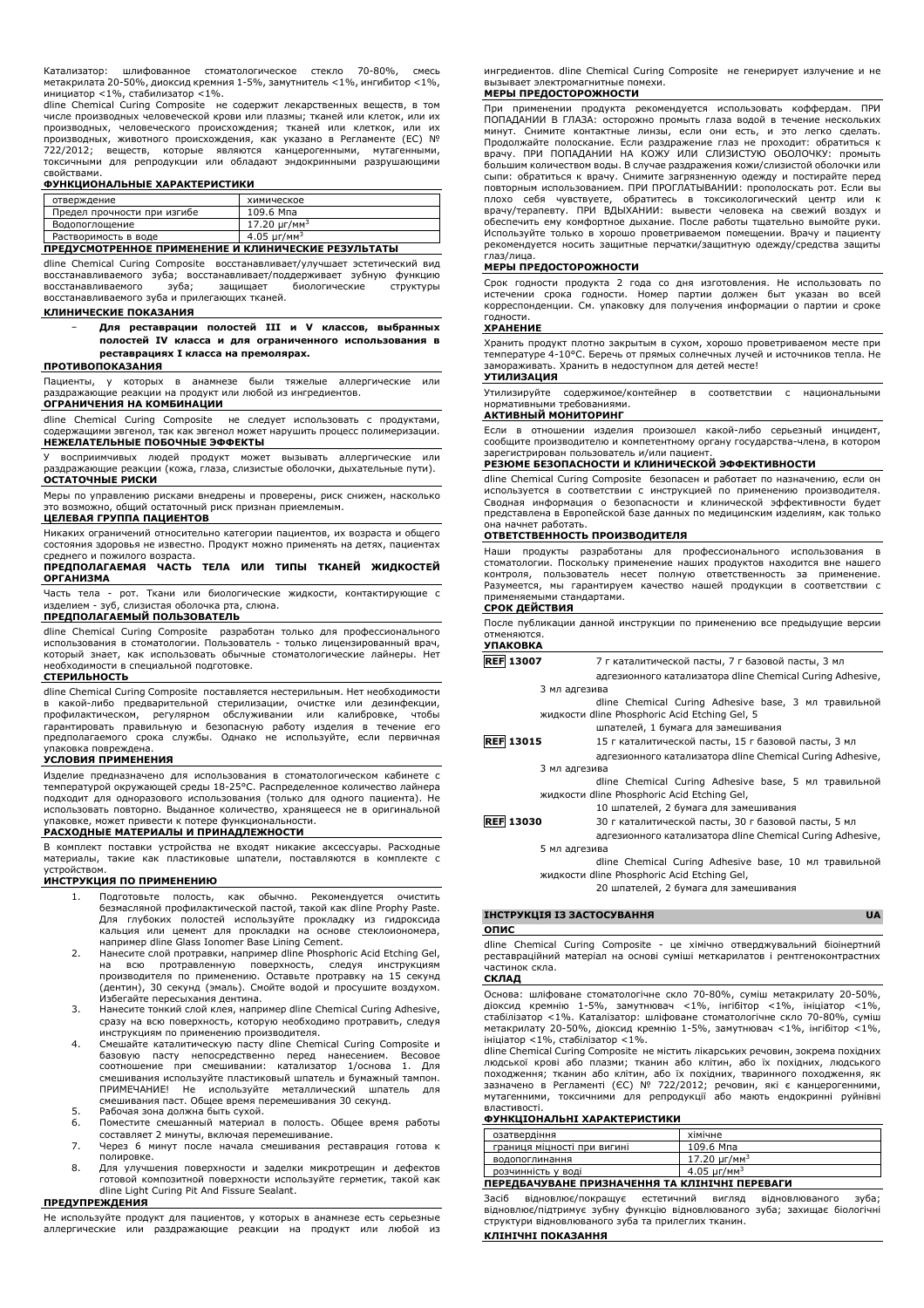Катализатор: шлифованное стоматологическое стекло 70-80%, смесь метакрилата 20-50%, диоксид кремния 1-5%, замутнитель <1%, ингибитор <1%, инициатор <1%, стабилизатор <1%.

dline Chemical Curing Composite не содержит лекарственных веществ, в том числе производных человеческой крови или плазмы; тканей или клеток, или их производных, человеческого происхождения; тканей или клеток, или их производных, животного происхождения, как указано в Регламенте (ЕС) № 722/2012; веществ, которые являются канцерогенными, мутагенными, токсичными для репродукции или обладают эндокринными разрушающими свойствами.

**ФУНКЦИОНАЛЬНЫЕ ХАРАКТЕРИСТИКИ**

| отверждение | химическое |
|---|---|
| Предел прочности при изгибе | 109.6 Мпа |
| Водопоглощение | 17.20 μг/мм$^3$ |
| Растворимость в воде | 4.05 μг/мм$^3$ |

**ПРЕДУСМОТРЕННОЕ ПРИМЕНЕНИЕ И КЛИНИЧЕСКИЕ РЕЗУЛЬТАТЫ**

dline Chemical Curing Composite восстанавливает/улучшает эстетический вид восстанавливаемого зуба; восстанавливает/поддерживает зубную функцию восстанавливаемого зуба; защищает биологические структуры восстанавливаемого зуба и прилегающих тканей.

**КЛИНИЧЕСКИЕ ПОКАЗАНИЯ**

- **Для реставрации полостей III и V классов, выбранных полостей IV класса и для ограниченного использования в реставрациях I класса на премолярах.**

**ПРОТИВОПОКАЗАНИЯ**

Пациенты, у которых в анамнезе были тяжелые аллергические или раздражающие реакции на продукт или любой из ингредиентов.

**ОГРАНИЧЕНИЯ НА КОМБИНАЦИИ**

dline Chemical Curing Composite не следует использовать с продуктами, содержащими эвгенол, так как эвгенол может нарушить процесс полимеризации.

**НЕЖЕЛАТЕЛЬНЫЕ ПОБОЧНЫЕ ЭФФЕКТЫ**

У восприимчивых людей продукт может вызывать аллергические или раздражающие реакции (кожа, глаза, слизистые оболочки, дыхательные пути).

**ОСТАТОЧНЫЕ РИСКИ**

Меры по управлению рисками внедрены и проверены, риск снижен, насколько это возможно, общий остаточный риск признан приемлемым.

**ЦЕЛЕВАЯ ГРУППА ПАЦИЕНТОВ**

Никаких ограничений относительно категории пациентов, их возраста и общего состояния здоровья не известно. Продукт можно применять на детях, пациентах среднего и пожилого возраста.

**ПРЕДПОЛАГАЕМАЯ ЧАСТЬ ТЕЛА ИЛИ ТИПЫ ТКАНЕЙ ЖИДКОСТЕЙ ОРГАНИЗМА**

Часть тела - рот. Ткани или биологические жидкости, контактирующие с изделием - зуб, слизистая оболочка рта, слюна.

**ПРЕДПОЛАГАЕМЫЙ ПОЛЬЗОВАТЕЛЬ**

dline Chemical Curing Composite разработан только для профессионального использования в стоматологии. Пользователь - только лицензированный врач, который знает, как использовать обычные стоматологические лайнеры. Нет необходимости в специальной подготовке.

**СТЕРИЛЬНОСТЬ**

dline Chemical Curing Composite поставляется нестерильным. Нет необходимости в какой-либо предварительной стерилизации, очистке или дезинфекции, профилактическом, регулярном обслуживании или калибровке, чтобы гарантировать правильную и безопасную работу изделия в течение его предполагаемого срока службы. Однако не используйте, если первичная упаковка повреждена.

**УСЛОВИЯ ПРИМЕНЕНИЯ**

Изделие предназначено для использования в стоматологическом кабинете с температурой окружающей среды 18-25°C. Распределенное количество лайнера подходит для одноразового использования (только для одного пациента). Не использовать повторно. Выданное количество, хранящееся не в оригинальной упаковке, может привести к потере функциональности.

**РАСХОДНЫЕ МАТЕРИАЛЫ И ПРИНАДЛЕЖНОСТИ**

В комплект поставки устройства не входят никакие аксессуары. Расходные материалы, такие как пластиковые шпатели, поставляются в комплекте с устройством.

**ИНСТРУКЦИЯ ПО ПРИМЕНЕНИЮ**

1. Подготовьте полость, как обычно. Рекомендуется очистить безмасляной профилактической пастой, такой как dline Prophy Paste. Для глубоких полостей используйте прокладку из гидроксида кальция или цемент для прокладки на основе стеклоиономера, например dline Glass Ionomer Base Lining Cement.
2. Нанесите слой протравки, например dline Phosphoric Acid Etching Gel, на всю протравленную поверхность, следуя инструкциям производителя по применению. Оставьте протравку на 15 секунд (дентин), 30 секунд (эмаль). Смойте водой и просушите воздухом. Избегайте пересыхания дентина.
3. Нанесите тонкий слой клея, например dline Chemical Curing Adhesive, сразу на всю поверхность, которую необходимо протравить, следуя инструкциям по применению производителя.
4. Смешайте каталитическую пасту dline Chemical Curing Composite и базовую пасту непосредственно перед нанесением. Весовое соотношение при смешивании: катализатор 1/основа 1. Для смешивания используйте пластиковый шпатель и бумажный тампон. ПРИМЕЧАНИЕ! Не используйте металлический шпатель для смешивания паст. Общее время перемешивания 30 секунд.
5. Рабочая зона должна быть сухой.
6. Поместите смешанный материал в полость. Общее время работы составляет 2 минуты, включая перемешивание.
7. Через 6 минут после начала смешивания реставрация готова к полировке.
8. Для улучшения поверхности и заделки микротрещин и дефектов готовой композитной поверхности используйте герметик, такой как dline Light Curing Pit And Fissure Sealant.

**ПРЕДУПРЕЖДЕНИЯ**

Не используйте продукт для пациентов, у которых в анамнезе есть серьезные аллергические или раздражающие реакции на продукт или любой из ингредиентов. dline Chemical Curing Composite не генерирует излучение и не вызывает электромагнитные помехи.

**МЕРЫ ПРЕДОСТОРОЖНОСТИ**

При применении продукта рекомендуется использовать коффердам. ПРИ ПОПАДАНИИ В ГЛАЗА: осторожно промыть глаза водой в течение нескольких минут. Снимите контактные линзы, если они есть, и это легко сделать. Продолжайте полоскание. Если раздражение глаз не проходит: обратиться к врачу. ПРИ ПОПАДАНИИ НА КОЖУ ИЛИ СЛИЗИСТУЮ ОБОЛОЧКУ: промыть большим количеством воды. В случае раздражения кожи/слизистой оболочки или сыпи: обратиться к врачу. Снимите загрязненную одежду и постирайте перед повторным использованием. ПРИ ПРОГЛАТЫВАНИИ: прополоскать рот. Если вы плохо себя чувствуете, обратитесь в токсикологический центр или к врачу/терапевту. ПРИ ВДЫХАНИИ: вывести человека на свежий воздух и обеспечить ему комфортное дыхание. После работы тщательно вымойте руки. Используйте только в хорошо проветриваемом помещении. Врачу и пациенту рекомендуется носить защитные перчатки/защитную одежду/средства защиты глаз/лица.

**МЕРЫ ПРЕДОСТОРОЖНОСТИ**

Срок годности продукта 2 года со дня изготовления. Не использовать по истечении срока годности. Номер партии должен быть указан во всей корреспонденции. См. упаковку для получения информации о партии и сроке годности.

**ХРАНЕНИЕ**

Хранить продукт плотно закрытым в сухом, хорошо проветриваемом месте при температуре 4-10°C. Беречь от прямых солнечных лучей и источников тепла. Не замораживать. Хранить в недоступном для детей месте!

**УТИЛИЗАЦИЯ**

Утилизируйте содержимое/контейнер в соответствии с национальными нормативными требованиями.

**АКТИВНЫЙ МОНИТОРИНГ**

Если в отношении изделия произошел какой-либо серьезный инцидент, сообщите производителю и компетентному органу государства-члена, в котором зарегистрирован пользователь и/или пациент.

**РЕЗЮМЕ БЕЗОПАСНОСТИ И КЛИНИЧЕСКОЙ ЭФФЕКТИВНОСТИ**

dline Chemical Curing Composite безопасен и работает по назначению, если он используется в соответствии с инструкцией по применению производителя. Сводная информация о безопасности и клинической эффективности будет представлена в Европейской базе данных по медицинским изделиям, как только она начнет работать.

**ОТВЕТСТВЕННОСТЬ ПРОИЗВОДИТЕЛЯ**

Наши продукты разработаны для профессионального использования в стоматологии. Поскольку применение наших продуктов находится вне нашего контроля, пользователь несет полную ответственность за применение. Разумеется, мы гарантируем качество нашей продукции в соответствии с применяемыми стандартами.

**СРОК ДЕЙСТВИЯ**

После публикации данной инструкции по применению все предыдущие версии отменяются.

**УПАКОВКА**

**REF 13007** 7 г каталитической пасты, 7 г базовой пасты, 3 мл адгезионного катализатора dline Chemical Curing Adhesive, 3 мл адгезива dline Chemical Curing Adhesive base, 3 мл травильной жидкости dline Phosphoric Acid Etching Gel, 5 шпателей, 1 бумага для замешивания

**REF 13015** 15 г каталитической пасты, 15 г базовой пасты, 3 мл адгезионного катализатора dline Chemical Curing Adhesive, 3 мл адгезива dline Chemical Curing Adhesive base, 5 мл травильной жидкости dline Phosphoric Acid Etching Gel, 10 шпателей, 2 бумага для замешивания

**REF 13030** 30 г каталитической пасты, 30 г базовой пасты, 5 мл адгезионного катализатора dline Chemical Curing Adhesive, 5 мл адгезива dline Chemical Curing Adhesive base, 10 мл травильной жидкости dline Phosphoric Acid Etching Gel, 20 шпателей, 2 бумага для замешивания

## ІНСТРУКЦІЯ ІЗ ЗАСТОСУВАННЯ UA

**ОПИС**

dline Chemical Curing Composite - це хімічно отверджувальний біоінертний реставраційний матеріал на основі суміші метакрилатів і рентгеноконтрастних частинок скла.

**СКЛАД**

Основа: шліфоване стоматологічне скло 70-80%, суміш метакрилату 20-50%, діоксид кремнію 1-5%, замутнювач <1%, інгібітор <1%, ініціатор <1%, стабілізатор <1%. Каталізатор: шліфоване стоматологічне скло 70-80%, суміш метакрилату 20-50%, діоксид кремнію 1-5%, замутнювач <1%, інгібітор <1%, ініціатор <1%, стабілізатор <1%.

dline Chemical Curing Composite не містить лікарських речовин, зокрема похідних людської крові або плазми; тканин або клітин, або їх похідних, людського походження; тканин або клітин, або їх похідних, тваринного походження, як зазначено в Регламенті (ЄС) № 722/2012; речовин, які є канцерогенними, мутагенними, токсичними для репродукції або мають ендокринні руйнівні властивості.

**ФУНКЦІОНАЛЬНІ ХАРАКТЕРИСТИКИ**

| озатвердіння | хімічне |
|---|---|
| границя міцності при вигині | 109.6 Мпа |
| водопоглинання | 17.20 μг/мм$^3$ |
| розчинність у воді | 4.05 μг/мм$^3$ |

**ПЕРЕДБАЧУВАНЕ ПРИЗНАЧЕННЯ ТА КЛІНІЧНІ ПЕРЕВАГИ**

Засіб відновлює/покращує естетичний вигляд відновлюваного зуба; відновлює/підтримує зубну функцію відновлюваного зуба; захищає біологічні структури відновлюваного зуба та прилеглих тканин.

**КЛІНІЧНІ ПОКАЗАННЯ**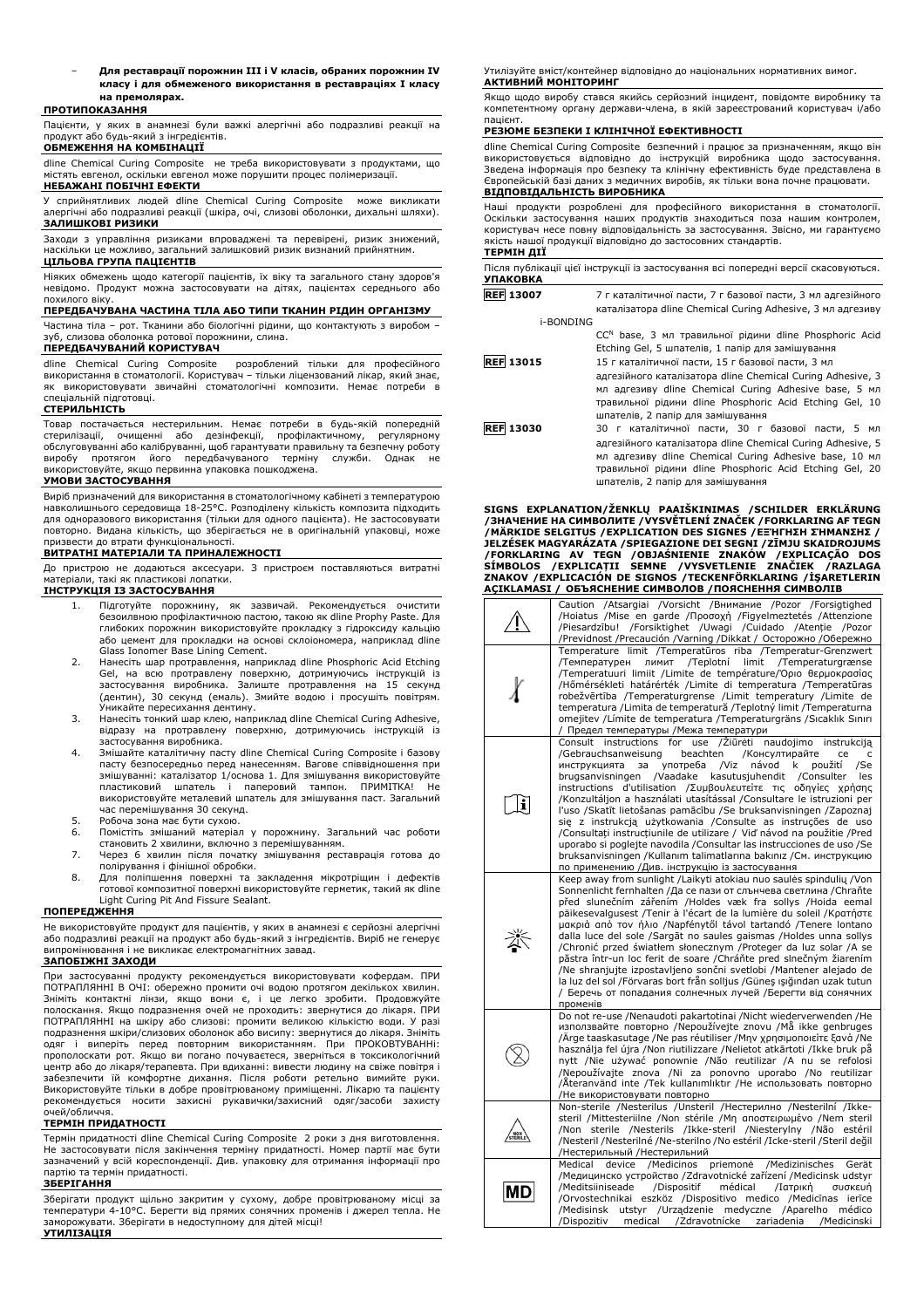- **Для реставрації порожнин III і V класів, обраних порожнин IV класу і для обмеженого використання в реставраціях I класу на премолярах.**

**ПРОТИПОКАЗАННЯ**

Пацієнти, у яких в анамнезі були важкі алергічні або подразливі реакції на продукт або будь-який з інгредієнтів.

**ОБМЕЖЕННЯ НА КОМБІНАЦІЇ**

dline Chemical Curing Composite не треба використовувати з продуктами, що містять евгенол, оскільки евгенол може порушити процес полімеризації.

**НЕБАЖАНІ ПОБІЧНІ ЕФЕКТИ**

У сприйнятливих людей dline Chemical Curing Composite може викликати алергічні або подразливі реакції (шкіра, очі, слизові оболонки, дихальні шляхи).

**ЗАЛИШКОВІ РИЗИКИ**

Заходи з управління ризиками впроваджені та перевірені, ризик знижений, наскільки це можливо, загальний залишковий ризик визнаний прийнятним.

**ЦІЛЬОВА ГРУПА ПАЦІЄНТІВ**

Ніяких обмежень щодо категорії пацієнтів, їх віку та загального стану здоров'я невідомо. Продукт можна застосовувати на дітях, пацієнтах середнього або похилого віку.

**ПЕРЕДБАЧУВАНА ЧАСТИНА ТІЛА АБО ТИПИ ТКАНИН РІДИН ОРГАНІЗМУ**

Частина тіла – рот. Тканини або біологічні рідини, що контактують з виробом – зуб, слизова оболонка ротової порожнини, слина.

**ПЕРЕДБАЧУВАНИЙ КОРИСТУВАЧ**

dline Chemical Curing Composite розроблений тільки для професійного використання в стоматології. Користувач – тільки ліцензований лікар, який знає, як використовувати звичайні стоматологічні композити. Немає потреби в спеціальній підготовці.

**СТЕРИЛЬНІСТЬ**

Товар постачається нестерильним. Немає потреби в будь-якій попередній стерилізації, очищенні або дезінфекції, профілактичному, регулярному обслуговуванні або калібруванні, щоб гарантувати правильну та безпечну роботу виробу протягом його передбачуваного терміну служби. Однак не використовуйте, якщо первинна упаковка пошкоджена.

**УМОВИ ЗАСТОСУВАННЯ**

Виріб призначений для використання в стоматологічному кабінеті з температурою навколишнього середовища 18-25°C. Розподілену кількість композита підходить для одноразового використання (тільки для одного пацієнта). Не застосовувати повторно. Видана кількість, що зберігається не в оригінальній упаковці, може призвести до втрати функціональності.

**ВИТРАТНІ МАТЕРІАЛИ ТА ПРИНАЛЕЖНОСТІ**

До пристрою не додаються аксесуари. З пристроєм поставляються витратні матеріали, такі як пластикові лопатки.

**ІНСТРУКЦІЯ ІЗ ЗАСТОСУВАННЯ**

1. Підготуйте порожнину, як зазвичай. Рекомендується очистити безолійною профілактичною пастою, такою як dline Prophy Paste. Для глибоких порожнин використовуйте прокладку з гідроксиду кальцію або цемент для прокладки на основі склоіономера, наприклад dline Glass Ionomer Base Lining Cement.
2. Нанесіть шар протравлення, наприклад dline Phosphoric Acid Etching Gel, на всю протравлену поверхню, дотримуючись інструкцій із застосування виробника. Залиште протравлення на 15 секунд (дентин), 30 секунд (емаль). Змийте водою і просушіть повітрям. Уникайте пересихання дентину.
3. Нанесіть тонкий шар клею, наприклад dline Chemical Curing Adhesive, відразу на протравлену поверхню, дотримуючись інструкцій із застосування виробника.
4. Змішайте каталітичну пасту dline Chemical Curing Composite і базову пасту безпосередньо перед нанесенням. Вагове співвідношення при змішуванні: каталізатор 1/основа 1. Для змішування використовуйте пластиковий шпатель і паперовий тампон. ПРИМІТКА! Не використовуйте металевий шпатель для змішування паст. Загальний час перемішування 30 секунд.
5. Робоча зона має бути сухою.
6. Помістіть змішаний матеріал у порожнину. Загальний час роботи становить 2 хвилини, включно з перемішуванням.
7. Через 6 хвилин після початку змішування реставрація готова до полірування і фінішної обробки.
8. Для поліпшення поверхні та закладення мікротріщин і дефектів готової композитної поверхні використовуйте герметик, такий як dline Light Curing Pit And Fissure Sealant.

**ПОПЕРЕДЖЕННЯ**

Не використовуйте продукт для пацієнтів, у яких в анамнезі є серйозні алергічні або подразливі реакції на продукт або будь-який з інгредієнтів. Виріб не генерує випромінювання і не викликає електромагнітних завад.

**ЗАПОБІЖНІ ЗАХОДИ**

При застосуванні продукту рекомендується використовувати кофердам. ПРИ ПОТРАПЛЯННІ В ОЧІ: обережно промити очі водою протягом декількох хвилин. Зніміть контактні лінзи, якщо вони є, і це легко зробити. Продовжуйте полоскання. Якщо подразнення очей не проходить: зверніться до лікаря. ПРИ ПОТРАПЛЯННІ на шкіру або слизові: промити великою кількістю води. У разі подразнення шкіри/слизових оболонок або висипу: зверніться до лікаря. Зніміть одяг і виперіть перед повторним використанням. При ПРОКОВТУВАННІ: прополоскати рот. Якщо ви погано почуваєтеся, зверніться в токсикологічний центр або до лікаря/терапевта. При вдиханні: вивести людину на свіже повітря і забезпечити їй комфортне дихання. Після роботи ретельно вимийте руки. Використовуйте тільки в добре провітрюваному приміщенні. Лікарю та пацієнту рекомендується носити захисні рукавички/захисний одяг/засоби захисту очей/обличчя.

**ТЕРМІН ПРИДАТНОСТІ**

Термін придатності dline Chemical Curing Composite 2 роки з дня виготовлення. Не застосовувати після закінчення терміну придатності. Номер партії має бути зазначений у всій кореспонденції. Див. упаковку для отримання інформації про партію та термін придатності.

**ЗБЕРІГАННЯ**

Зберігати продукт щільно закритим у сухому, добре провітрюваному місці за температури 4-10°C. Берегти від прямих сонячних променів і джерел тепла. Не заморожувати. Зберігати в недоступному для дітей місці!

**УТИЛІЗАЦІЯ**

Утилізуйте вміст/контейнер відповідно до національних нормативних вимог.

**АКТИВНИЙ МОНІТОРИНГ**

Якщо щодо виробу стався якийсь серйозний інцидент, повідомте виробнику та компетентному органу держави-члена, в якій зареєстрований користувач і/або пацієнт.

**РЕЗЮМЕ БЕЗПЕКИ І КЛІНІЧНОЇ ЕФЕКТИВНОСТІ**

dline Chemical Curing Composite безпечний і працює за призначенням, якщо він використовується відповідно до інструкцій виробника щодо застосування. Зведена інформація про безпеку та клінічну ефективність буде представлена в Європейській базі даних з медичних виробів, як тільки вона почне працювати.

**ВІДПОВІДАЛЬНІСТЬ ВИРОБНИКА**

Наші продукти розроблені для професійного використання в стоматології. Оскільки застосування наших продуктів знаходиться поза нашим контролем, користувач несе повну відповідальність за застосування. Звісно, ми гарантуємо якість нашої продукції відповідно до застосовних стандартів.

**ТЕРМІН ДІЇ**

Після публікації цієї інструкції із застосування всі попередні версії скасовуються.

**УПАКОВКА**

| | |
|---|---|
| REF 13007 | 7 г каталітичної пасти, 7 г базової пасти, 3 мл адгезійного каталізатора dline Chemical Curing Adhesive, 3 мл адгезиву i-BONDING CC[N] base, 3 мл травильної рідини dline Phosphoric Acid Etching Gel, 5 шпателів, 1 папір для замішування |
| REF 13015 | 15 г каталітичної пасти, 15 г базової пасти, 3 мл адгезійного каталізатора dline Chemical Curing Adhesive, 3 мл адгезиву dline Chemical Curing Adhesive base, 5 мл травильної рідини dline Phosphoric Acid Etching Gel, 10 шпателів, 2 папір для замішування |
| REF 13030 | 30 г каталітичної пасти, 30 г базової пасти, 5 мл адгезійного каталізатора dline Chemical Curing Adhesive, 5 мл адгезиву dline Chemical Curing Adhesive base, 10 мл травильної рідини dline Phosphoric Acid Etching Gel, 20 шпателів, 2 папір для замішування |

**SIGNS EXPLANATION/ŽENKLŲ PAAIŠKINIMAS /SCHILDER ERKLÄRUNG /ЗНАЧЕНИЕ НА СИМВОЛИТЕ /VYSVĚTLENÍ ZNAČEK /FORKLARING AF TEGN /MÄRKIDE SELGITUS /EXPLICATION DES SIGNES /ΕΞΉΓΗΣΗ ΣΗΜΆΝΣΗΣ / JELZÉSEK MAGYARÁZATA /SPIEGAZIONE DEI SEGNI / ZĪMJU SKAIDROJUMS /FORKLARING AV TEGN /OBJAŚNIENIE ZNAKÓW /EXPLICAÇÃO DOS SÍMBOLOS /EXPLICAȚII SEMNE /VYSVETLENIE ZNAČIEK /RAZLAGA ZNAKOV /EXPLICACIÓN DE SIGNOS /TECKENFÖRKLARING /İŞARETLERIN AÇIKLAMASI / ОБЪЯСНЕНИЕ СИМВОЛОВ /ПОЯСНЕННЯ СИМВОЛІВ**

| Symbol | Explanation |
|---|---|
| ⚠ | Caution /Atsargiai /Vorsicht /Внимание /Pozor /Forsigtighed /Hoiatus /Mise en garde /Προσοχή /Figyelmeztetés /Attenzione /Piesardzību! /Forsiktighet /Uwagi /Cuidado /Atenție /Pozor /Previdnost /Precaución /Varning /Dikkat / Осторожно /Обережно |
| | Temperature limit /Temperatūros riba /Temperatur-Grenzwert /Температурен лимит /Teplotní limit /Temperaturgrænse /Temperatuuri limiit /Limite de température/Όριο θερμοκρασίας /Hőmérsékleti határérték /Limite di temperatura /Temperatūras robežvērtība /Temperaturgrense /Limit temperatury /Limite de temperatura /Limita de temperatură /Teplotný limit /Temperaturna omejitev /Límite de temperatura /Temperaturgräns /Sıcaklık Sınırı / Предел температуры /Межа температури |
| | Consult instructions for use /Žiūrėti naudojimo instrukciją /Gebrauchsanweisung beachten /Консултирайте се с инструкцията за употреба /Viz návod k použití /Se brugsanvisningen /Vaadake kasutusjuhendit /Consulter les instructions d'utilisation /Συμβουλευτείτε τις οδηγίες χρήσης /Konzultáljon a használati utasítással /Consultare le istruzioni per l'uso /Skatīt lietošanas pamācību /Se bruksanvisningen /Zapoznaj się z instrukcją użytkowania /Consulte as instruções de uso /Consultați instrucțiunile de utilizare / Viď návod na použitie /Pred uporabo si poglejte navodila /Consultar las instrucciones de uso /Se bruksanvisningen /Kullanım talimatlarına bakınız /См. инструкцию по применению /Див. інструкцію із застосування |
| | Keep away from sunlight /Laikyti atokiau nuo saulės spindulių /Von Sonnenlicht fernhalten /Да се пази от слънчева светлина /Chraňte před slunečním zářením /Holdes væk fra sollys /Hoida eemal päikesevalgusest /Tenir à l'écart de la lumière du soleil /Κρατήστε μακριά από τον ήλιο /Napfénytől távol tartandó /Tenere lontano dalla luce del sole /Sargāt no saules gaismas /Holdes unna sollys /Chronić przed światłem słonecznym /Proteger da luz solar /A se păstra într-un loc ferit de soare /Chráňte pred slnečným žiarením /Ne shranjujte izpostavljeno sončni svetlobi /Mantener alejado de la luz del sol /Förvaras bort från solljus /Güneş ışığından uzak tutun / Беречь от попадания солнечных лучей /Берегти від сонячних променів |
| | Do not re-use /Nenaudoti pakartotinai /Nicht wiederverwenden /Не използвайте повторно /Nepoužívejte znovu /Må ikke genbruges /Ärge taaskasutage /Ne pas réutiliser /Μην χρησιμοποιείτε ξανά /Ne használja fel újra /Non riutilizzare /Nelietot atkārtoti /Ikke bruk på nytt /Nie używać ponownie /Não reutilizar /A nu se refolosi /Nepoužívajte znova /Ni za ponovno uporabo /No reutilizar /Återanvänd inte /Tek kullanımlıktır /Не использовать повторно /Не використовувати повторно |
| NON STERILE | Non-sterile /Nesterilus /Unsteril /Нестерилно /Nesterilní /Ikke-steril /Mittesteriilne /Non stérile /Μη αποστειρωμένο /Nem steril /Non sterile /Nesterils /Ikke-steril /Niesterylny /Não estéril /Nesteril /Nesterilné /Ne-sterilno /No estéril /Icke-steril /Steril değil /Нестерильный /Нестерильний |
| MD | Medical device /Medicinos priemonė /Medizinisches Gerät /Медицинско устройство /Zdravotnické zařízení /Medicinsk udstyr /Meditsiiniseade /Dispositif médical /Ιατρική συσκευή /Orvostechnikai eszköz /Dispositivo medico /Medicīnas ierīce /Medisinsk utstyr /Urządzenie medyczne /Aparelho médico /Dispozitiv medical /Zdravotnícke zariadenia /Medicinski |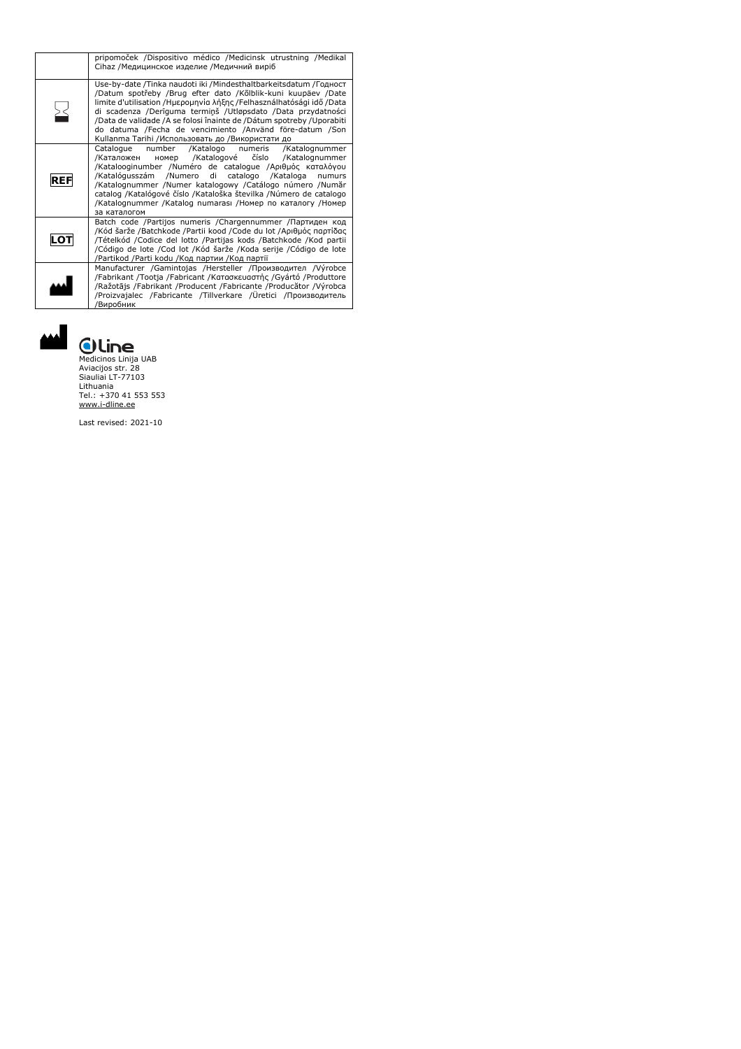| | |
|---|---|
| | pripomoček /Dispositivo médico /Medicinsk utrustning /Medikal Cihaz /Медицинское изделие /Медичний виріб |
| | Use-by-date /Tinka naudoti iki /Mindesthaltbarkeitsdatum /Годност /Datum spotřeby /Brug efter dato /Kõlblik-kuni kuupäev /Date limite d'utilisation /Ημερομηνία λήξης /Felhasználhatósági idő /Data di scadenza /Derīguma termiņš /Utløpsdato /Data przydatności /Data de validade /A se folosi înainte de /Dátum spotreby /Uporabiti do datuma /Fecha de vencimiento /Använd före-datum /Son Kullanma Tarihi /Использовать до /Використати до |
| REF | Catalogue number /Katalogo numeris /Katalognummer /Каталожен номер /Katalogové číslo /Katalognummer /Katalooginumber /Numéro de catalogue /Αριθμός καταλόγου /Katalógusszám /Numero di catalogo /Kataloga numurs /Katalognummer /Numer katalogowy /Catálogo número /Număr catalog /Katalógové číslo /Kataloška številka /Número de catalogo /Katalognummer /Katalog numarası /Номер по каталогу /Номер за каталогом |
| LOT | Batch code /Partijos numeris /Chargennummer /Партиден код /Kód šarže /Batchkode /Partii kood /Code du lot /Αριθμός παρτίδας /Tételkód /Codice del lotto /Partijas kods /Batchkode /Kod partii /Código de lote /Cod lot /Kód šarže /Koda serije /Código de lote /Partikod /Parti kodu /Код партии /Код партії |
| | Manufacturer /Gamintojas /Hersteller /Производител /Výrobce /Fabrikant /Tootja /Fabricant /Κατασκευαστής /Gyártó /Produttore /Ražotājs /Fabrikant /Producent /Fabricante /Producător /Výrobca /Proizvajalec /Fabricante /Tillverkare /Üretici /Производитель /Виробник |

Line

Medicinos Linija UAB
Aviacijos str. 28
Siauliai LT-77103
Lithuania
Tel.: +370 41 553 553
www.i-dline.ee

Last revised: 2021-10